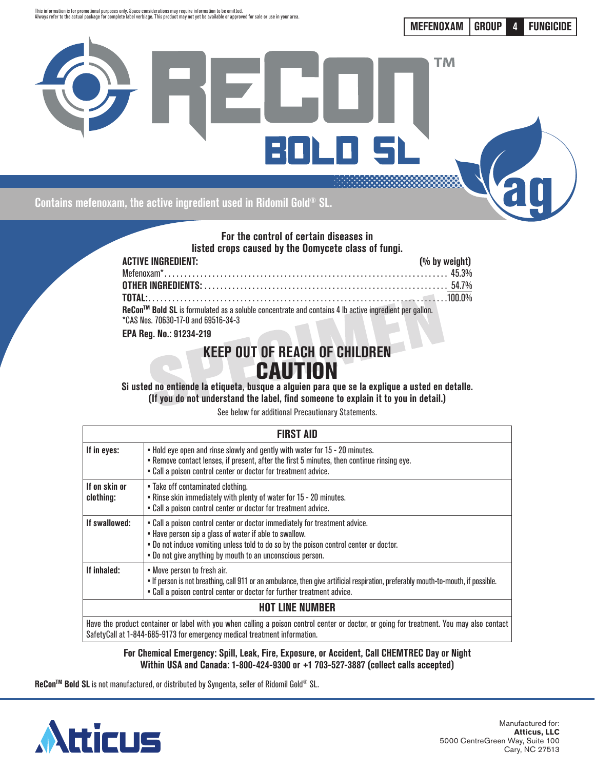This information is for promotional purposes only. Space considerations may require information to be omitted.
Always refer to the actual package for complete label verbiage. This product may not yet be available or approved for sale or use in your area.

**MEFENOXAM | GROUP 4 | FUNGICIDE**

# ReCon™ BOLD SL

**Contains mefenoxam, the active ingredient used in Ridomil Gold® SL.**

**For the control of certain diseases in listed crops caused by the Oomycete class of fungi.**

| ACTIVE INGREDIENT: | (% by weight) |
|---|---|
| Mefenoxam* | 45.3% |
| **OTHER INGREDIENTS:** | 54.7% |
| **TOTAL:** | 100.0% |

**ReCon™ Bold SL** is formulated as a soluble concentrate and contains 4 lb active ingredient per gallon.
*CAS Nos. 70630-17-0 and 69516-34-3

**EPA Reg. No.: 91234-219**

## KEEP OUT OF REACH OF CHILDREN
## CAUTION

**Si usted no entiende la etiqueta, busque a alguien para que se la explique a usted en detalle.**
**(If you do not understand the label, find someone to explain it to you in detail.)**

See below for additional Precautionary Statements.

| FIRST AID | |
|---|---|
| **If in eyes:** | • Hold eye open and rinse slowly and gently with water for 15 - 20 minutes.<br>• Remove contact lenses, if present, after the first 5 minutes, then continue rinsing eye.<br>• Call a poison control center or doctor for treatment advice. |
| **If on skin or clothing:** | • Take off contaminated clothing.<br>• Rinse skin immediately with plenty of water for 15 - 20 minutes.<br>• Call a poison control center or doctor for treatment advice. |
| **If swallowed:** | • Call a poison control center or doctor immediately for treatment advice.<br>• Have person sip a glass of water if able to swallow.<br>• Do not induce vomiting unless told to do so by the poison control center or doctor.<br>• Do not give anything by mouth to an unconscious person. |
| **If inhaled:** | • Move person to fresh air.<br>• If person is not breathing, call 911 or an ambulance, then give artificial respiration, preferably mouth-to-mouth, if possible.<br>• Call a poison control center or doctor for further treatment advice. |
| **HOT LINE NUMBER** | |
| Have the product container or label with you when calling a poison control center or doctor, or going for treatment. You may also contact SafetyCall at 1-844-685-9173 for emergency medical treatment information. | |

**For Chemical Emergency: Spill, Leak, Fire, Exposure, or Accident, Call CHEMTREC Day or Night Within USA and Canada: 1-800-424-9300 or +1 703-527-3887 (collect calls accepted)**

**ReCon™ Bold SL** is not manufactured, or distributed by Syngenta, seller of Ridomil Gold® SL.

Manufactured for:
**Atticus, LLC**
5000 CentreGreen Way, Suite 100
Cary, NC 27513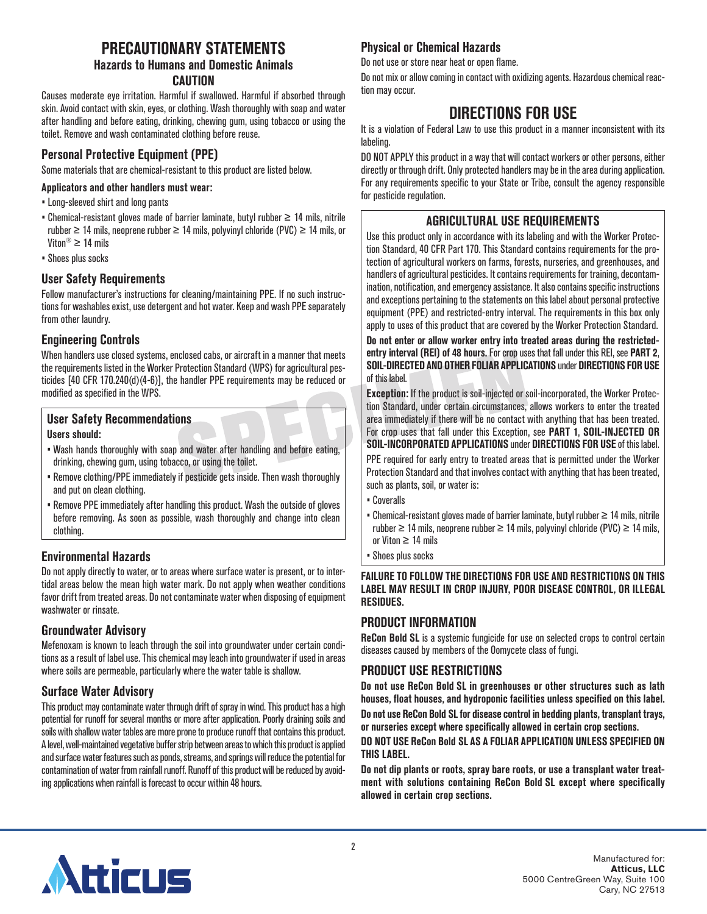# PRECAUTIONARY STATEMENTS

## Hazards to Humans and Domestic Animals

### CAUTION

Causes moderate eye irritation. Harmful if swallowed. Harmful if absorbed through skin. Avoid contact with skin, eyes, or clothing. Wash thoroughly with soap and water after handling and before eating, drinking, chewing gum, using tobacco or using the toilet. Remove and wash contaminated clothing before reuse.

### Personal Protective Equipment (PPE)

Some materials that are chemical-resistant to this product are listed below.

**Applicators and other handlers must wear:**

- Long-sleeved shirt and long pants
- Chemical-resistant gloves made of barrier laminate, butyl rubber ≥ 14 mils, nitrile rubber ≥ 14 mils, neoprene rubber ≥ 14 mils, polyvinyl chloride (PVC) ≥ 14 mils, or Viton® ≥ 14 mils
- Shoes plus socks

### User Safety Requirements

Follow manufacturer's instructions for cleaning/maintaining PPE. If no such instructions for washables exist, use detergent and hot water. Keep and wash PPE separately from other laundry.

### Engineering Controls

When handlers use closed systems, enclosed cabs, or aircraft in a manner that meets the requirements listed in the Worker Protection Standard (WPS) for agricultural pesticides [40 CFR 170.240(d)(4-6)], the handler PPE requirements may be reduced or modified as specified in the WPS.

### User Safety Recommendations

**Users should:**

- Wash hands thoroughly with soap and water after handling and before eating, drinking, chewing gum, using tobacco, or using the toilet.
- Remove clothing/PPE immediately if pesticide gets inside. Then wash thoroughly and put on clean clothing.
- Remove PPE immediately after handling this product. Wash the outside of gloves before removing. As soon as possible, wash thoroughly and change into clean clothing.

### Environmental Hazards

Do not apply directly to water, or to areas where surface water is present, or to intertidal areas below the mean high water mark. Do not apply when weather conditions favor drift from treated areas. Do not contaminate water when disposing of equipment washwater or rinsate.

### Groundwater Advisory

Mefenoxam is known to leach through the soil into groundwater under certain conditions as a result of label use. This chemical may leach into groundwater if used in areas where soils are permeable, particularly where the water table is shallow.

### Surface Water Advisory

This product may contaminate water through drift of spray in wind. This product has a high potential for runoff for several months or more after application. Poorly draining soils and soils with shallow water tables are more prone to produce runoff that contains this product. A level, well-maintained vegetative buffer strip between areas to which this product is applied and surface water features such as ponds, streams, and springs will reduce the potential for contamination of water from rainfall runoff. Runoff of this product will be reduced by avoiding applications when rainfall is forecast to occur within 48 hours.

### Physical or Chemical Hazards

Do not use or store near heat or open flame.

Do not mix or allow coming in contact with oxidizing agents. Hazardous chemical reaction may occur.

# DIRECTIONS FOR USE

It is a violation of Federal Law to use this product in a manner inconsistent with its labeling.

DO NOT APPLY this product in a way that will contact workers or other persons, either directly or through drift. Only protected handlers may be in the area during application. For any requirements specific to your State or Tribe, consult the agency responsible for pesticide regulation.

## AGRICULTURAL USE REQUIREMENTS

Use this product only in accordance with its labeling and with the Worker Protection Standard, 40 CFR Part 170. This Standard contains requirements for the protection of agricultural workers on farms, forests, nurseries, and greenhouses, and handlers of agricultural pesticides. It contains requirements for training, decontamination, notification, and emergency assistance. It also contains specific instructions and exceptions pertaining to the statements on this label about personal protective equipment (PPE) and restricted-entry interval. The requirements in this box only apply to uses of this product that are covered by the Worker Protection Standard.

**Do not enter or allow worker entry into treated areas during the restricted-entry interval (REI) of 48 hours.** For crop uses that fall under this REI, see **PART 2**, **SOIL-DIRECTED AND OTHER FOLIAR APPLICATIONS** under **DIRECTIONS FOR USE** of this label.

**Exception:** If the product is soil-injected or soil-incorporated, the Worker Protection Standard, under certain circumstances, allows workers to enter the treated area immediately if there will be no contact with anything that has been treated. For crop uses that fall under this Exception, see **PART 1**, **SOIL-INJECTED OR SOIL-INCORPORATED APPLICATIONS** under **DIRECTIONS FOR USE** of this label.

PPE required for early entry to treated areas that is permitted under the Worker Protection Standard and that involves contact with anything that has been treated, such as plants, soil, or water is:

- Coveralls
- Chemical-resistant gloves made of barrier laminate, butyl rubber ≥ 14 mils, nitrile rubber ≥ 14 mils, neoprene rubber ≥ 14 mils, polyvinyl chloride (PVC) ≥ 14 mils, or Viton ≥ 14 mils
- Shoes plus socks

**FAILURE TO FOLLOW THE DIRECTIONS FOR USE AND RESTRICTIONS ON THIS LABEL MAY RESULT IN CROP INJURY, POOR DISEASE CONTROL, OR ILLEGAL RESIDUES.**

## PRODUCT INFORMATION

**ReCon Bold SL** is a systemic fungicide for use on selected crops to control certain diseases caused by members of the Oomycete class of fungi.

## PRODUCT USE RESTRICTIONS

**Do not use ReCon Bold SL in greenhouses or other structures such as lath houses, float houses, and hydroponic facilities unless specified on this label.**

**Do not use ReCon Bold SL for disease control in bedding plants, transplant trays, or nurseries except where specifically allowed in certain crop sections.**

**DO NOT USE ReCon Bold SL AS A FOLIAR APPLICATION UNLESS SPECIFIED ON THIS LABEL.**

**Do not dip plants or roots, spray bare roots, or use a transplant water treatment with solutions containing ReCon Bold SL except where specifically allowed in certain crop sections.**

Manufactured for:
**Atticus, LLC**
5000 CentreGreen Way, Suite 100
Cary, NC 27513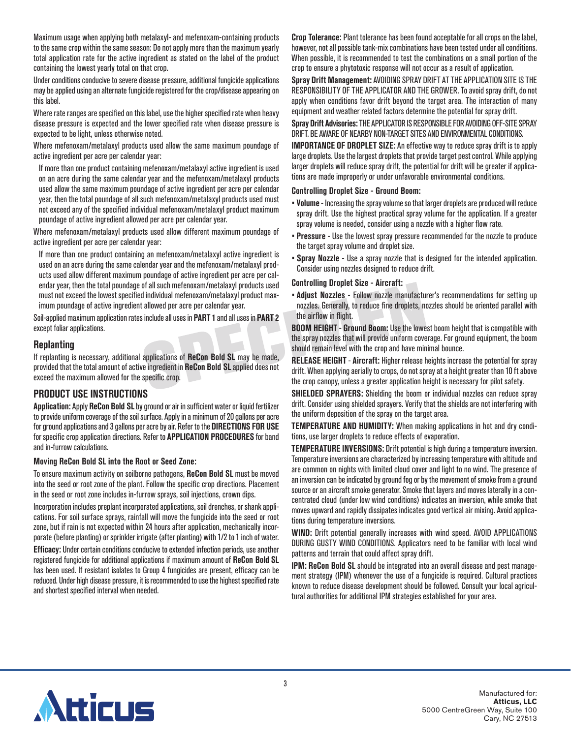Maximum usage when applying both metalaxyl- and mefenoxam-containing products to the same crop within the same season: Do not apply more than the maximum yearly total application rate for the active ingredient as stated on the label of the product containing the lowest yearly total on that crop.

Under conditions conducive to severe disease pressure, additional fungicide applications may be applied using an alternate fungicide registered for the crop/disease appearing on this label.

Where rate ranges are specified on this label, use the higher specified rate when heavy disease pressure is expected and the lower specified rate when disease pressure is expected to be light, unless otherwise noted.

Where mefenoxam/metalaxyl products used allow the same maximum poundage of active ingredient per acre per calendar year:

If more than one product containing mefenoxam/metalaxyl active ingredient is used on an acre during the same calendar year and the mefenoxam/metalaxyl products used allow the same maximum poundage of active ingredient per acre per calendar year, then the total poundage of all such mefenoxam/metalaxyl products used must not exceed any of the specified individual mefenoxam/metalaxyl product maximum poundage of active ingredient allowed per acre per calendar year.

Where mefenoxam/metalaxyl products used allow different maximum poundage of active ingredient per acre per calendar year:

If more than one product containing an mefenoxam/metalaxyl active ingredient is used on an acre during the same calendar year and the mefenoxam/metalaxyl products used allow different maximum poundage of active ingredient per acre per calendar year, then the total poundage of all such mefenoxam/metalaxyl products used must not exceed the lowest specified individual mefenoxam/metalaxyl product maximum poundage of active ingredient allowed per acre per calendar year.

Soil-applied maximum application rates include all uses in **PART 1** and all uses in **PART 2** except foliar applications.

## Replanting

If replanting is necessary, additional applications of **ReCon Bold SL** may be made, provided that the total amount of active ingredient in **ReCon Bold SL** applied does not exceed the maximum allowed for the specific crop.

## PRODUCT USE INSTRUCTIONS

**Application:** Apply **ReCon Bold SL** by ground or air in sufficient water or liquid fertilizer to provide uniform coverage of the soil surface. Apply in a minimum of 20 gallons per acre for ground applications and 3 gallons per acre by air. Refer to the **DIRECTIONS FOR USE** for specific crop application directions. Refer to **APPLICATION PROCEDURES** for band and in-furrow calculations.

### Moving ReCon Bold SL into the Root or Seed Zone:

To ensure maximum activity on soilborne pathogens, **ReCon Bold SL** must be moved into the seed or root zone of the plant. Follow the specific crop directions. Placement in the seed or root zone includes in-furrow sprays, soil injections, crown dips.

Incorporation includes preplant incorporated applications, soil drenches, or shank applications. For soil surface sprays, rainfall will move the fungicide into the seed or root zone, but if rain is not expected within 24 hours after application, mechanically incorporate (before planting) or sprinkler irrigate (after planting) with 1/2 to 1 inch of water.

**Efficacy:** Under certain conditions conducive to extended infection periods, use another registered fungicide for additional applications if maximum amount of **ReCon Bold SL** has been used. If resistant isolates to Group 4 fungicides are present, efficacy can be reduced. Under high disease pressure, it is recommended to use the highest specified rate and shortest specified interval when needed.

**Crop Tolerance:** Plant tolerance has been found acceptable for all crops on the label, however, not all possible tank-mix combinations have been tested under all conditions. When possible, it is recommended to test the combinations on a small portion of the crop to ensure a phytotoxic response will not occur as a result of application.

**Spray Drift Management:** AVOIDING SPRAY DRIFT AT THE APPLICATION SITE IS THE RESPONSIBILITY OF THE APPLICATOR AND THE GROWER. To avoid spray drift, do not apply when conditions favor drift beyond the target area. The interaction of many equipment and weather related factors determine the potential for spray drift.

**Spray Drift Advisories:** THE APPLICATOR IS RESPONSIBLE FOR AVOIDING OFF-SITE SPRAY DRIFT. BE AWARE OF NEARBY NON-TARGET SITES AND ENVIRONMENTAL CONDITIONS.

**IMPORTANCE OF DROPLET SIZE:** An effective way to reduce spray drift is to apply large droplets. Use the largest droplets that provide target pest control. While applying larger droplets will reduce spray drift, the potential for drift will be greater if applications are made improperly or under unfavorable environmental conditions.

### Controlling Droplet Size - Ground Boom:

- **Volume** - Increasing the spray volume so that larger droplets are produced will reduce spray drift. Use the highest practical spray volume for the application. If a greater spray volume is needed, consider using a nozzle with a higher flow rate.
- **Pressure** - Use the lowest spray pressure recommended for the nozzle to produce the target spray volume and droplet size.
- **Spray Nozzle** - Use a spray nozzle that is designed for the intended application. Consider using nozzles designed to reduce drift.

### Controlling Droplet Size - Aircraft:

- **Adjust Nozzles** - Follow nozzle manufacturer's recommendations for setting up nozzles. Generally, to reduce fine droplets, nozzles should be oriented parallel with the airflow in flight.

**BOOM HEIGHT - Ground Boom:** Use the lowest boom height that is compatible with the spray nozzles that will provide uniform coverage. For ground equipment, the boom should remain level with the crop and have minimal bounce.

**RELEASE HEIGHT - Aircraft:** Higher release heights increase the potential for spray drift. When applying aerially to crops, do not spray at a height greater than 10 ft above the crop canopy, unless a greater application height is necessary for pilot safety.

**SHIELDED SPRAYERS:** Shielding the boom or individual nozzles can reduce spray drift. Consider using shielded sprayers. Verify that the shields are not interfering with the uniform deposition of the spray on the target area.

**TEMPERATURE AND HUMIDITY:** When making applications in hot and dry conditions, use larger droplets to reduce effects of evaporation.

**TEMPERATURE INVERSIONS:** Drift potential is high during a temperature inversion. Temperature inversions are characterized by increasing temperature with altitude and are common on nights with limited cloud cover and light to no wind. The presence of an inversion can be indicated by ground fog or by the movement of smoke from a ground source or an aircraft smoke generator. Smoke that layers and moves laterally in a concentrated cloud (under low wind conditions) indicates an inversion, while smoke that moves upward and rapidly dissipates indicates good vertical air mixing. Avoid applications during temperature inversions.

**WIND:** Drift potential generally increases with wind speed. AVOID APPLICATIONS DURING GUSTY WIND CONDITIONS. Applicators need to be familiar with local wind patterns and terrain that could affect spray drift.

**IPM: ReCon Bold SL** should be integrated into an overall disease and pest management strategy (IPM) whenever the use of a fungicide is required. Cultural practices known to reduce disease development should be followed. Consult your local agricultural authorities for additional IPM strategies established for your area.

Manufactured for:
**Atticus, LLC**
5000 CentreGreen Way, Suite 100
Cary, NC 27513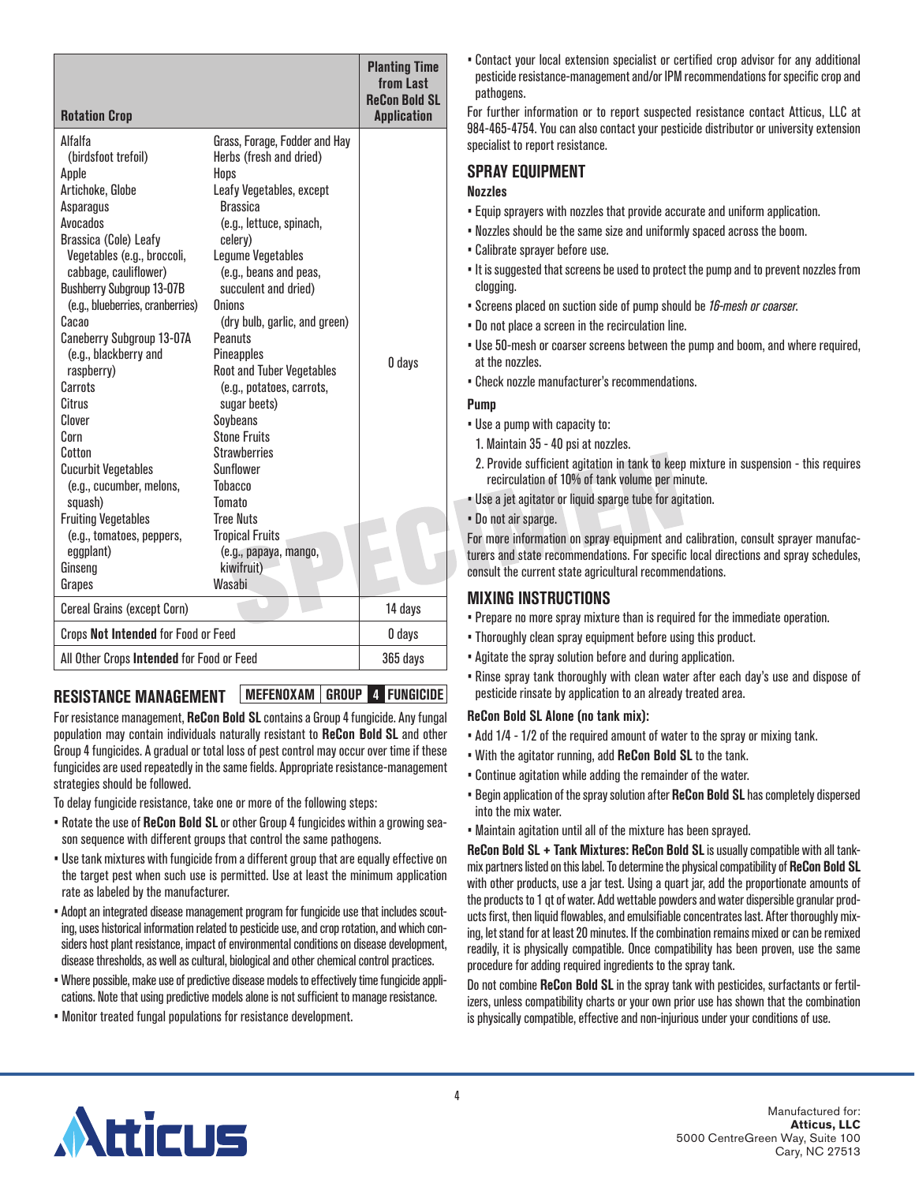| Rotation Crop | | Planting Time from Last ReCon Bold SL Application |
|---|---|---|
| Alfalfa (birdsfoot trefoil)<br>Apple<br>Artichoke, Globe<br>Asparagus<br>Avocados<br>Brassica (Cole) Leafy Vegetables (e.g., broccoli, cabbage, cauliflower)<br>Bushberry Subgroup 13-07B (e.g., blueberries, cranberries)<br>Cacao<br>Caneberry Subgroup 13-07A (e.g., blackberry and raspberry)<br>Carrots<br>Citrus<br>Clover<br>Corn<br>Cotton<br>Cucurbit Vegetables (e.g., cucumber, melons, squash)<br>Fruiting Vegetables (e.g., tomatoes, peppers, eggplant)<br>Ginseng<br>Grapes | Grass, Forage, Fodder and Hay<br>Herbs (fresh and dried)<br>Hops<br>Leafy Vegetables, except Brassica (e.g., lettuce, spinach, celery)<br>Legume Vegetables (e.g., beans and peas, succulent and dried)<br>Onions (dry bulb, garlic, and green)<br>Peanuts<br>Pineapples<br>Root and Tuber Vegetables (e.g., potatoes, carrots, sugar beets)<br>Soybeans<br>Stone Fruits<br>Strawberries<br>Sunflower<br>Tobacco<br>Tomato<br>Tree Nuts<br>Tropical Fruits (e.g., papaya, mango, kiwifruit)<br>Wasabi | 0 days |
| Cereal Grains (except Corn) | | 14 days |
| Crops **Not Intended** for Food or Feed | | 0 days |
| All Other Crops **Intended** for Food or Feed | | 365 days |

## RESISTANCE MANAGEMENT

**MEFENOXAM | GROUP 4 | FUNGICIDE**

For resistance management, **ReCon Bold SL** contains a Group 4 fungicide. Any fungal population may contain individuals naturally resistant to **ReCon Bold SL** and other Group 4 fungicides. A gradual or total loss of pest control may occur over time if these fungicides are used repeatedly in the same fields. Appropriate resistance-management strategies should be followed.

To delay fungicide resistance, take one or more of the following steps:

- Rotate the use of **ReCon Bold SL** or other Group 4 fungicides within a growing season sequence with different groups that control the same pathogens.
- Use tank mixtures with fungicide from a different group that are equally effective on the target pest when such use is permitted. Use at least the minimum application rate as labeled by the manufacturer.
- Adopt an integrated disease management program for fungicide use that includes scouting, uses historical information related to pesticide use, and crop rotation, and which considers host plant resistance, impact of environmental conditions on disease development, disease thresholds, as well as cultural, biological and other chemical control practices.
- Where possible, make use of predictive disease models to effectively time fungicide applications. Note that using predictive models alone is not sufficient to manage resistance.
- Monitor treated fungal populations for resistance development.
- Contact your local extension specialist or certified crop advisor for any additional pesticide resistance-management and/or IPM recommendations for specific crop and pathogens.

For further information or to report suspected resistance contact Atticus, LLC at 984-465-4754. You can also contact your pesticide distributor or university extension specialist to report resistance.

## SPRAY EQUIPMENT

### Nozzles

- Equip sprayers with nozzles that provide accurate and uniform application.
- Nozzles should be the same size and uniformly spaced across the boom.
- Calibrate sprayer before use.
- It is suggested that screens be used to protect the pump and to prevent nozzles from clogging.
- Screens placed on suction side of pump should be *16-mesh or coarser.*
- Do not place a screen in the recirculation line.
- Use 50-mesh or coarser screens between the pump and boom, and where required, at the nozzles.
- Check nozzle manufacturer's recommendations.

### Pump

- Use a pump with capacity to:
  1. Maintain 35 - 40 psi at nozzles.
  2. Provide sufficient agitation in tank to keep mixture in suspension - this requires recirculation of 10% of tank volume per minute.
- Use a jet agitator or liquid sparge tube for agitation.
- Do not air sparge.

For more information on spray equipment and calibration, consult sprayer manufacturers and state recommendations. For specific local directions and spray schedules, consult the current state agricultural recommendations.

## MIXING INSTRUCTIONS

- Prepare no more spray mixture than is required for the immediate operation.
- Thoroughly clean spray equipment before using this product.
- Agitate the spray solution before and during application.
- Rinse spray tank thoroughly with clean water after each day's use and dispose of pesticide rinsate by application to an already treated area.

### ReCon Bold SL Alone (no tank mix):

- Add 1/4 - 1/2 of the required amount of water to the spray or mixing tank.
- With the agitator running, add **ReCon Bold SL** to the tank.
- Continue agitation while adding the remainder of the water.
- Begin application of the spray solution after **ReCon Bold SL** has completely dispersed into the mix water.
- Maintain agitation until all of the mixture has been sprayed.

**ReCon Bold SL + Tank Mixtures: ReCon Bold SL** is usually compatible with all tank-mix partners listed on this label. To determine the physical compatibility of **ReCon Bold SL** with other products, use a jar test. Using a quart jar, add the proportionate amounts of the products to 1 qt of water. Add wettable powders and water dispersible granular products first, then liquid flowables, and emulsifiable concentrates last. After thoroughly mixing, let stand for at least 20 minutes. If the combination remains mixed or can be remixed readily, it is physically compatible. Once compatibility has been proven, use the same procedure for adding required ingredients to the spray tank.

Do not combine **ReCon Bold SL** in the spray tank with pesticides, surfactants or fertilizers, unless compatibility charts or your own prior use has shown that the combination is physically compatible, effective and non-injurious under your conditions of use.

Manufactured for:
**Atticus, LLC**
5000 CentreGreen Way, Suite 100
Cary, NC 27513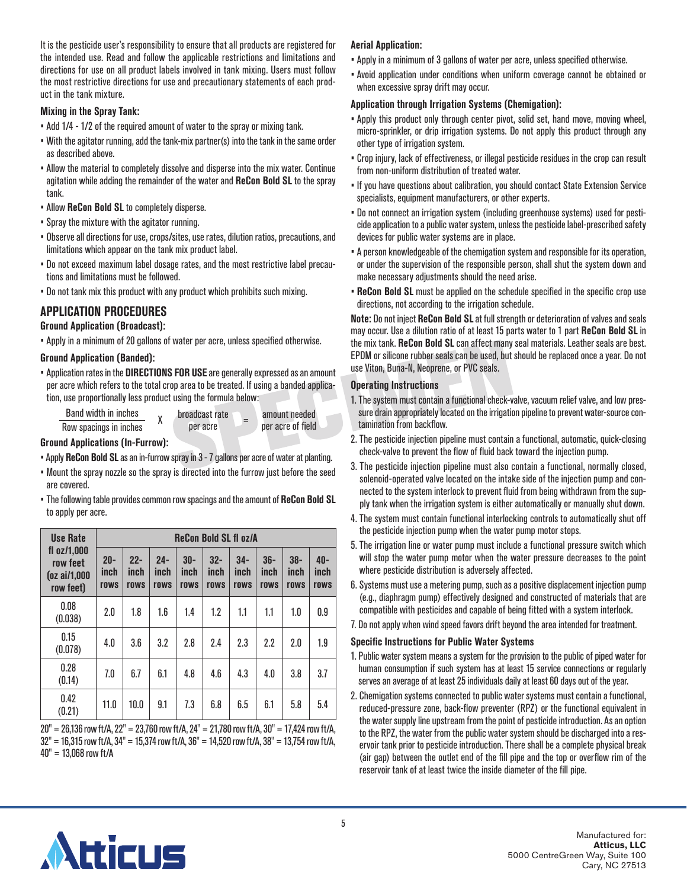It is the pesticide user's responsibility to ensure that all products are registered for the intended use. Read and follow the applicable restrictions and limitations and directions for use on all product labels involved in tank mixing. Users must follow the most restrictive directions for use and precautionary statements of each product in the tank mixture.

#### Mixing in the Spray Tank:

- Add 1/4 - 1/2 of the required amount of water to the spray or mixing tank.
- With the agitator running, add the tank-mix partner(s) into the tank in the same order as described above.
- Allow the material to completely dissolve and disperse into the mix water. Continue agitation while adding the remainder of the water and **ReCon Bold SL** to the spray tank.
- Allow **ReCon Bold SL** to completely disperse.
- Spray the mixture with the agitator running.
- Observe all directions for use, crops/sites, use rates, dilution ratios, precautions, and limitations which appear on the tank mix product label.
- Do not exceed maximum label dosage rates, and the most restrictive label precautions and limitations must be followed.
- Do not tank mix this product with any product which prohibits such mixing.

## APPLICATION PROCEDURES

#### Ground Application (Broadcast):

- Apply in a minimum of 20 gallons of water per acre, unless specified otherwise.

#### Ground Application (Banded):

- Application rates in the **DIRECTIONS FOR USE** are generally expressed as an amount per acre which refers to the total crop area to be treated. If using a banded application, use proportionally less product using the formula below:

$$\frac{\text{Band width in inches}}{\text{Row spacings in inches}} \times \frac{\text{broadcast rate}}{\text{per acre}} = \frac{\text{amount needed}}{\text{per acre of field}}$$

#### Ground Applications (In-Furrow):

- Apply **ReCon Bold SL** as an in-furrow spray in 3 - 7 gallons per acre of water at planting.
- Mount the spray nozzle so the spray is directed into the furrow just before the seed are covered.
- The following table provides common row spacings and the amount of **ReCon Bold SL** to apply per acre.

| Use Rate fl oz/1,000 row feet (oz ai/1,000 row feet) | ReCon Bold SL fl oz/A | | | | | | | | |
|---|---|---|---|---|---|---|---|---|---|
| | 20-inch rows | 22-inch rows | 24-inch rows | 30-inch rows | 32-inch rows | 34-inch rows | 36-inch rows | 38-inch rows | 40-inch rows |
| 0.08 (0.038) | 2.0 | 1.8 | 1.6 | 1.4 | 1.2 | 1.1 | 1.1 | 1.0 | 0.9 |
| 0.15 (0.078) | 4.0 | 3.6 | 3.2 | 2.8 | 2.4 | 2.3 | 2.2 | 2.0 | 1.9 |
| 0.28 (0.14) | 7.0 | 6.7 | 6.1 | 4.8 | 4.6 | 4.3 | 4.0 | 3.8 | 3.7 |
| 0.42 (0.21) | 11.0 | 10.0 | 9.1 | 7.3 | 6.8 | 6.5 | 6.1 | 5.8 | 5.4 |

20" = 26,136 row ft/A, 22" = 23,760 row ft/A, 24" = 21,780 row ft/A, 30" = 17,424 row ft/A, 32" = 16,315 row ft/A, 34" = 15,374 row ft/A, 36" = 14,520 row ft/A, 38" = 13,754 row ft/A, 40" = 13,068 row ft/A

#### Aerial Application:

- Apply in a minimum of 3 gallons of water per acre, unless specified otherwise.
- Avoid application under conditions when uniform coverage cannot be obtained or when excessive spray drift may occur.

#### Application through Irrigation Systems (Chemigation):

- Apply this product only through center pivot, solid set, hand move, moving wheel, micro-sprinkler, or drip irrigation systems. Do not apply this product through any other type of irrigation system.
- Crop injury, lack of effectiveness, or illegal pesticide residues in the crop can result from non-uniform distribution of treated water.
- If you have questions about calibration, you should contact State Extension Service specialists, equipment manufacturers, or other experts.
- Do not connect an irrigation system (including greenhouse systems) used for pesticide application to a public water system, unless the pesticide label-prescribed safety devices for public water systems are in place.
- A person knowledgeable of the chemigation system and responsible for its operation, or under the supervision of the responsible person, shall shut the system down and make necessary adjustments should the need arise.
- **ReCon Bold SL** must be applied on the schedule specified in the specific crop use directions, not according to the irrigation schedule.

**Note:** Do not inject **ReCon Bold SL** at full strength or deterioration of valves and seals may occur. Use a dilution ratio of at least 15 parts water to 1 part **ReCon Bold SL** in the mix tank. **ReCon Bold SL** can affect many seal materials. Leather seals are best. EPDM or silicone rubber seals can be used, but should be replaced once a year. Do not use Viton, Buna-N, Neoprene, or PVC seals.

#### Operating Instructions

1. The system must contain a functional check-valve, vacuum relief valve, and low pressure drain appropriately located on the irrigation pipeline to prevent water-source contamination from backflow.
2. The pesticide injection pipeline must contain a functional, automatic, quick-closing check-valve to prevent the flow of fluid back toward the injection pump.
3. The pesticide injection pipeline must also contain a functional, normally closed, solenoid-operated valve located on the intake side of the injection pump and connected to the system interlock to prevent fluid from being withdrawn from the supply tank when the irrigation system is either automatically or manually shut down.
4. The system must contain functional interlocking controls to automatically shut off the pesticide injection pump when the water pump motor stops.
5. The irrigation line or water pump must include a functional pressure switch which will stop the water pump motor when the water pressure decreases to the point where pesticide distribution is adversely affected.
6. Systems must use a metering pump, such as a positive displacement injection pump (e.g., diaphragm pump) effectively designed and constructed of materials that are compatible with pesticides and capable of being fitted with a system interlock.
7. Do not apply when wind speed favors drift beyond the area intended for treatment.

#### Specific Instructions for Public Water Systems

1. Public water system means a system for the provision to the public of piped water for human consumption if such system has at least 15 service connections or regularly serves an average of at least 25 individuals daily at least 60 days out of the year.
2. Chemigation systems connected to public water systems must contain a functional, reduced-pressure zone, back-flow preventer (RPZ) or the functional equivalent in the water supply line upstream from the point of pesticide introduction. As an option to the RPZ, the water from the public water system should be discharged into a reservoir tank prior to pesticide introduction. There shall be a complete physical break (air gap) between the outlet end of the fill pipe and the top or overflow rim of the reservoir tank of at least twice the inside diameter of the fill pipe.

Manufactured for:
**Atticus, LLC**
5000 CentreGreen Way, Suite 100
Cary, NC 27513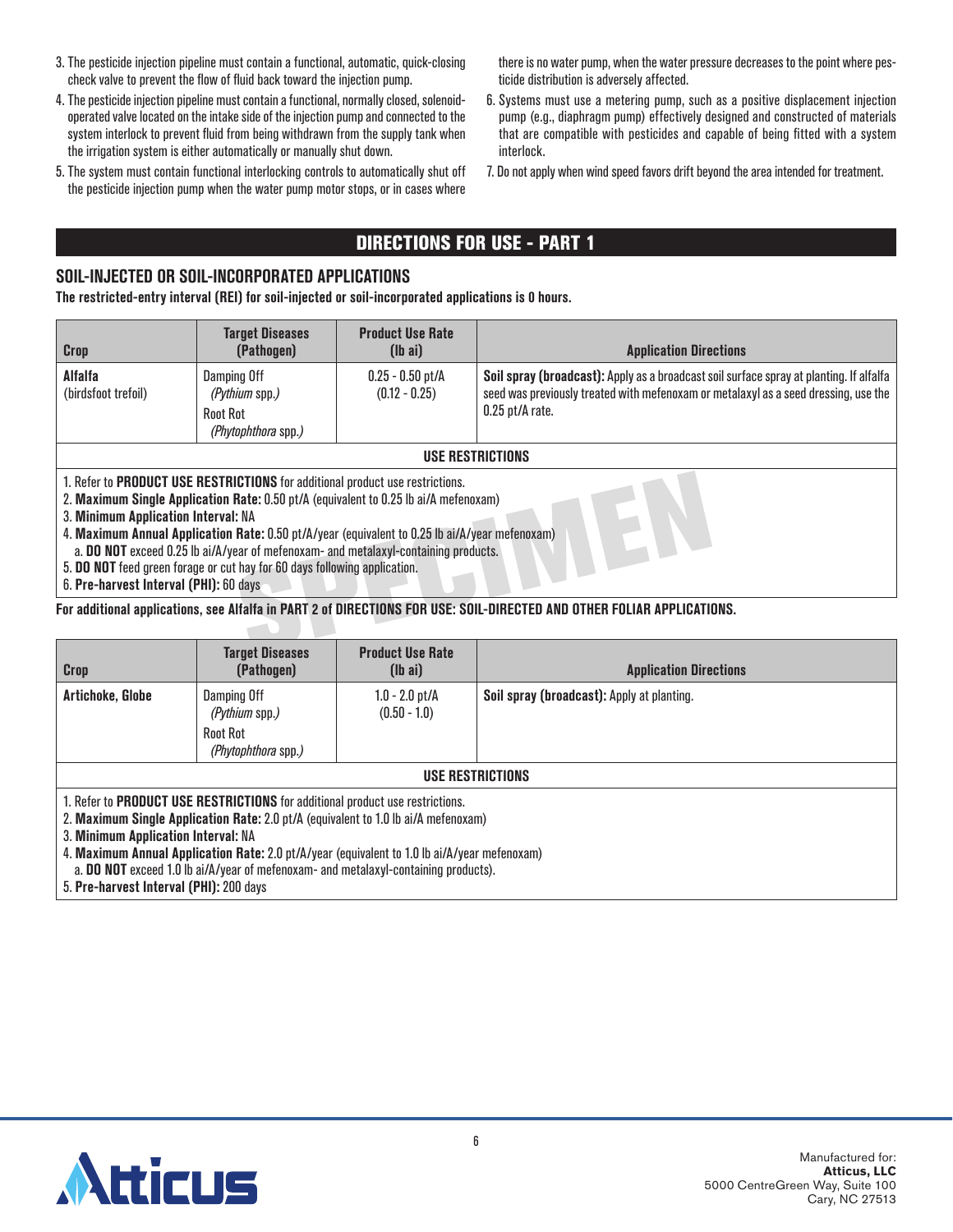3. The pesticide injection pipeline must contain a functional, automatic, quick-closing check valve to prevent the flow of fluid back toward the injection pump.
4. The pesticide injection pipeline must contain a functional, normally closed, solenoid-operated valve located on the intake side of the injection pump and connected to the system interlock to prevent fluid from being withdrawn from the supply tank when the irrigation system is either automatically or manually shut down.
5. The system must contain functional interlocking controls to automatically shut off the pesticide injection pump when the water pump motor stops, or in cases where there is no water pump, when the water pressure decreases to the point where pesticide distribution is adversely affected.
6. Systems must use a metering pump, such as a positive displacement injection pump (e.g., diaphragm pump) effectively designed and constructed of materials that are compatible with pesticides and capable of being fitted with a system interlock.
7. Do not apply when wind speed favors drift beyond the area intended for treatment.

## DIRECTIONS FOR USE - PART 1

### SOIL-INJECTED OR SOIL-INCORPORATED APPLICATIONS

**The restricted-entry interval (REI) for soil-injected or soil-incorporated applications is 0 hours.**

| Crop | Target Diseases (Pathogen) | Product Use Rate (lb ai) | Application Directions |
|---|---|---|---|
| **Alfalfa** (birdsfoot trefoil) | Damping Off *(Pythium spp.)* Root Rot *(Phytophthora spp.)* | 0.25 - 0.50 pt/A (0.12 - 0.25) | **Soil spray (broadcast):** Apply as a broadcast soil surface spray at planting. If alfalfa seed was previously treated with mefenoxam or metalaxyl as a seed dressing, use the 0.25 pt/A rate. |

**USE RESTRICTIONS**

1. Refer to **PRODUCT USE RESTRICTIONS** for additional product use restrictions.
2. **Maximum Single Application Rate:** 0.50 pt/A (equivalent to 0.25 lb ai/A mefenoxam)
3. **Minimum Application Interval:** NA
4. **Maximum Annual Application Rate:** 0.50 pt/A/year (equivalent to 0.25 lb ai/A/year mefenoxam)
   a. **DO NOT** exceed 0.25 lb ai/A/year of mefenoxam- and metalaxyl-containing products.
5. **DO NOT** feed green forage or cut hay for 60 days following application.
6. **Pre-harvest Interval (PHI):** 60 days

**For additional applications, see Alfalfa in PART 2 of DIRECTIONS FOR USE: SOIL-DIRECTED AND OTHER FOLIAR APPLICATIONS.**

| Crop | Target Diseases (Pathogen) | Product Use Rate (lb ai) | Application Directions |
|---|---|---|---|
| **Artichoke, Globe** | Damping Off *(Pythium spp.)* Root Rot *(Phytophthora spp.)* | 1.0 - 2.0 pt/A (0.50 - 1.0) | **Soil spray (broadcast):** Apply at planting. |

**USE RESTRICTIONS**

1. Refer to **PRODUCT USE RESTRICTIONS** for additional product use restrictions.
2. **Maximum Single Application Rate:** 2.0 pt/A (equivalent to 1.0 lb ai/A mefenoxam)
3. **Minimum Application Interval:** NA
4. **Maximum Annual Application Rate:** 2.0 pt/A/year (equivalent to 1.0 lb ai/A/year mefenoxam)
   a. **DO NOT** exceed 1.0 lb ai/A/year of mefenoxam- and metalaxyl-containing products).
5. **Pre-harvest Interval (PHI):** 200 days

Manufactured for:
**Atticus, LLC**
5000 CentreGreen Way, Suite 100
Cary, NC 27513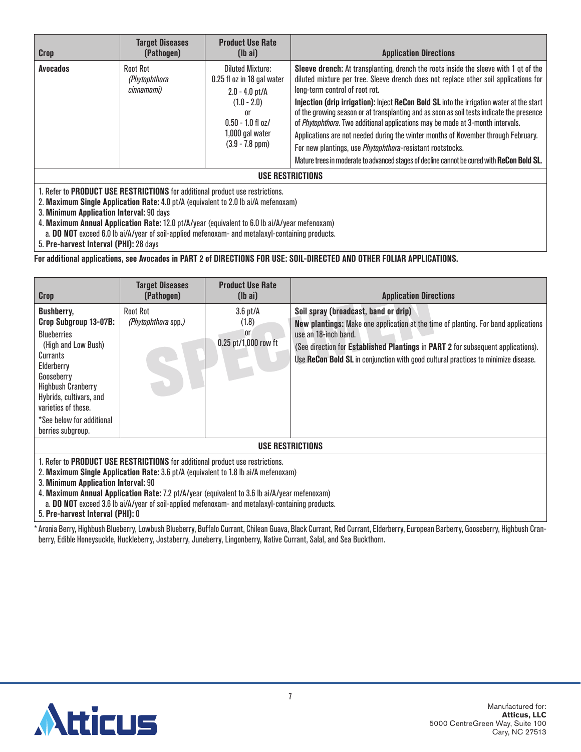| Crop | Target Diseases (Pathogen) | Product Use Rate (lb ai) | Application Directions |
|---|---|---|---|
| **Avocados** | Root Rot *(Phytophthora cinnamomi)* | Diluted Mixture: 0.25 fl oz in 18 gal water<br>2.0 - 4.0 pt/A<br>(1.0 - 2.0)<br>or<br>0.50 - 1.0 fl oz/ 1,000 gal water<br>(3.9 - 7.8 ppm) | **Sleeve drench:** At transplanting, drench the roots inside the sleeve with 1 qt of the diluted mixture per tree. Sleeve drench does not replace other soil applications for long-term control of root rot.<br>**Injection (drip irrigation):** Inject **ReCon Bold SL** into the irrigation water at the start of the growing season or at transplanting and as soon as soil tests indicate the presence of *Phytophthora*. Two additional applications may be made at 3-month intervals.<br>Applications are not needed during the winter months of November through February.<br>For new plantings, use *Phytophthora*-resistant rootstocks.<br>Mature trees in moderate to advanced stages of decline cannot be cured with **ReCon Bold SL**. |

**USE RESTRICTIONS**

1. Refer to **PRODUCT USE RESTRICTIONS** for additional product use restrictions.
2. **Maximum Single Application Rate:** 4.0 pt/A (equivalent to 2.0 lb ai/A mefenoxam)
3. **Minimum Application Interval:** 90 days
4. **Maximum Annual Application Rate:** 12.0 pt/A/year (equivalent to 6.0 lb ai/A/year mefenoxam)
   a. **DO NOT** exceed 6.0 lb ai/A/year of soil-applied mefenoxam- and metalaxyl-containing products.
5. **Pre-harvest Interval (PHI):** 28 days

**For additional applications, see Avocados in PART 2 of DIRECTIONS FOR USE: SOIL-DIRECTED AND OTHER FOLIAR APPLICATIONS.**

| Crop | Target Diseases (Pathogen) | Product Use Rate (lb ai) | Application Directions |
|---|---|---|---|
| **Bushberry, Crop Subgroup 13-07B:**<br>**Blueberries** (High and Low Bush)<br>Currants<br>Elderberry<br>Gooseberry<br>Highbush Cranberry<br>Hybrids, cultivars, and varieties of these.<br>*See below for additional berries subgroup. | Root Rot *(Phytophthora spp.)* | 3.6 pt/A<br>(1.8)<br>or<br>0.25 pt/1,000 row ft | **Soil spray (broadcast, band or drip)**<br>**New plantings:** Make one application at the time of planting. For band applications use an 18-inch band.<br>(See direction for **Established Plantings** in **PART 2** for subsequent applications).<br>Use **ReCon Bold SL** in conjunction with good cultural practices to minimize disease. |

**USE RESTRICTIONS**

1. Refer to **PRODUCT USE RESTRICTIONS** for additional product use restrictions.
2. **Maximum Single Application Rate:** 3.6 pt/A (equivalent to 1.8 lb ai/A mefenoxam)
3. **Minimum Application Interval:** 90
4. **Maximum Annual Application Rate:** 7.2 pt/A/year (equivalent to 3.6 lb ai/A/year mefenoxam)
   a. **DO NOT** exceed 3.6 lb ai/A/year of soil-applied mefenoxam- and metalaxyl-containing products.
5. **Pre-harvest Interval (PHI):** 0

* Aronia Berry, Highbush Blueberry, Lowbush Blueberry, Buffalo Currant, Chilean Guava, Black Currant, Red Currant, Elderberry, European Barberry, Gooseberry, Highbush Cranberry, Edible Honeysuckle, Huckleberry, Jostaberry, Juneberry, Lingonberry, Native Currant, Salal, and Sea Buckthorn.

Manufactured for:
**Atticus, LLC**
5000 CentreGreen Way, Suite 100
Cary, NC 27513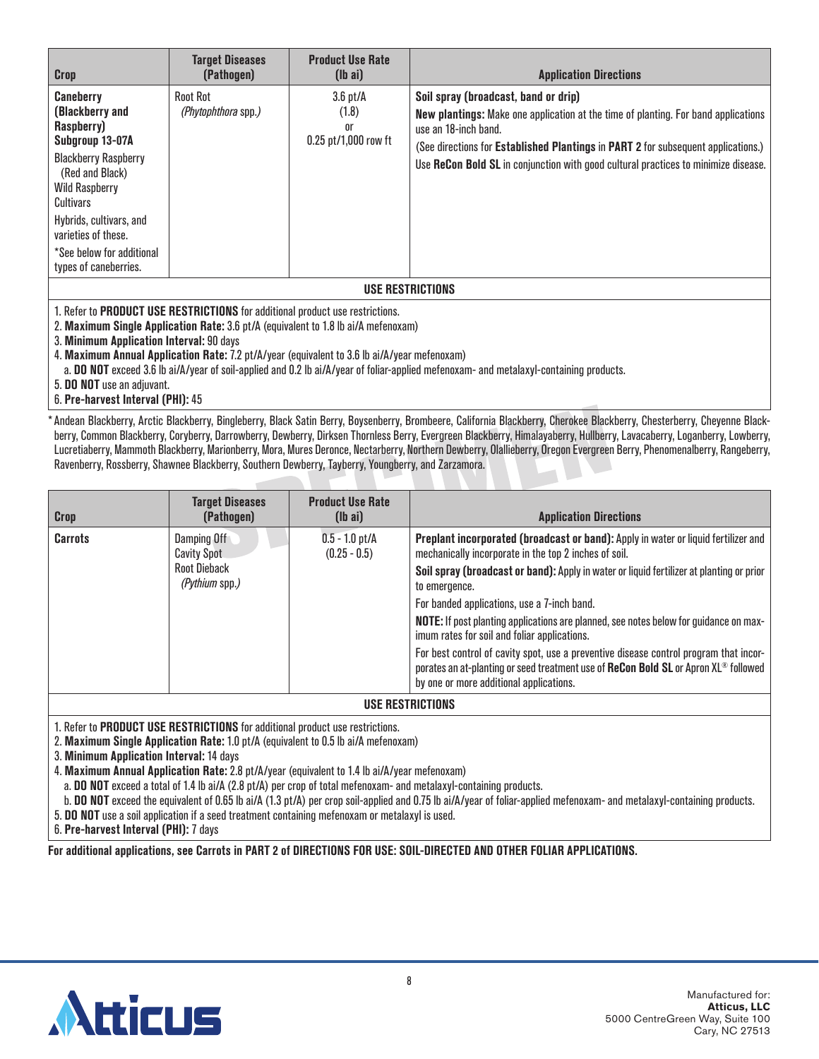| Crop | Target Diseases (Pathogen) | Product Use Rate (lb ai) | Application Directions |
|---|---|---|---|
| **Caneberry (Blackberry and Raspberry) Subgroup 13-07A**<br>Blackberry Raspberry (Red and Black)<br>Wild Raspberry<br>Cultivars<br>Hybrids, cultivars, and varieties of these.<br>*See below for additional types of caneberries. | Root Rot<br>*(Phytophthora* spp.) | 3.6 pt/A<br>(1.8)<br>or<br>0.25 pt/1,000 row ft | **Soil spray (broadcast, band or drip)**<br>**New plantings:** Make one application at the time of planting. For band applications use an 18-inch band.<br>(See directions for **Established Plantings** in **PART 2** for subsequent applications.)<br>Use **ReCon Bold SL** in conjunction with good cultural practices to minimize disease. |

**USE RESTRICTIONS**

1. Refer to **PRODUCT USE RESTRICTIONS** for additional product use restrictions.
2. **Maximum Single Application Rate:** 3.6 pt/A (equivalent to 1.8 lb ai/A mefenoxam)
3. **Minimum Application Interval:** 90 days
4. **Maximum Annual Application Rate:** 7.2 pt/A/year (equivalent to 3.6 lb ai/A/year mefenoxam)
   a. **DO NOT** exceed 3.6 lb ai/A/year of soil-applied and 0.2 lb ai/A/year of foliar-applied mefenoxam- and metalaxyl-containing products.
5. **DO NOT** use an adjuvant.
6. **Pre-harvest Interval (PHI):** 45

*Andean Blackberry, Arctic Blackberry, Bingleberry, Black Satin Berry, Boysenberry, Brombeere, California Blackberry, Cherokee Blackberry, Chesterberry, Cheyenne Blackberry, Common Blackberry, Coryberry, Darrowberry, Dewberry, Dirksen Thornless Berry, Evergreen Blackberry, Himalayaberry, Hullberry, Lavacaberry, Loganberry, Lowberry, Lucretiaberry, Mammoth Blackberry, Marionberry, Mora, Mures Deronce, Nectarberry, Northern Dewberry, Olallieberry, Oregon Evergreen Berry, Phenomenalberry, Rangeberry, Ravenberry, Rossberry, Shawnee Blackberry, Southern Dewberry, Tayberry, Youngberry, and Zarzamora.

| Crop | Target Diseases (Pathogen) | Product Use Rate (lb ai) | Application Directions |
|---|---|---|---|
| **Carrots** | Damping Off<br>Cavity Spot<br>Root Dieback<br>*(Pythium* spp.) | 0.5 - 1.0 pt/A<br>(0.25 - 0.5) | **Preplant incorporated (broadcast or band):** Apply in water or liquid fertilizer and mechanically incorporate in the top 2 inches of soil.<br>**Soil spray (broadcast or band):** Apply in water or liquid fertilizer at planting or prior to emergence.<br>For banded applications, use a 7-inch band.<br>**NOTE:** If post planting applications are planned, see notes below for guidance on maximum rates for soil and foliar applications.<br>For best control of cavity spot, use a preventive disease control program that incorporates an at-planting or seed treatment use of **ReCon Bold SL** or Apron XL® followed by one or more additional applications. |

**USE RESTRICTIONS**

1. Refer to **PRODUCT USE RESTRICTIONS** for additional product use restrictions.
2. **Maximum Single Application Rate:** 1.0 pt/A (equivalent to 0.5 lb ai/A mefenoxam)
3. **Minimum Application Interval:** 14 days
4. **Maximum Annual Application Rate:** 2.8 pt/A/year (equivalent to 1.4 lb ai/A/year mefenoxam)
   a. **DO NOT** exceed a total of 1.4 lb ai/A (2.8 pt/A) per crop of total mefenoxam- and metalaxyl-containing products.
   b. **DO NOT** exceed the equivalent of 0.65 lb ai/A (1.3 pt/A) per crop soil-applied and 0.75 lb ai/A/year of foliar-applied mefenoxam- and metalaxyl-containing products.
5. **DO NOT** use a soil application if a seed treatment containing mefenoxam or metalaxyl is used.
6. **Pre-harvest Interval (PHI):** 7 days

**For additional applications, see Carrots in PART 2 of DIRECTIONS FOR USE: SOIL-DIRECTED AND OTHER FOLIAR APPLICATIONS.**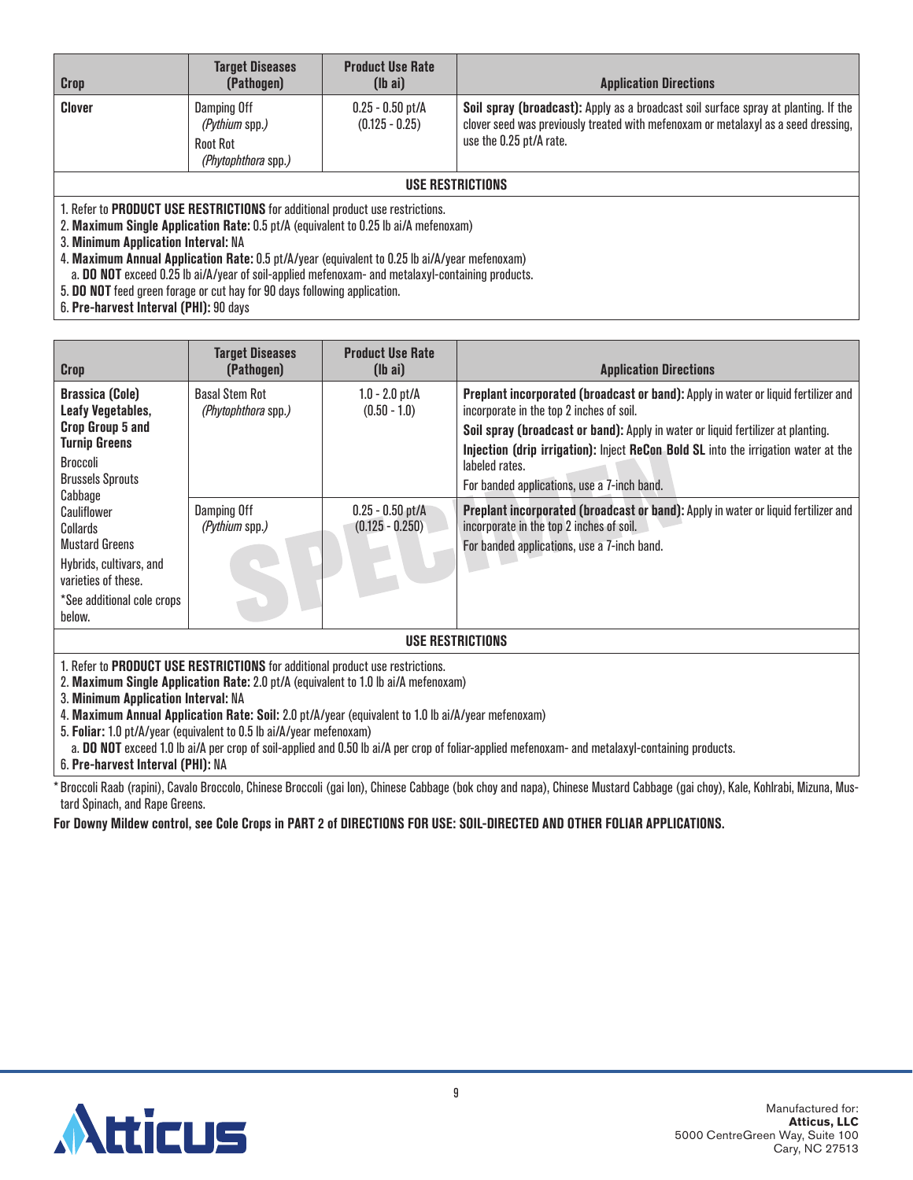| Crop | Target Diseases (Pathogen) | Product Use Rate (lb ai) | Application Directions |
|---|---|---|---|
| **Clover** | Damping Off (*Pythium* spp.)<br>Root Rot (*Phytophthora* spp.) | 0.25 - 0.50 pt/A (0.125 - 0.25) | **Soil spray (broadcast):** Apply as a broadcast soil surface spray at planting. If the clover seed was previously treated with mefenoxam or metalaxyl as a seed dressing, use the 0.25 pt/A rate. |

**USE RESTRICTIONS**

1. Refer to **PRODUCT USE RESTRICTIONS** for additional product use restrictions.
2. **Maximum Single Application Rate:** 0.5 pt/A (equivalent to 0.25 lb ai/A mefenoxam)
3. **Minimum Application Interval:** NA
4. **Maximum Annual Application Rate:** 0.5 pt/A/year (equivalent to 0.25 lb ai/A/year mefenoxam)
   a. **DO NOT** exceed 0.25 lb ai/A/year of soil-applied mefenoxam- and metalaxyl-containing products.
5. **DO NOT** feed green forage or cut hay for 90 days following application.
6. **Pre-harvest Interval (PHI):** 90 days

| Crop | Target Diseases (Pathogen) | Product Use Rate (lb ai) | Application Directions |
|---|---|---|---|
| **Brassica (Cole) Leafy Vegetables, Crop Group 5 and Turnip Greens**<br>Broccoli<br>Brussels Sprouts<br>Cabbage<br>Cauliflower<br>Collards<br>Mustard Greens<br>Hybrids, cultivars, and varieties of these.<br>*See additional cole crops below. | Basal Stem Rot (*Phytophthora* spp.) | 1.0 - 2.0 pt/A (0.50 - 1.0) | **Preplant incorporated (broadcast or band):** Apply in water or liquid fertilizer and incorporate in the top 2 inches of soil.<br>**Soil spray (broadcast or band):** Apply in water or liquid fertilizer at planting.<br>**Injection (drip irrigation):** Inject **ReCon Bold SL** into the irrigation water at the labeled rates.<br>For banded applications, use a 7-inch band. |
| | Damping Off (*Pythium* spp.) | 0.25 - 0.50 pt/A (0.125 - 0.250) | **Preplant incorporated (broadcast or band):** Apply in water or liquid fertilizer and incorporate in the top 2 inches of soil.<br>For banded applications, use a 7-inch band. |

**USE RESTRICTIONS**

1. Refer to **PRODUCT USE RESTRICTIONS** for additional product use restrictions.
2. **Maximum Single Application Rate:** 2.0 pt/A (equivalent to 1.0 lb ai/A mefenoxam)
3. **Minimum Application Interval:** NA
4. **Maximum Annual Application Rate: Soil:** 2.0 pt/A/year (equivalent to 1.0 lb ai/A/year mefenoxam)
5. **Foliar:** 1.0 pt/A/year (equivalent to 0.5 lb ai/A/year mefenoxam)
   a. **DO NOT** exceed 1.0 lb ai/A per crop of soil-applied and 0.50 lb ai/A per crop of foliar-applied mefenoxam- and metalaxyl-containing products.
6. **Pre-harvest Interval (PHI):** NA

*Broccoli Raab (rapini), Cavalo Broccolo, Chinese Broccoli (gai lon), Chinese Cabbage (bok choy and napa), Chinese Mustard Cabbage (gai choy), Kale, Kohlrabi, Mizuna, Mustard Spinach, and Rape Greens.

**For Downy Mildew control, see Cole Crops in PART 2 of DIRECTIONS FOR USE: SOIL-DIRECTED AND OTHER FOLIAR APPLICATIONS.**

Manufactured for:
**Atticus, LLC**
5000 CentreGreen Way, Suite 100
Cary, NC 27513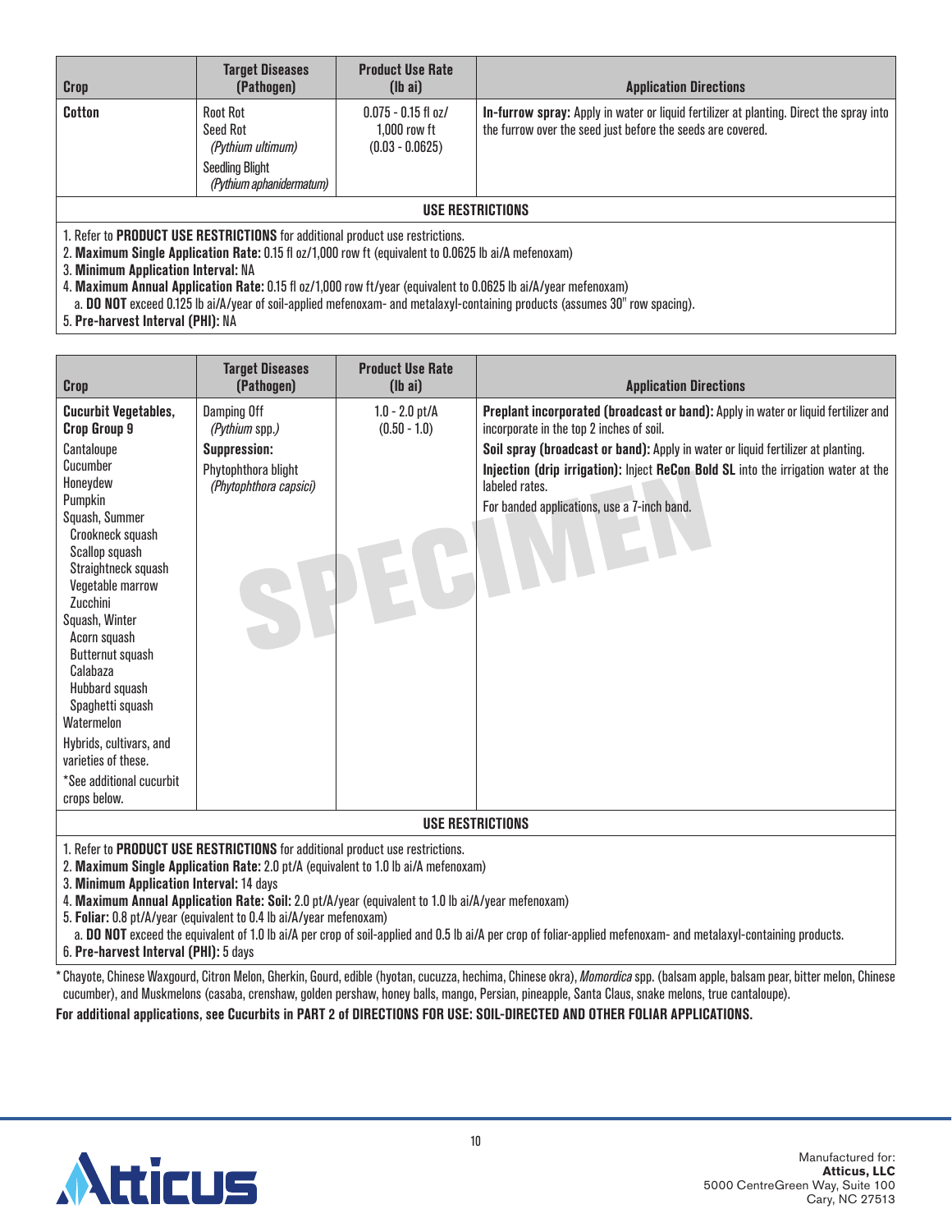| Crop | Target Diseases (Pathogen) | Product Use Rate (lb ai) | Application Directions |
|---|---|---|---|
| **Cotton** | Root Rot<br>Seed Rot<br>*(Pythium ultimum)*<br>Seedling Blight<br>*(Pythium aphanidermatum)* | 0.075 - 0.15 fl oz/ 1,000 row ft<br>(0.03 - 0.0625) | **In-furrow spray:** Apply in water or liquid fertilizer at planting. Direct the spray into the furrow over the seed just before the seeds are covered. |

**USE RESTRICTIONS**

1. Refer to **PRODUCT USE RESTRICTIONS** for additional product use restrictions.
2. **Maximum Single Application Rate:** 0.15 fl oz/1,000 row ft (equivalent to 0.0625 lb ai/A mefenoxam)
3. **Minimum Application Interval:** NA
4. **Maximum Annual Application Rate:** 0.15 fl oz/1,000 row ft/year (equivalent to 0.0625 lb ai/A/year mefenoxam)
   a. **DO NOT** exceed 0.125 lb ai/A/year of soil-applied mefenoxam- and metalaxyl-containing products (assumes 30" row spacing).
5. **Pre-harvest Interval (PHI):** NA

| Crop | Target Diseases (Pathogen) | Product Use Rate (lb ai) | Application Directions |
|---|---|---|---|
| **Cucurbit Vegetables, Crop Group 9**<br>Cantaloupe<br>Cucumber<br>Honeydew<br>Pumpkin<br>Squash, Summer<br>Crookneck squash<br>Scallop squash<br>Straightneck squash<br>Vegetable marrow<br>Zucchini<br>Squash, Winter<br>Acorn squash<br>Butternut squash<br>Calabaza<br>Hubbard squash<br>Spaghetti squash<br>Watermelon<br>Hybrids, cultivars, and varieties of these.<br>*See additional cucurbit crops below. | Damping Off<br>*(Pythium spp.)*<br>**Suppression:**<br>Phytophthora blight<br>*(Phytophthora capsici)* | 1.0 - 2.0 pt/A<br>(0.50 - 1.0) | **Preplant incorporated (broadcast or band):** Apply in water or liquid fertilizer and incorporate in the top 2 inches of soil.<br>**Soil spray (broadcast or band):** Apply in water or liquid fertilizer at planting.<br>**Injection (drip irrigation):** Inject **ReCon Bold SL** into the irrigation water at the labeled rates.<br>For banded applications, use a 7-inch band. |

**USE RESTRICTIONS**

1. Refer to **PRODUCT USE RESTRICTIONS** for additional product use restrictions.
2. **Maximum Single Application Rate:** 2.0 pt/A (equivalent to 1.0 lb ai/A mefenoxam)
3. **Minimum Application Interval:** 14 days
4. **Maximum Annual Application Rate: Soil:** 2.0 pt/A/year (equivalent to 1.0 lb ai/A/year mefenoxam)
5. **Foliar:** 0.8 pt/A/year (equivalent to 0.4 lb ai/A/year mefenoxam)
   a. **DO NOT** exceed the equivalent of 1.0 lb ai/A per crop of soil-applied and 0.5 lb ai/A per crop of foliar-applied mefenoxam- and metalaxyl-containing products.
6. **Pre-harvest Interval (PHI):** 5 days

*Chayote, Chinese Waxgourd, Citron Melon, Gherkin, Gourd, edible (hyotan, cucuzza, hechima, Chinese okra), *Momordica* spp. (balsam apple, balsam pear, bitter melon, Chinese cucumber), and Muskmelons (casaba, crenshaw, golden pershaw, honey balls, mango, Persian, pineapple, Santa Claus, snake melons, true cantaloupe).

**For additional applications, see Cucurbits in PART 2 of DIRECTIONS FOR USE: SOIL-DIRECTED AND OTHER FOLIAR APPLICATIONS.**

Manufactured for:
**Atticus, LLC**
5000 CentreGreen Way, Suite 100
Cary, NC 27513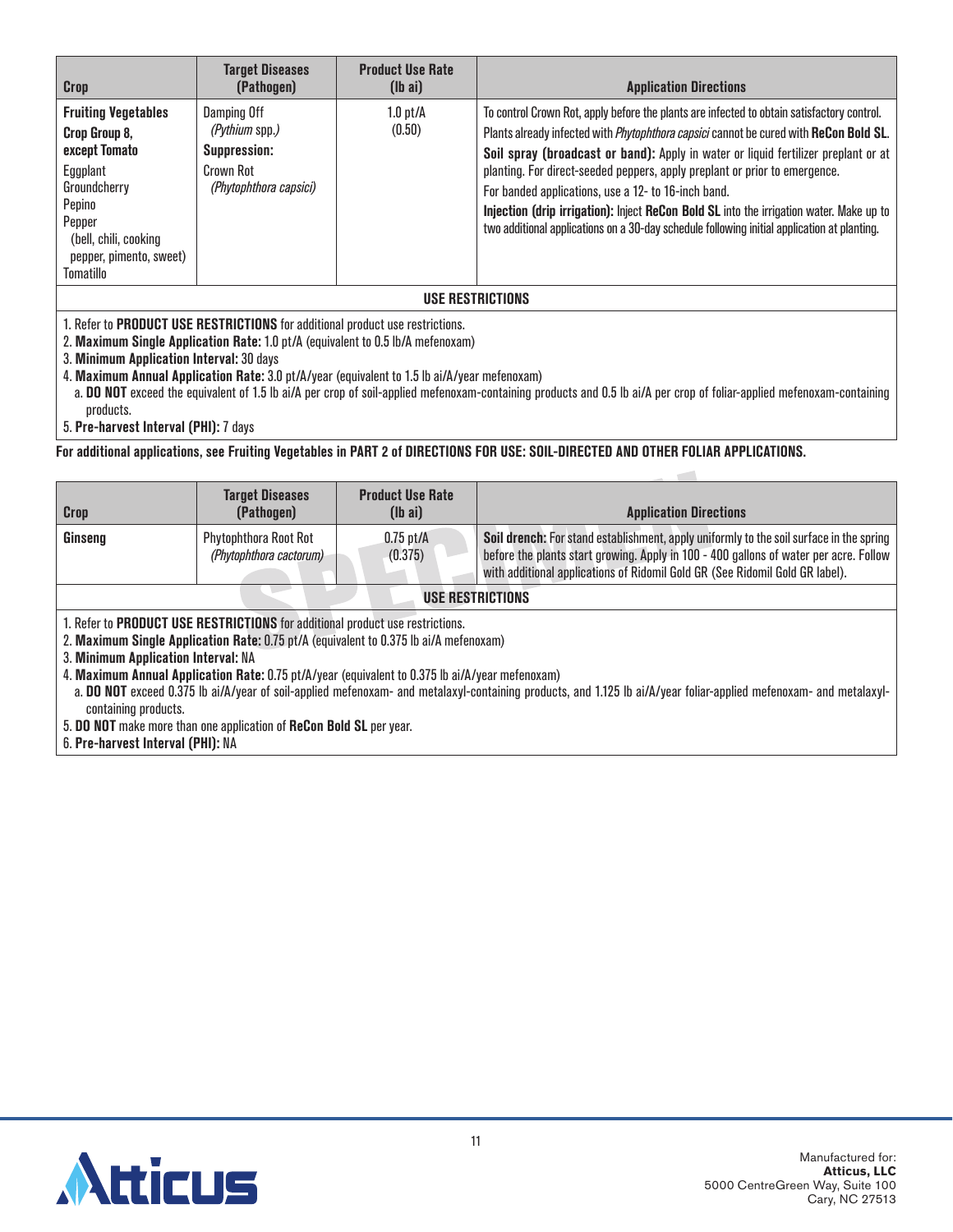| Crop | Target Diseases (Pathogen) | Product Use Rate (lb ai) | Application Directions |
|---|---|---|---|
| **Fruiting Vegetables Crop Group 8, except Tomato**<br>Eggplant<br>Groundcherry<br>Pepino<br>Pepper (bell, chili, cooking pepper, pimento, sweet)<br>Tomatillo | Damping Off (*Pythium* spp.)<br>**Suppression:**<br>Crown Rot (*Phytophthora capsici*) | 1.0 pt/A (0.50) | To control Crown Rot, apply before the plants are infected to obtain satisfactory control. Plants already infected with *Phytophthora capsici* cannot be cured with **ReCon Bold SL**.<br>**Soil spray (broadcast or band):** Apply in water or liquid fertilizer preplant or at planting. For direct-seeded peppers, apply preplant or prior to emergence.<br>For banded applications, use a 12- to 16-inch band.<br>**Injection (drip irrigation):** Inject **ReCon Bold SL** into the irrigation water. Make up to two additional applications on a 30-day schedule following initial application at planting. |

**USE RESTRICTIONS**

1. Refer to **PRODUCT USE RESTRICTIONS** for additional product use restrictions.
2. **Maximum Single Application Rate:** 1.0 pt/A (equivalent to 0.5 lb/A mefenoxam)
3. **Minimum Application Interval:** 30 days
4. **Maximum Annual Application Rate:** 3.0 pt/A/year (equivalent to 1.5 lb ai/A/year mefenoxam)
   a. **DO NOT** exceed the equivalent of 1.5 lb ai/A per crop of soil-applied mefenoxam-containing products and 0.5 lb ai/A per crop of foliar-applied mefenoxam-containing products.
5. **Pre-harvest Interval (PHI):** 7 days

**For additional applications, see Fruiting Vegetables in PART 2 of DIRECTIONS FOR USE: SOIL-DIRECTED AND OTHER FOLIAR APPLICATIONS.**

| Crop | Target Diseases (Pathogen) | Product Use Rate (lb ai) | Application Directions |
|---|---|---|---|
| **Ginseng** | Phytophthora Root Rot (*Phytophthora cactorum*) | 0.75 pt/A (0.375) | **Soil drench:** For stand establishment, apply uniformly to the soil surface in the spring before the plants start growing. Apply in 100 - 400 gallons of water per acre. Follow with additional applications of Ridomil Gold GR (See Ridomil Gold GR label). |

**USE RESTRICTIONS**

1. Refer to **PRODUCT USE RESTRICTIONS** for additional product use restrictions.
2. **Maximum Single Application Rate:** 0.75 pt/A (equivalent to 0.375 lb ai/A mefenoxam)
3. **Minimum Application Interval:** NA
4. **Maximum Annual Application Rate:** 0.75 pt/A/year (equivalent to 0.375 lb ai/A/year mefenoxam)
   a. **DO NOT** exceed 0.375 lb ai/A/year of soil-applied mefenoxam- and metalaxyl-containing products, and 1.125 lb ai/A/year foliar-applied mefenoxam- and metalaxyl-containing products.
5. **DO NOT** make more than one application of **ReCon Bold SL** per year.
6. **Pre-harvest Interval (PHI):** NA

Manufactured for:
**Atticus, LLC**
5000 CentreGreen Way, Suite 100
Cary, NC 27513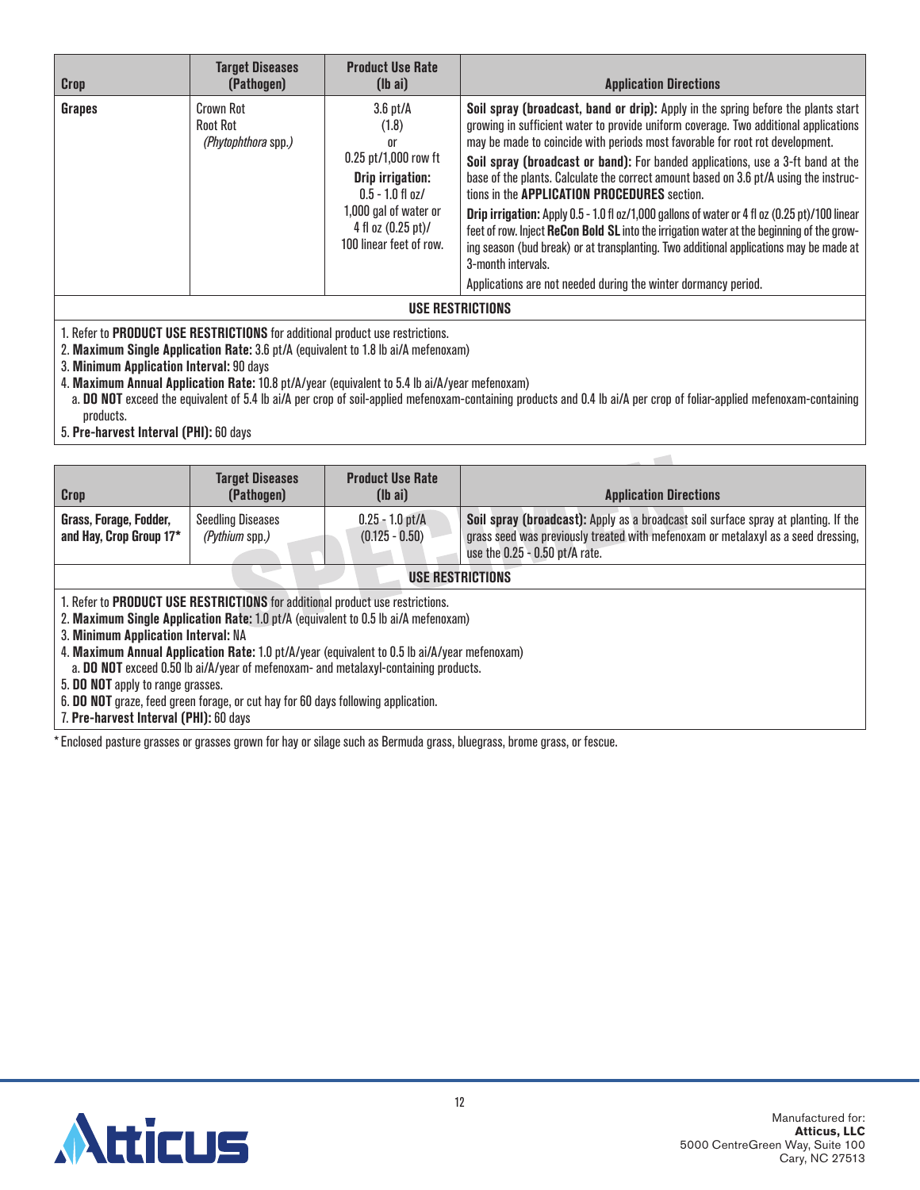| Crop | Target Diseases (Pathogen) | Product Use Rate (lb ai) | Application Directions |
|---|---|---|---|
| **Grapes** | Crown Rot<br>Root Rot<br>*(Phytophthora spp.)* | 3.6 pt/A<br>(1.8)<br>or<br>0.25 pt/1,000 row ft<br>**Drip irrigation:**<br>0.5 - 1.0 fl oz/<br>1,000 gal of water or<br>4 fl oz (0.25 pt)/<br>100 linear feet of row. | **Soil spray (broadcast, band or drip):** Apply in the spring before the plants start growing in sufficient water to provide uniform coverage. Two additional applications may be made to coincide with periods most favorable for root rot development.<br>**Soil spray (broadcast or band):** For banded applications, use a 3-ft band at the base of the plants. Calculate the correct amount based on 3.6 pt/A using the instructions in the **APPLICATION PROCEDURES** section.<br>**Drip irrigation:** Apply 0.5 - 1.0 fl oz/1,000 gallons of water or 4 fl oz (0.25 pt)/100 linear feet of row. Inject **ReCon Bold SL** into the irrigation water at the beginning of the growing season (bud break) or at transplanting. Two additional applications may be made at 3-month intervals.<br>Applications are not needed during the winter dormancy period. |

**USE RESTRICTIONS**

1. Refer to **PRODUCT USE RESTRICTIONS** for additional product use restrictions.
2. **Maximum Single Application Rate:** 3.6 pt/A (equivalent to 1.8 lb ai/A mefenoxam)
3. **Minimum Application Interval:** 90 days
4. **Maximum Annual Application Rate:** 10.8 pt/A/year (equivalent to 5.4 lb ai/A/year mefenoxam)
   a. **DO NOT** exceed the equivalent of 5.4 lb ai/A per crop of soil-applied mefenoxam-containing products and 0.4 lb ai/A per crop of foliar-applied mefenoxam-containing products.
5. **Pre-harvest Interval (PHI):** 60 days

| Crop | Target Diseases (Pathogen) | Product Use Rate (lb ai) | Application Directions |
|---|---|---|---|
| **Grass, Forage, Fodder, and Hay, Crop Group 17*** | Seedling Diseases<br>*(Pythium spp.)* | 0.25 - 1.0 pt/A<br>(0.125 - 0.50) | **Soil spray (broadcast):** Apply as a broadcast soil surface spray at planting. If the grass seed was previously treated with mefenoxam or metalaxyl as a seed dressing, use the 0.25 - 0.50 pt/A rate. |

**USE RESTRICTIONS**

1. Refer to **PRODUCT USE RESTRICTIONS** for additional product use restrictions.
2. **Maximum Single Application Rate:** 1.0 pt/A (equivalent to 0.5 lb ai/A mefenoxam)
3. **Minimum Application Interval:** NA
4. **Maximum Annual Application Rate:** 1.0 pt/A/year (equivalent to 0.5 lb ai/A/year mefenoxam)
   a. **DO NOT** exceed 0.50 lb ai/A/year of mefenoxam- and metalaxyl-containing products.
5. **DO NOT** apply to range grasses.
6. **DO NOT** graze, feed green forage, or cut hay for 60 days following application.
7. **Pre-harvest Interval (PHI):** 60 days

* Enclosed pasture grasses or grasses grown for hay or silage such as Bermuda grass, bluegrass, brome grass, or fescue.

Manufactured for:
**Atticus, LLC**
5000 CentreGreen Way, Suite 100
Cary, NC 27513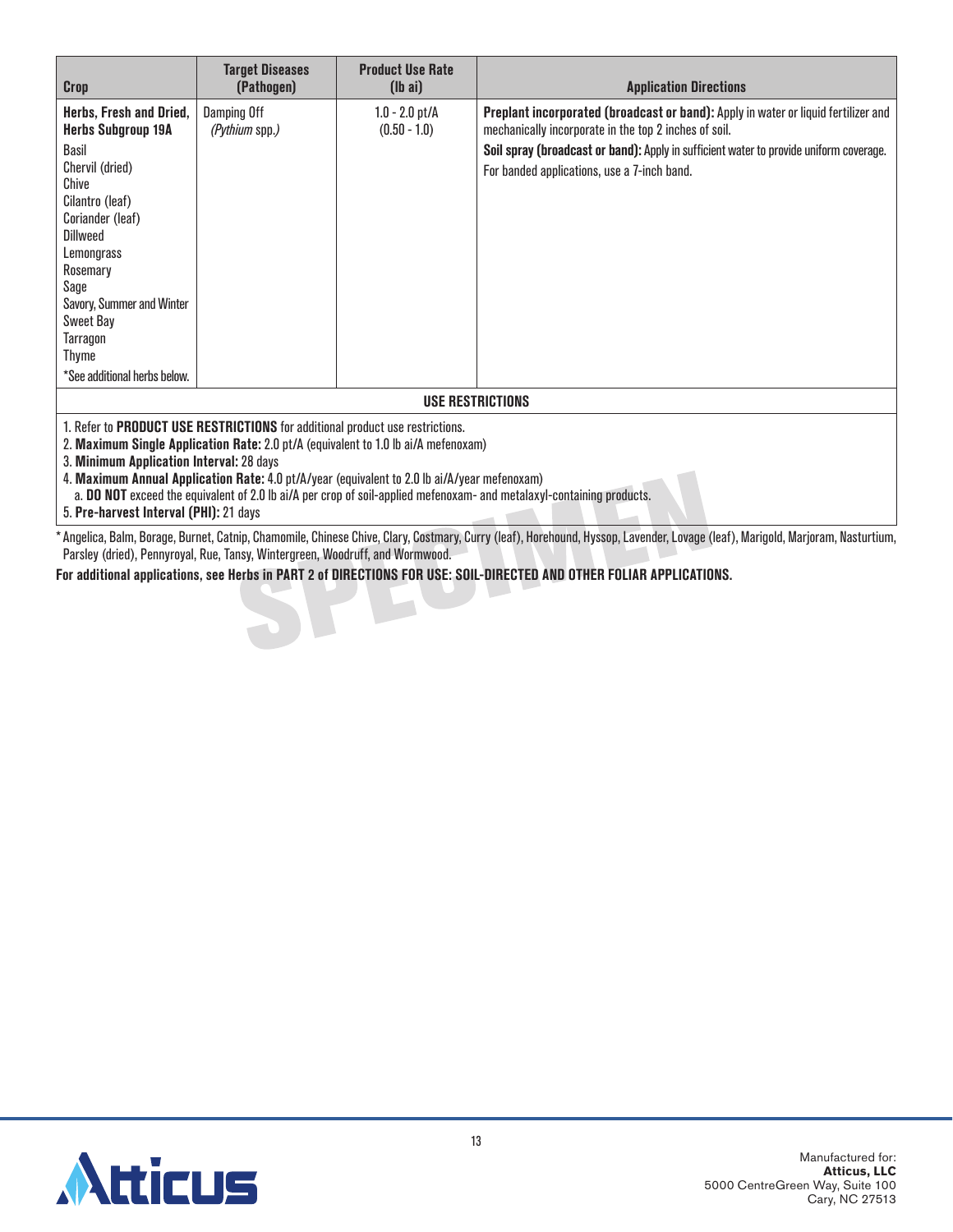| Crop | Target Diseases (Pathogen) | Product Use Rate (lb ai) | Application Directions |
|---|---|---|---|
| **Herbs, Fresh and Dried, Herbs Subgroup 19A**<br>Basil<br>Chervil (dried)<br>Chive<br>Cilantro (leaf)<br>Coriander (leaf)<br>Dillweed<br>Lemongrass<br>Rosemary<br>Sage<br>Savory, Summer and Winter<br>Sweet Bay<br>Tarragon<br>Thyme<br>*See additional herbs below. | Damping Off<br>*(Pythium* spp.*)* | 1.0 - 2.0 pt/A<br>(0.50 - 1.0) | **Preplant incorporated (broadcast or band):** Apply in water or liquid fertilizer and mechanically incorporate in the top 2 inches of soil.<br>**Soil spray (broadcast or band):** Apply in sufficient water to provide uniform coverage.<br>For banded applications, use a 7-inch band. |

**USE RESTRICTIONS**

1. Refer to **PRODUCT USE RESTRICTIONS** for additional product use restrictions.
2. **Maximum Single Application Rate:** 2.0 pt/A (equivalent to 1.0 lb ai/A mefenoxam)
3. **Minimum Application Interval:** 28 days
4. **Maximum Annual Application Rate:** 4.0 pt/A/year (equivalent to 2.0 lb ai/A/year mefenoxam)
   a. **DO NOT** exceed the equivalent of 2.0 lb ai/A per crop of soil-applied mefenoxam- and metalaxyl-containing products.
5. **Pre-harvest Interval (PHI):** 21 days

* Angelica, Balm, Borage, Burnet, Catnip, Chamomile, Chinese Chive, Clary, Costmary, Curry (leaf), Horehound, Hyssop, Lavender, Lovage (leaf), Marigold, Marjoram, Nasturtium, Parsley (dried), Pennyroyal, Rue, Tansy, Wintergreen, Woodruff, and Wormwood.

**For additional applications, see Herbs in PART 2 of DIRECTIONS FOR USE: SOIL-DIRECTED AND OTHER FOLIAR APPLICATIONS.**

Manufactured for:
**Atticus, LLC**
5000 CentreGreen Way, Suite 100
Cary, NC 27513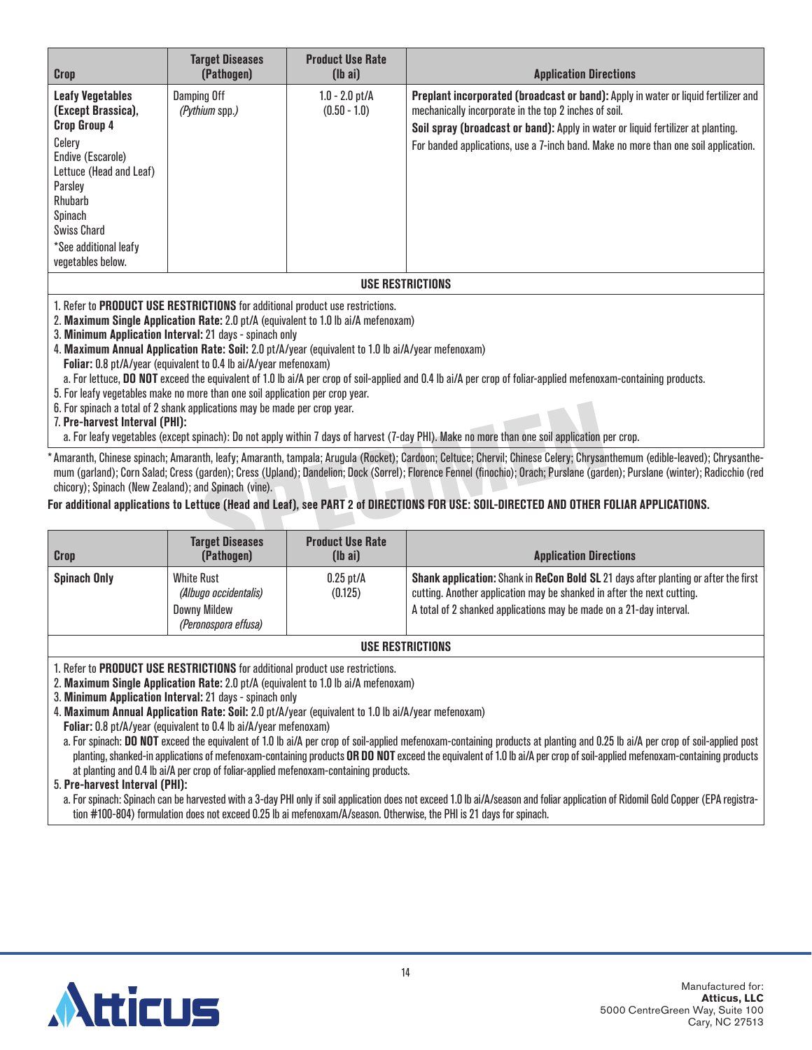| Crop | Target Diseases (Pathogen) | Product Use Rate (lb ai) | Application Directions |
|---|---|---|---|
| **Leafy Vegetables (Except Brassica), Crop Group 4**<br>Celery<br>Endive (Escarole)<br>Lettuce (Head and Leaf)<br>Parsley<br>Rhubarb<br>Spinach<br>Swiss Chard<br>*See additional leafy vegetables below. | Damping Off<br>*(Pythium spp.)* | 1.0 - 2.0 pt/A<br>(0.50 - 1.0) | **Preplant incorporated (broadcast or band):** Apply in water or liquid fertilizer and mechanically incorporate in the top 2 inches of soil.<br>**Soil spray (broadcast or band):** Apply in water or liquid fertilizer at planting.<br>For banded applications, use a 7-inch band. Make no more than one soil application. |

**USE RESTRICTIONS**

1. Refer to **PRODUCT USE RESTRICTIONS** for additional product use restrictions.
2. **Maximum Single Application Rate:** 2.0 pt/A (equivalent to 1.0 lb ai/A mefenoxam)
3. **Minimum Application Interval:** 21 days - spinach only
4. **Maximum Annual Application Rate: Soil:** 2.0 pt/A/year (equivalent to 1.0 lb ai/A/year mefenoxam)
   **Foliar:** 0.8 pt/A/year (equivalent to 0.4 lb ai/A/year mefenoxam)
   a. For lettuce, **DO NOT** exceed the equivalent of 1.0 lb ai/A per crop of soil-applied and 0.4 lb ai/A per crop of foliar-applied mefenoxam-containing products.
5. For leafy vegetables make no more than one soil application per crop year.
6. For spinach a total of 2 shank applications may be made per crop year.
7. **Pre-harvest Interval (PHI):**
   a. For leafy vegetables (except spinach): Do not apply within 7 days of harvest (7-day PHI). Make no more than one soil application per crop.

*Amaranth, Chinese spinach; Amaranth, leafy; Amaranth, tampala; Arugula (Rocket); Cardoon; Celtuce; Chervil; Chinese Celery; Chrysanthemum (edible-leaved); Chrysanthemum (garland); Corn Salad; Cress (garden); Cress (Upland); Dandelion; Dock (Sorrel); Florence Fennel (finochio); Orach; Purslane (garden); Purslane (winter); Radicchio (red chicory); Spinach (New Zealand); and Spinach (vine).

**For additional applications to Lettuce (Head and Leaf), see PART 2 of DIRECTIONS FOR USE: SOIL-DIRECTED AND OTHER FOLIAR APPLICATIONS.**

| Crop | Target Diseases (Pathogen) | Product Use Rate (lb ai) | Application Directions |
|---|---|---|---|
| **Spinach Only** | White Rust<br>*(Albugo occidentalis)*<br>Downy Mildew<br>*(Peronospora effusa)* | 0.25 pt/A<br>(0.125) | **Shank application:** Shank in **ReCon Bold SL** 21 days after planting or after the first cutting. Another application may be shanked in after the next cutting.<br>A total of 2 shanked applications may be made on a 21-day interval. |

**USE RESTRICTIONS**

1. Refer to **PRODUCT USE RESTRICTIONS** for additional product use restrictions.
2. **Maximum Single Application Rate:** 2.0 pt/A (equivalent to 1.0 lb ai/A mefenoxam)
3. **Minimum Application Interval:** 21 days - spinach only
4. **Maximum Annual Application Rate: Soil:** 2.0 pt/A/year (equivalent to 1.0 lb ai/A/year mefenoxam)
   **Foliar:** 0.8 pt/A/year (equivalent to 0.4 lb ai/A/year mefenoxam)
   a. For spinach: **DO NOT** exceed the equivalent of 1.0 lb ai/A per crop of soil-applied mefenoxam-containing products at planting and 0.25 lb ai/A per crop of soil-applied post planting, shanked-in applications of mefenoxam-containing products **OR DO NOT** exceed the equivalent of 1.0 lb ai/A per crop of soil-applied mefenoxam-containing products at planting and 0.4 lb ai/A per crop of foliar-applied mefenoxam-containing products.
5. **Pre-harvest Interval (PHI):**
   a. For spinach: Spinach can be harvested with a 3-day PHI only if soil application does not exceed 1.0 lb ai/A/season and foliar application of Ridomil Gold Copper (EPA registration #100-804) formulation does not exceed 0.25 lb ai mefenoxam/A/season. Otherwise, the PHI is 21 days for spinach.

Manufactured for:
**Atticus, LLC**
5000 CentreGreen Way, Suite 100
Cary, NC 27513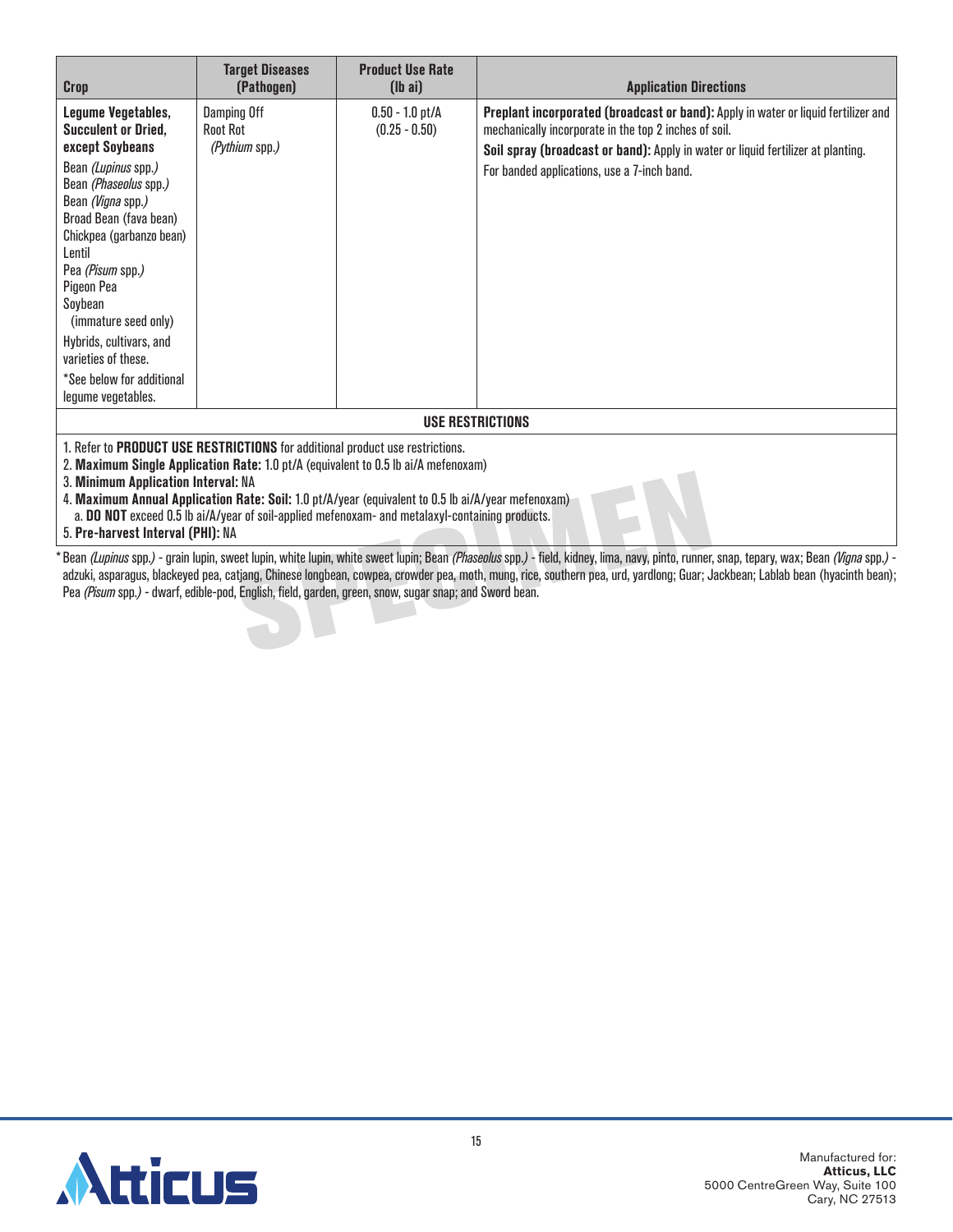| Crop | Target Diseases (Pathogen) | Product Use Rate (lb ai) | Application Directions |
|---|---|---|---|
| **Legume Vegetables, Succulent or Dried, except Soybeans**<br>Bean *(Lupinus* spp.*)*<br>Bean *(Phaseolus* spp.*)*<br>Bean *(Vigna* spp.*)*<br>Broad Bean (fava bean)<br>Chickpea (garbanzo bean)<br>Lentil<br>Pea *(Pisum* spp.*)*<br>Pigeon Pea<br>Soybean (immature seed only)<br>Hybrids, cultivars, and varieties of these.<br>*See below for additional legume vegetables. | Damping Off<br>Root Rot<br>*(Pythium* spp.*)* | 0.50 - 1.0 pt/A<br>(0.25 - 0.50) | **Preplant incorporated (broadcast or band):** Apply in water or liquid fertilizer and mechanically incorporate in the top 2 inches of soil.<br>**Soil spray (broadcast or band):** Apply in water or liquid fertilizer at planting.<br>For banded applications, use a 7-inch band. |

**USE RESTRICTIONS**

1. Refer to **PRODUCT USE RESTRICTIONS** for additional product use restrictions.
2. **Maximum Single Application Rate:** 1.0 pt/A (equivalent to 0.5 lb ai/A mefenoxam)
3. **Minimum Application Interval:** NA
4. **Maximum Annual Application Rate: Soil:** 1.0 pt/A/year (equivalent to 0.5 lb ai/A/year mefenoxam)
   a. **DO NOT** exceed 0.5 lb ai/A/year of soil-applied mefenoxam- and metalaxyl-containing products.
5. **Pre-harvest Interval (PHI):** NA

*Bean *(Lupinus* spp.*)* - grain lupin, sweet lupin, white lupin, white sweet lupin; Bean *(Phaseolus* spp.*)* - field, kidney, lima, navy, pinto, runner, snap, tepary, wax; Bean *(Vigna* spp.*)* - adzuki, asparagus, blackeyed pea, catjang, Chinese longbean, cowpea, crowder pea, moth, mung, rice, southern pea, urd, yardlong; Guar; Jackbean; Lablab bean (hyacinth bean); Pea *(Pisum* spp.*)* - dwarf, edible-pod, English, field, garden, green, snow, sugar snap; and Sword bean.

Manufactured for:
**Atticus, LLC**
5000 CentreGreen Way, Suite 100
Cary, NC 27513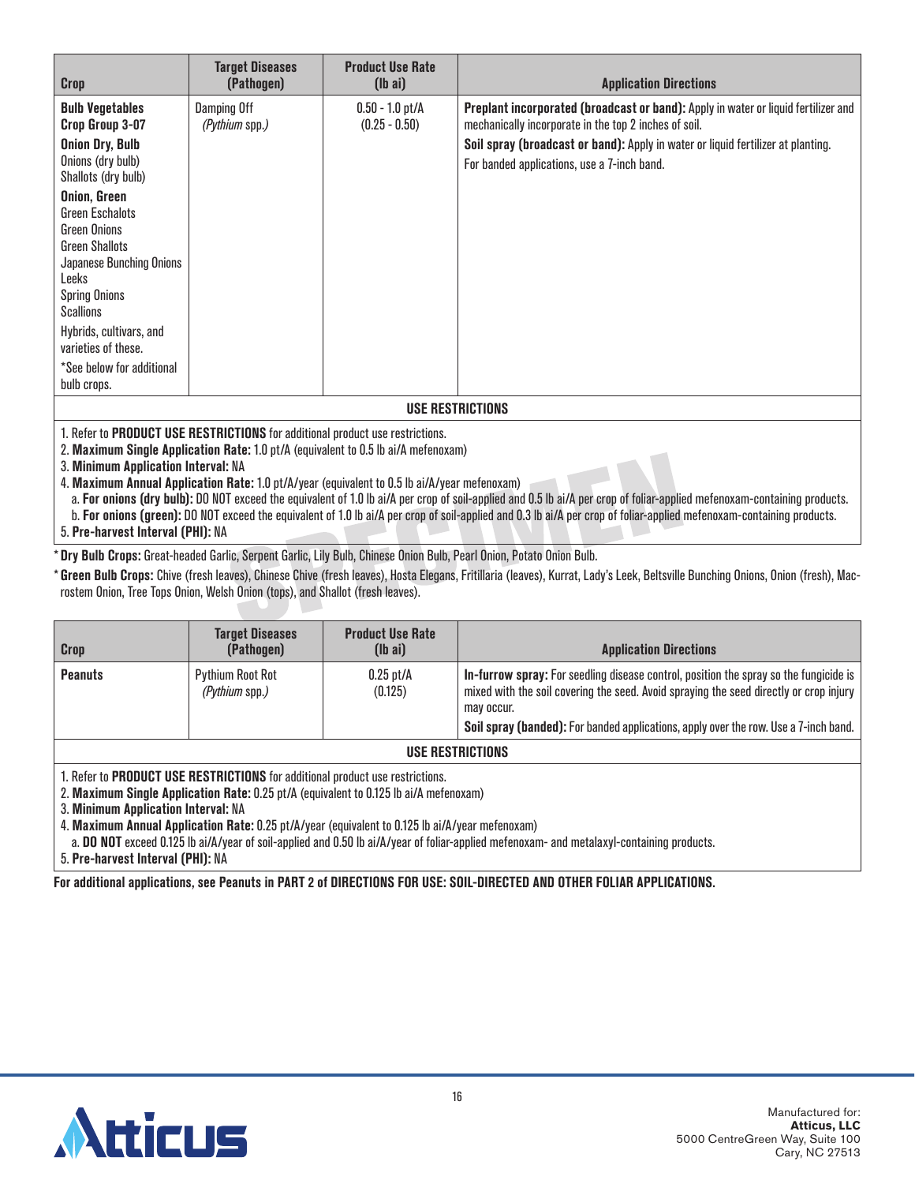| Crop | Target Diseases (Pathogen) | Product Use Rate (lb ai) | Application Directions |
|---|---|---|---|
| **Bulb Vegetables Crop Group 3-07**<br>**Onion Dry, Bulb**<br>Onions (dry bulb)<br>Shallots (dry bulb)<br>**Onion, Green**<br>Green Eschalots<br>Green Onions<br>Green Shallots<br>Japanese Bunching Onions<br>Leeks<br>Spring Onions<br>Scallions<br>Hybrids, cultivars, and varieties of these.<br>*See below for additional bulb crops. | Damping Off<br>(*Pythium* spp.) | 0.50 - 1.0 pt/A<br>(0.25 - 0.50) | **Preplant incorporated (broadcast or band):** Apply in water or liquid fertilizer and mechanically incorporate in the top 2 inches of soil.<br>**Soil spray (broadcast or band):** Apply in water or liquid fertilizer at planting. For banded applications, use a 7-inch band. |

**USE RESTRICTIONS**

1. Refer to **PRODUCT USE RESTRICTIONS** for additional product use restrictions.
2. **Maximum Single Application Rate:** 1.0 pt/A (equivalent to 0.5 lb ai/A mefenoxam)
3. **Minimum Application Interval:** NA
4. **Maximum Annual Application Rate:** 1.0 pt/A/year (equivalent to 0.5 lb ai/A/year mefenoxam)
   a. **For onions (dry bulb):** DO NOT exceed the equivalent of 1.0 lb ai/A per crop of soil-applied and 0.5 lb ai/A per crop of foliar-applied mefenoxam-containing products.
   b. **For onions (green):** DO NOT exceed the equivalent of 1.0 lb ai/A per crop of soil-applied and 0.3 lb ai/A per crop of foliar-applied mefenoxam-containing products.
5. **Pre-harvest Interval (PHI):** NA

\* **Dry Bulb Crops:** Great-headed Garlic, Serpent Garlic, Lily Bulb, Chinese Onion Bulb, Pearl Onion, Potato Onion Bulb.

\* **Green Bulb Crops:** Chive (fresh leaves), Chinese Chive (fresh leaves), Hosta Elegans, Fritillaria (leaves), Kurrat, Lady's Leek, Beltsville Bunching Onions, Onion (fresh), Macrostem Onion, Tree Tops Onion, Welsh Onion (tops), and Shallot (fresh leaves).

| Crop | Target Diseases (Pathogen) | Product Use Rate (lb ai) | Application Directions |
|---|---|---|---|
| **Peanuts** | Pythium Root Rot<br>(*Pythium* spp.) | 0.25 pt/A<br>(0.125) | **In-furrow spray:** For seedling disease control, position the spray so the fungicide is mixed with the soil covering the seed. Avoid spraying the seed directly or crop injury may occur.<br>**Soil spray (banded):** For banded applications, apply over the row. Use a 7-inch band. |

**USE RESTRICTIONS**

1. Refer to **PRODUCT USE RESTRICTIONS** for additional product use restrictions.
2. **Maximum Single Application Rate:** 0.25 pt/A (equivalent to 0.125 lb ai/A mefenoxam)
3. **Minimum Application Interval:** NA
4. **Maximum Annual Application Rate:** 0.25 pt/A/year (equivalent to 0.125 lb ai/A/year mefenoxam)
   a. **DO NOT** exceed 0.125 lb ai/A/year of soil-applied and 0.50 lb ai/A/year of foliar-applied mefenoxam- and metalaxyl-containing products.
5. **Pre-harvest Interval (PHI):** NA

**For additional applications, see Peanuts in PART 2 of DIRECTIONS FOR USE: SOIL-DIRECTED AND OTHER FOLIAR APPLICATIONS.**

Manufactured for:
**Atticus, LLC**
5000 CentreGreen Way, Suite 100
Cary, NC 27513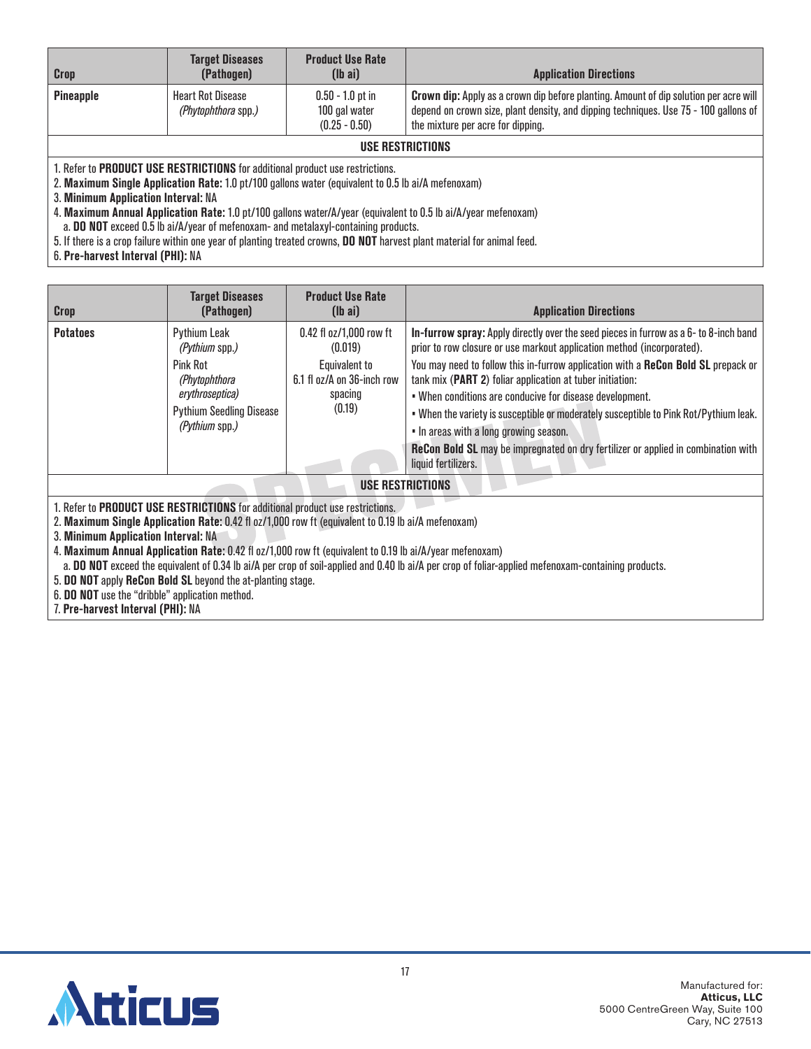| Crop | Target Diseases (Pathogen) | Product Use Rate (lb ai) | Application Directions |
|---|---|---|---|
| **Pineapple** | Heart Rot Disease *(Phytophthora* spp.*)* | 0.50 - 1.0 pt in 100 gal water (0.25 - 0.50) | **Crown dip:** Apply as a crown dip before planting. Amount of dip solution per acre will depend on crown size, plant density, and dipping techniques. Use 75 - 100 gallons of the mixture per acre for dipping. |

**USE RESTRICTIONS**

1. Refer to **PRODUCT USE RESTRICTIONS** for additional product use restrictions.
2. **Maximum Single Application Rate:** 1.0 pt/100 gallons water (equivalent to 0.5 lb ai/A mefenoxam)
3. **Minimum Application Interval:** NA
4. **Maximum Annual Application Rate:** 1.0 pt/100 gallons water/A/year (equivalent to 0.5 lb ai/A/year mefenoxam)
   a. **DO NOT** exceed 0.5 lb ai/A/year of mefenoxam- and metalaxyl-containing products.
5. If there is a crop failure within one year of planting treated crowns, **DO NOT** harvest plant material for animal feed.
6. **Pre-harvest Interval (PHI):** NA

| Crop | Target Diseases (Pathogen) | Product Use Rate (lb ai) | Application Directions |
|---|---|---|---|
| **Potatoes** | Pythium Leak *(Pythium* spp.*)*<br>Pink Rot *(Phytophthora erythroseptica)*<br>Pythium Seedling Disease *(Pythium* spp.*)* | 0.42 fl oz/1,000 row ft (0.019)<br>Equivalent to 6.1 fl oz/A on 36-inch row spacing (0.19) | **In-furrow spray:** Apply directly over the seed pieces in furrow as a 6- to 8-inch band prior to row closure or use markout application method (incorporated).<br>You may need to follow this in-furrow application with a **ReCon Bold SL** prepack or tank mix (**PART 2**) foliar application at tuber initiation:<br>• When conditions are conducive for disease development.<br>• When the variety is susceptible or moderately susceptible to Pink Rot/Pythium leak.<br>• In areas with a long growing season.<br>**ReCon Bold SL** may be impregnated on dry fertilizer or applied in combination with liquid fertilizers. |

**USE RESTRICTIONS**

1. Refer to **PRODUCT USE RESTRICTIONS** for additional product use restrictions.
2. **Maximum Single Application Rate:** 0.42 fl oz/1,000 row ft (equivalent to 0.19 lb ai/A mefenoxam)
3. **Minimum Application Interval:** NA
4. **Maximum Annual Application Rate:** 0.42 fl oz/1,000 row ft (equivalent to 0.19 lb ai/A/year mefenoxam)
   a. **DO NOT** exceed the equivalent of 0.34 lb ai/A per crop of soil-applied and 0.40 lb ai/A per crop of foliar-applied mefenoxam-containing products.
5. **DO NOT** apply **ReCon Bold SL** beyond the at-planting stage.
6. **DO NOT** use the "dribble" application method.
7. **Pre-harvest Interval (PHI):** NA

Manufactured for:
**Atticus, LLC**
5000 CentreGreen Way, Suite 100
Cary, NC 27513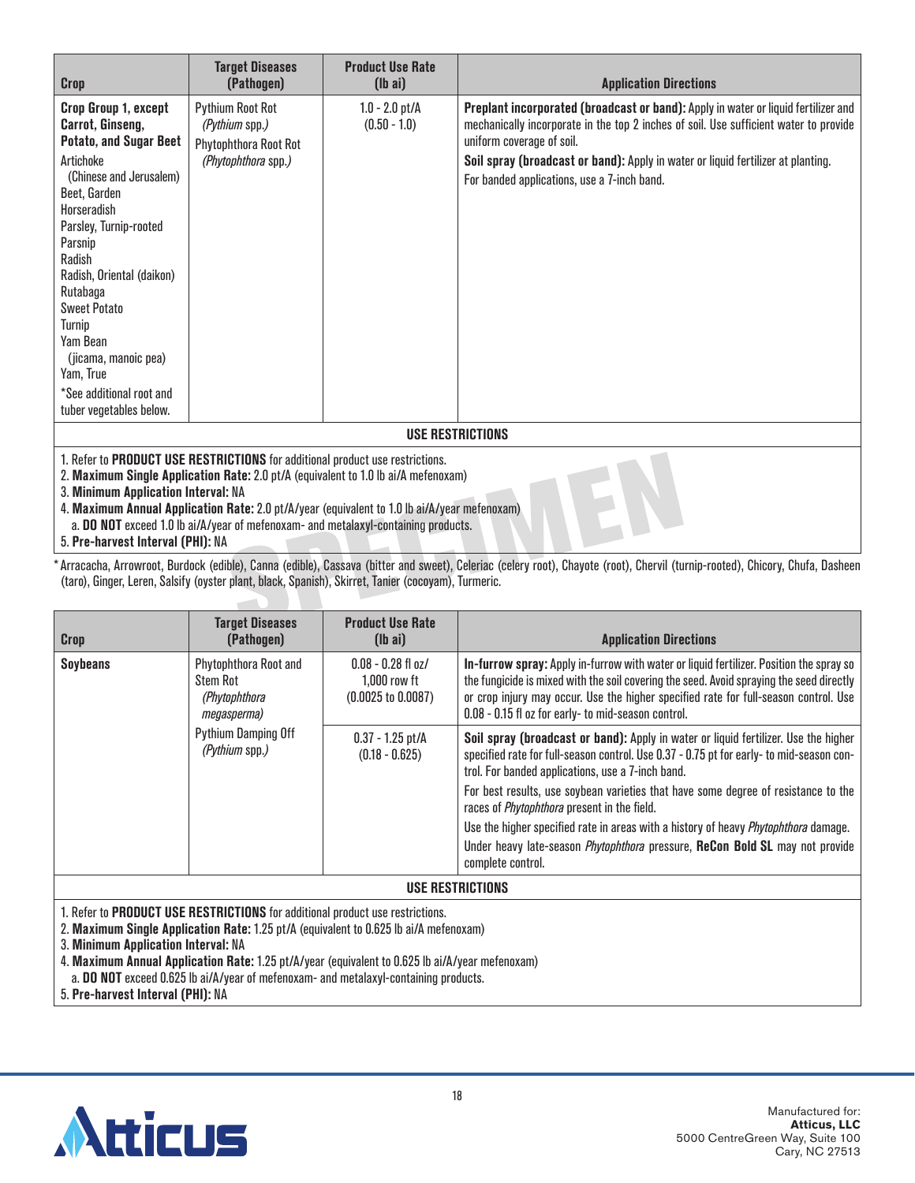| Crop | Target Diseases (Pathogen) | Product Use Rate (lb ai) | Application Directions |
|---|---|---|---|
| **Crop Group 1, except Carrot, Ginseng, Potato, and Sugar Beet**<br>Artichoke (Chinese and Jerusalem)<br>Beet, Garden<br>Horseradish<br>Parsley, Turnip-rooted<br>Parsnip<br>Radish<br>Radish, Oriental (daikon)<br>Rutabaga<br>Sweet Potato<br>Turnip<br>Yam Bean (jicama, manoic pea)<br>Yam, True<br>*See additional root and tuber vegetables below. | Pythium Root Rot (*Pythium* spp.)<br>Phytophthora Root Rot (*Phytophthora* spp.) | 1.0 - 2.0 pt/A (0.50 - 1.0) | **Preplant incorporated (broadcast or band):** Apply in water or liquid fertilizer and mechanically incorporate in the top 2 inches of soil. Use sufficient water to provide uniform coverage of soil.<br>**Soil spray (broadcast or band):** Apply in water or liquid fertilizer at planting. For banded applications, use a 7-inch band. |

**USE RESTRICTIONS**

1. Refer to **PRODUCT USE RESTRICTIONS** for additional product use restrictions.
2. **Maximum Single Application Rate:** 2.0 pt/A (equivalent to 1.0 lb ai/A mefenoxam)
3. **Minimum Application Interval:** NA
4. **Maximum Annual Application Rate:** 2.0 pt/A/year (equivalent to 1.0 lb ai/A/year mefenoxam)
   a. **DO NOT** exceed 1.0 lb ai/A/year of mefenoxam- and metalaxyl-containing products.
5. **Pre-harvest Interval (PHI):** NA

*Arracacha, Arrowroot, Burdock (edible), Canna (edible), Cassava (bitter and sweet), Celeriac (celery root), Chayote (root), Chervil (turnip-rooted), Chicory, Chufa, Dasheen (taro), Ginger, Leren, Salsify (oyster plant, black, Spanish), Skirret, Tanier (cocoyam), Turmeric.

| Crop | Target Diseases (Pathogen) | Product Use Rate (lb ai) | Application Directions |
|---|---|---|---|
| **Soybeans** | Phytophthora Root and Stem Rot (*Phytophthora megasperma*)<br>Pythium Damping Off (*Pythium* spp.) | 0.08 - 0.28 fl oz/ 1,000 row ft (0.0025 to 0.0087) | **In-furrow spray:** Apply in-furrow with water or liquid fertilizer. Position the spray so the fungicide is mixed with the soil covering the seed. Avoid spraying the seed directly or crop injury may occur. Use the higher specified rate for full-season control. Use 0.08 - 0.15 fl oz for early- to mid-season control. |
| | | 0.37 - 1.25 pt/A (0.18 - 0.625) | **Soil spray (broadcast or band):** Apply in water or liquid fertilizer. Use the higher specified rate for full-season control. Use 0.37 - 0.75 pt for early- to mid-season control. For banded applications, use a 7-inch band.<br>For best results, use soybean varieties that have some degree of resistance to the races of *Phytophthora* present in the field.<br>Use the higher specified rate in areas with a history of heavy *Phytophthora* damage.<br>Under heavy late-season *Phytophthora* pressure, **ReCon Bold SL** may not provide complete control. |

**USE RESTRICTIONS**

1. Refer to **PRODUCT USE RESTRICTIONS** for additional product use restrictions.
2. **Maximum Single Application Rate:** 1.25 pt/A (equivalent to 0.625 lb ai/A mefenoxam)
3. **Minimum Application Interval:** NA
4. **Maximum Annual Application Rate:** 1.25 pt/A/year (equivalent to 0.625 lb ai/A/year mefenoxam)
   a. **DO NOT** exceed 0.625 lb ai/A/year of mefenoxam- and metalaxyl-containing products.
5. **Pre-harvest Interval (PHI):** NA

Manufactured for:
**Atticus, LLC**
5000 CentreGreen Way, Suite 100
Cary, NC 27513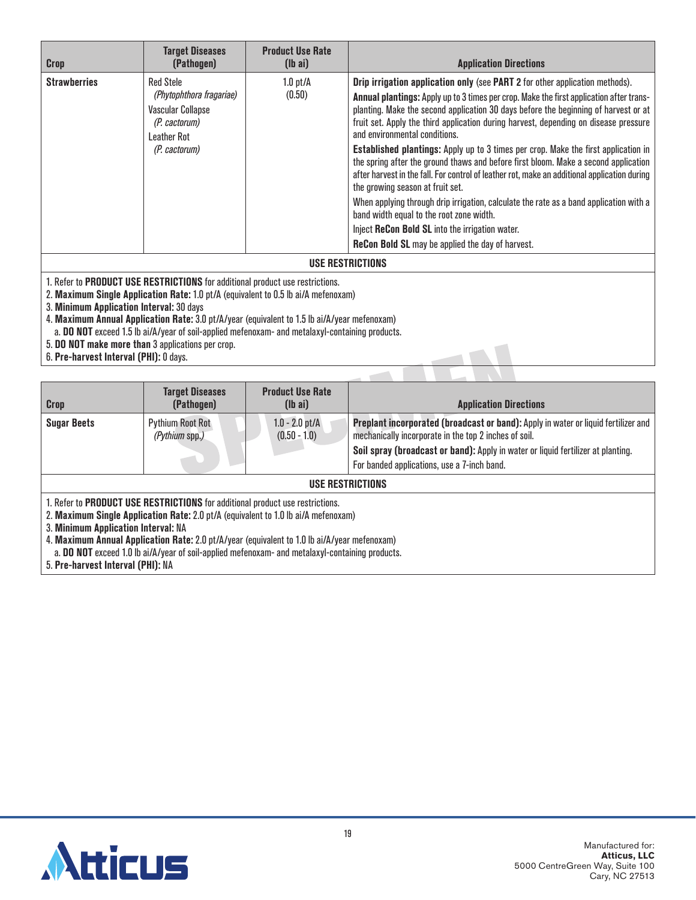| Crop | Target Diseases (Pathogen) | Product Use Rate (lb ai) | Application Directions |
|---|---|---|---|
| **Strawberries** | Red Stele *(Phytophthora fragariae)*<br>Vascular Collapse *(P. cactorum)*<br>Leather Rot *(P. cactorum)* | 1.0 pt/A (0.50) | **Drip irrigation application only** (see **PART 2** for other application methods).<br>**Annual plantings:** Apply up to 3 times per crop. Make the first application after transplanting. Make the second application 30 days before the beginning of harvest or at fruit set. Apply the third application during harvest, depending on disease pressure and environmental conditions.<br>**Established plantings:** Apply up to 3 times per crop. Make the first application in the spring after the ground thaws and before first bloom. Make a second application after harvest in the fall. For control of leather rot, make an additional application during the growing season at fruit set.<br>When applying through drip irrigation, calculate the rate as a band application with a band width equal to the root zone width.<br>Inject **ReCon Bold SL** into the irrigation water.<br>**ReCon Bold SL** may be applied the day of harvest. |

**USE RESTRICTIONS**

1. Refer to **PRODUCT USE RESTRICTIONS** for additional product use restrictions.
2. **Maximum Single Application Rate:** 1.0 pt/A (equivalent to 0.5 lb ai/A mefenoxam)
3. **Minimum Application Interval:** 30 days
4. **Maximum Annual Application Rate:** 3.0 pt/A/year (equivalent to 1.5 lb ai/A/year mefenoxam)
   a. **DO NOT** exceed 1.5 lb ai/A/year of soil-applied mefenoxam- and metalaxyl-containing products.
5. **DO NOT make more than** 3 applications per crop.
6. **Pre-harvest Interval (PHI):** 0 days.

| Crop | Target Diseases (Pathogen) | Product Use Rate (lb ai) | Application Directions |
|---|---|---|---|
| **Sugar Beets** | Pythium Root Rot *(Pythium spp.)* | 1.0 - 2.0 pt/A (0.50 - 1.0) | **Preplant incorporated (broadcast or band):** Apply in water or liquid fertilizer and mechanically incorporate in the top 2 inches of soil.<br>**Soil spray (broadcast or band):** Apply in water or liquid fertilizer at planting.<br>For banded applications, use a 7-inch band. |

**USE RESTRICTIONS**

1. Refer to **PRODUCT USE RESTRICTIONS** for additional product use restrictions.
2. **Maximum Single Application Rate:** 2.0 pt/A (equivalent to 1.0 lb ai/A mefenoxam)
3. **Minimum Application Interval:** NA
4. **Maximum Annual Application Rate:** 2.0 pt/A/year (equivalent to 1.0 lb ai/A/year mefenoxam)
   a. **DO NOT** exceed 1.0 lb ai/A/year of soil-applied mefenoxam- and metalaxyl-containing products.
5. **Pre-harvest Interval (PHI):** NA

Manufactured for:
**Atticus, LLC**
5000 CentreGreen Way, Suite 100
Cary, NC 27513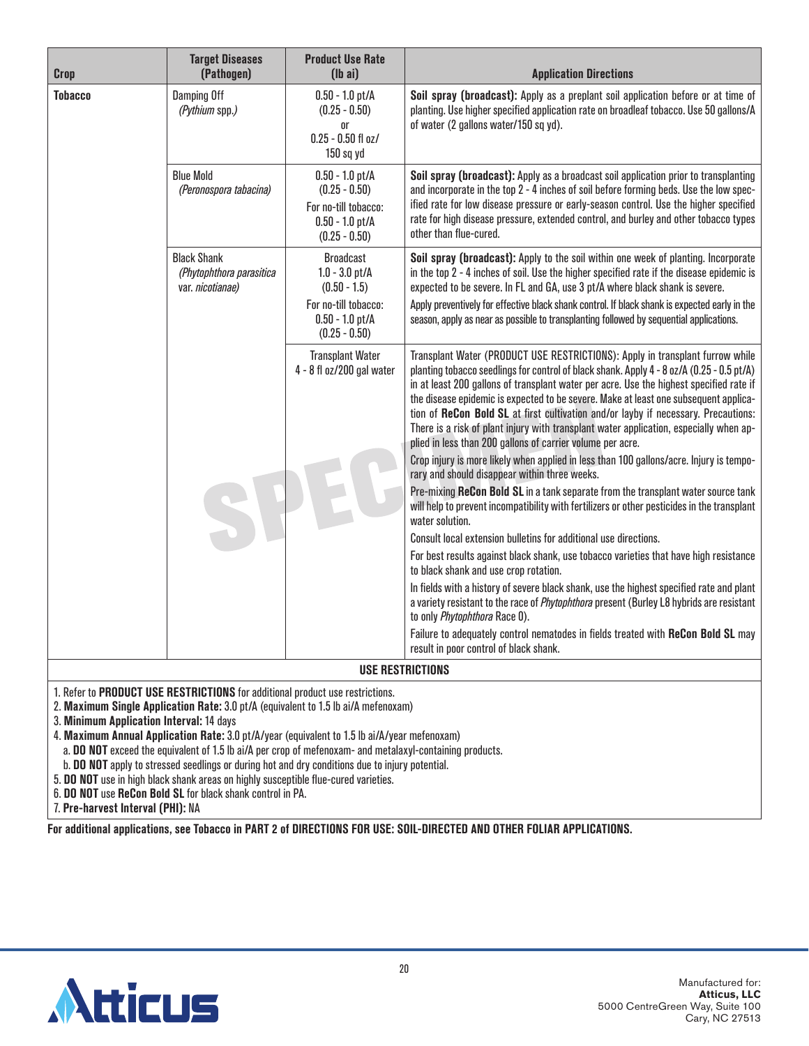| Crop | Target Diseases (Pathogen) | Product Use Rate (lb ai) | Application Directions |
|---|---|---|---|
| **Tobacco** | Damping Off *(Pythium spp.)* | 0.50 - 1.0 pt/A (0.25 - 0.50) or 0.25 - 0.50 fl oz/ 150 sq yd | **Soil spray (broadcast):** Apply as a preplant soil application before or at time of planting. Use higher specified application rate on broadleaf tobacco. Use 50 gallons/A of water (2 gallons water/150 sq yd). |
| | Blue Mold *(Peronospora tabacina)* | 0.50 - 1.0 pt/A (0.25 - 0.50) For no-till tobacco: 0.50 - 1.0 pt/A (0.25 - 0.50) | **Soil spray (broadcast):** Apply as a broadcast soil application prior to transplanting and incorporate in the top 2 - 4 inches of soil before forming beds. Use the low specified rate for low disease pressure or early-season control. Use the higher specified rate for high disease pressure, extended control, and burley and other tobacco types other than flue-cured. |
| | Black Shank *(Phytophthora parasitica* var. *nicotianae)* | Broadcast 1.0 - 3.0 pt/A (0.50 - 1.5) For no-till tobacco: 0.50 - 1.0 pt/A (0.25 - 0.50) | **Soil spray (broadcast):** Apply to the soil within one week of planting. Incorporate in the top 2 - 4 inches of soil. Use the higher specified rate if the disease epidemic is expected to be severe. In FL and GA, use 3 pt/A where black shank is severe. Apply preventively for effective black shank control. If black shank is expected early in the season, apply as near as possible to transplanting followed by sequential applications. |
| | | Transplant Water 4 - 8 fl oz/200 gal water | Transplant Water (PRODUCT USE RESTRICTIONS): Apply in transplant furrow while planting tobacco seedlings for control of black shank. Apply 4 - 8 oz/A (0.25 - 0.5 pt/A) in at least 200 gallons of transplant water per acre. Use the highest specified rate if the disease epidemic is expected to be severe. Make at least one subsequent application of **ReCon Bold SL** at first cultivation and/or layby if necessary. Precautions: There is a risk of plant injury with transplant water application, especially when applied in less than 200 gallons of carrier volume per acre. Crop injury is more likely when applied in less than 100 gallons/acre. Injury is temporary and should disappear within three weeks. Pre-mixing **ReCon Bold SL** in a tank separate from the transplant water source tank will help to prevent incompatibility with fertilizers or other pesticides in the transplant water solution. Consult local extension bulletins for additional use directions. For best results against black shank, use tobacco varieties that have high resistance to black shank and use crop rotation. In fields with a history of severe black shank, use the highest specified rate and plant a variety resistant to the race of *Phytophthora* present (Burley L8 hybrids are resistant to only *Phytophthora* Race 0). Failure to adequately control nematodes in fields treated with **ReCon Bold SL** may result in poor control of black shank. |

**USE RESTRICTIONS**

1. Refer to **PRODUCT USE RESTRICTIONS** for additional product use restrictions.
2. **Maximum Single Application Rate:** 3.0 pt/A (equivalent to 1.5 lb ai/A mefenoxam)
3. **Minimum Application Interval:** 14 days
4. **Maximum Annual Application Rate:** 3.0 pt/A/year (equivalent to 1.5 lb ai/A/year mefenoxam)
   a. **DO NOT** exceed the equivalent of 1.5 lb ai/A per crop of mefenoxam- and metalaxyl-containing products.
   b. **DO NOT** apply to stressed seedlings or during hot and dry conditions due to injury potential.
5. **DO NOT** use in high black shank areas on highly susceptible flue-cured varieties.
6. **DO NOT** use **ReCon Bold SL** for black shank control in PA.
7. **Pre-harvest Interval (PHI):** NA

**For additional applications, see Tobacco in PART 2 of DIRECTIONS FOR USE: SOIL-DIRECTED AND OTHER FOLIAR APPLICATIONS.**

Manufactured for:
**Atticus, LLC**
5000 CentreGreen Way, Suite 100
Cary, NC 27513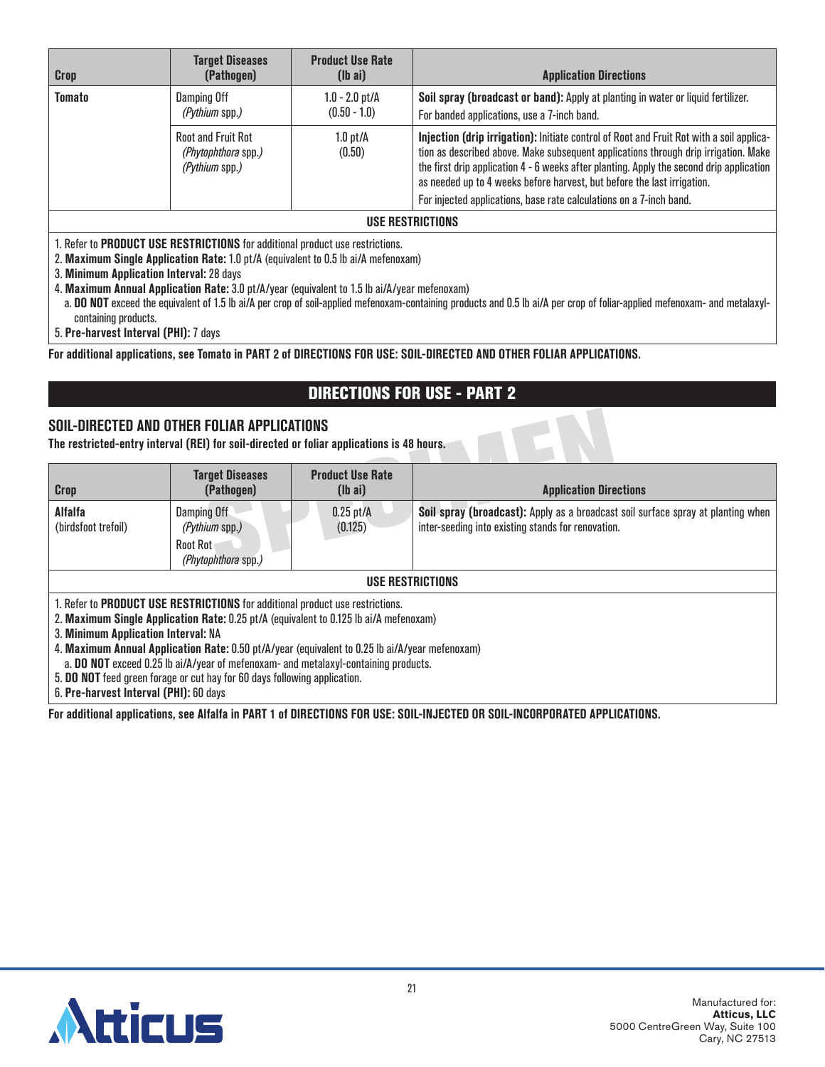| Crop | Target Diseases (Pathogen) | Product Use Rate (lb ai) | Application Directions |
|---|---|---|---|
| **Tomato** | Damping Off *(Pythium spp.)* | 1.0 - 2.0 pt/A (0.50 - 1.0) | **Soil spray (broadcast or band):** Apply at planting in water or liquid fertilizer. For banded applications, use a 7-inch band. |
| | Root and Fruit Rot *(Phytophthora spp.)* *(Pythium spp.)* | 1.0 pt/A (0.50) | **Injection (drip irrigation):** Initiate control of Root and Fruit Rot with a soil application as described above. Make subsequent applications through drip irrigation. Make the first drip application 4 - 6 weeks after planting. Apply the second drip application as needed up to 4 weeks before harvest, but before the last irrigation. For injected applications, base rate calculations on a 7-inch band. |

**USE RESTRICTIONS**

1. Refer to **PRODUCT USE RESTRICTIONS** for additional product use restrictions.
2. **Maximum Single Application Rate:** 1.0 pt/A (equivalent to 0.5 lb ai/A mefenoxam)
3. **Minimum Application Interval:** 28 days
4. **Maximum Annual Application Rate:** 3.0 pt/A/year (equivalent to 1.5 lb ai/A/year mefenoxam)
   a. **DO NOT** exceed the equivalent of 1.5 lb ai/A per crop of soil-applied mefenoxam-containing products and 0.5 lb ai/A per crop of foliar-applied mefenoxam- and metalaxyl-containing products.
5. **Pre-harvest Interval (PHI):** 7 days

**For additional applications, see Tomato in PART 2 of DIRECTIONS FOR USE: SOIL-DIRECTED AND OTHER FOLIAR APPLICATIONS.**

# DIRECTIONS FOR USE - PART 2

## SOIL-DIRECTED AND OTHER FOLIAR APPLICATIONS

**The restricted-entry interval (REI) for soil-directed or foliar applications is 48 hours.**

| Crop | Target Diseases (Pathogen) | Product Use Rate (lb ai) | Application Directions |
|---|---|---|---|
| **Alfalfa** (birdsfoot trefoil) | Damping Off *(Pythium spp.)* Root Rot *(Phytophthora spp.)* | 0.25 pt/A (0.125) | **Soil spray (broadcast):** Apply as a broadcast soil surface spray at planting when inter-seeding into existing stands for renovation. |

**USE RESTRICTIONS**

1. Refer to **PRODUCT USE RESTRICTIONS** for additional product use restrictions.
2. **Maximum Single Application Rate:** 0.25 pt/A (equivalent to 0.125 lb ai/A mefenoxam)
3. **Minimum Application Interval:** NA
4. **Maximum Annual Application Rate:** 0.50 pt/A/year (equivalent to 0.25 lb ai/A/year mefenoxam)
   a. **DO NOT** exceed 0.25 lb ai/A/year of mefenoxam- and metalaxyl-containing products.
5. **DO NOT** feed green forage or cut hay for 60 days following application.
6. **Pre-harvest Interval (PHI):** 60 days

**For additional applications, see Alfalfa in PART 1 of DIRECTIONS FOR USE: SOIL-INJECTED OR SOIL-INCORPORATED APPLICATIONS.**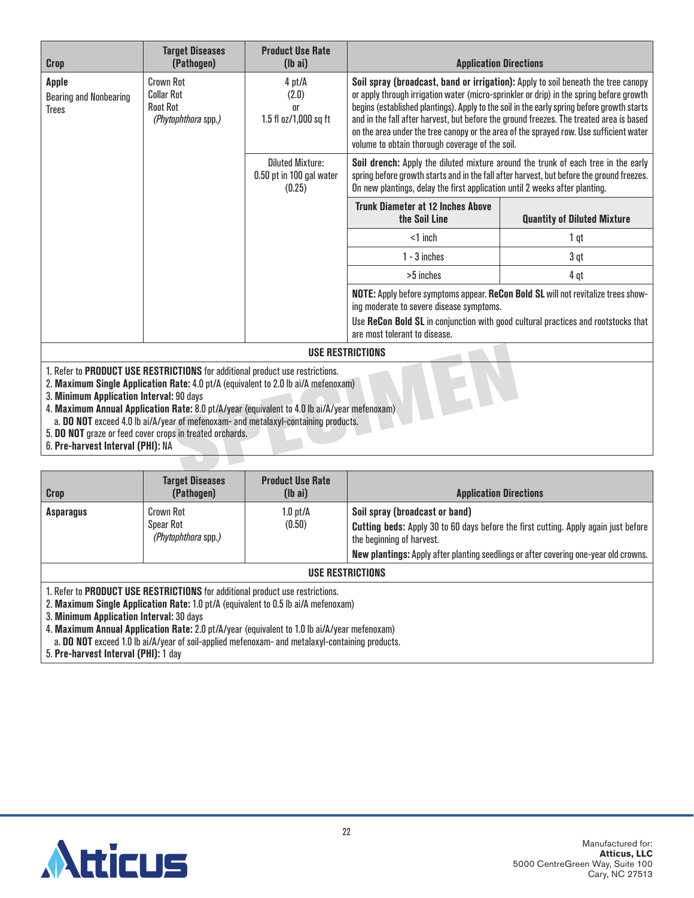| Crop | Target Diseases (Pathogen) | Product Use Rate (lb ai) | Application Directions | |
|---|---|---|---|---|
| **Apple** Bearing and Nonbearing Trees | Crown Rot Collar Rot Root Rot *(Phytophthora* spp.) | 4 pt/A (2.0) or 1.5 fl oz/1,000 sq ft | **Soil spray (broadcast, band or irrigation):** Apply to soil beneath the tree canopy or apply through irrigation water (micro-sprinkler or drip) in the spring before growth begins (established plantings). Apply to the soil in the early spring before growth starts and in the fall after harvest, but before the ground freezes. The treated area is based on the area under the tree canopy or the area of the sprayed row. Use sufficient water volume to obtain thorough coverage of the soil. | |
| | | Diluted Mixture: 0.50 pt in 100 gal water (0.25) | **Soil drench:** Apply the diluted mixture around the trunk of each tree in the early spring before growth starts and in the fall after harvest, but before the ground freezes. On new plantings, delay the first application until 2 weeks after planting. | |
| | | | **Trunk Diameter at 12 Inches Above the Soil Line** | **Quantity of Diluted Mixture** |
| | | | <1 inch | 1 qt |
| | | | 1 - 3 inches | 3 qt |
| | | | >5 inches | 4 qt |
| | | | **NOTE:** Apply before symptoms appear. **ReCon Bold SL** will not revitalize trees showing moderate to severe disease symptoms. Use **ReCon Bold SL** in conjunction with good cultural practices and rootstocks that are most tolerant to disease. | |

**USE RESTRICTIONS**

1. Refer to **PRODUCT USE RESTRICTIONS** for additional product use restrictions.
2. **Maximum Single Application Rate:** 4.0 pt/A (equivalent to 2.0 lb ai/A mefenoxam)
3. **Minimum Application Interval:** 90 days
4. **Maximum Annual Application Rate:** 8.0 pt/A/year (equivalent to 4.0 lb ai/A/year mefenoxam)
   a. **DO NOT** exceed 4.0 lb ai/A/year of mefenoxam- and metalaxyl-containing products.
5. **DO NOT** graze or feed cover crops in treated orchards.
6. **Pre-harvest Interval (PHI):** NA

| Crop | Target Diseases (Pathogen) | Product Use Rate (lb ai) | Application Directions |
|---|---|---|---|
| **Asparagus** | Crown Rot Spear Rot *(Phytophthora* spp.) | 1.0 pt/A (0.50) | **Soil spray (broadcast or band)** **Cutting beds:** Apply 30 to 60 days before the first cutting. Apply again just before the beginning of harvest. **New plantings:** Apply after planting seedlings or after covering one-year old crowns. |

**USE RESTRICTIONS**

1. Refer to **PRODUCT USE RESTRICTIONS** for additional product use restrictions.
2. **Maximum Single Application Rate:** 1.0 pt/A (equivalent to 0.5 lb ai/A mefenoxam)
3. **Minimum Application Interval:** 30 days
4. **Maximum Annual Application Rate:** 2.0 pt/A/year (equivalent to 1.0 lb ai/A/year mefenoxam)
   a. **DO NOT** exceed 1.0 lb ai/A/year of soil-applied mefenoxam- and metalaxyl-containing products.
5. **Pre-harvest Interval (PHI):** 1 day

Manufactured for:
**Atticus, LLC**
5000 CentreGreen Way, Suite 100
Cary, NC 27513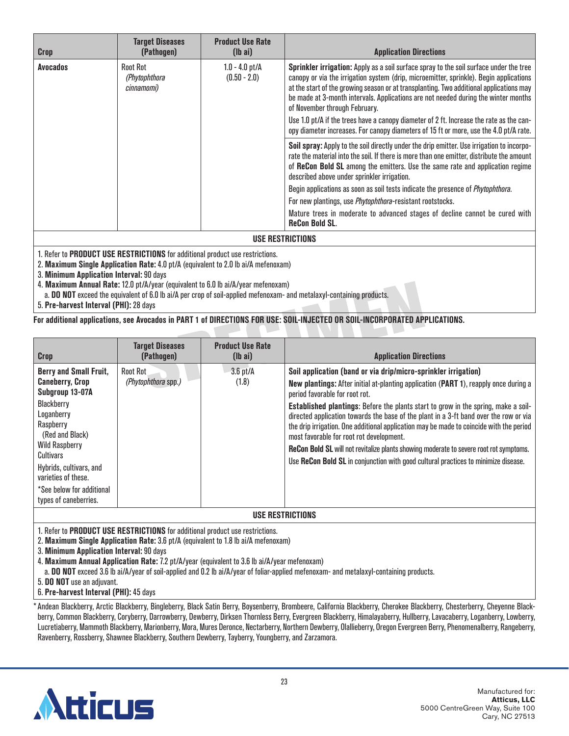| Crop | Target Diseases (Pathogen) | Product Use Rate (lb ai) | Application Directions |
|---|---|---|---|
| **Avocados** | Root Rot *(Phytophthora cinnamomi)* | 1.0 - 4.0 pt/A (0.50 - 2.0) | **Sprinkler irrigation:** Apply as a soil surface spray to the soil surface under the tree canopy or via the irrigation system (drip, microemitter, sprinkle). Begin applications at the start of the growing season or at transplanting. Two additional applications may be made at 3-month intervals. Applications are not needed during the winter months of November through February.<br><br>Use 1.0 pt/A if the trees have a canopy diameter of 2 ft. Increase the rate as the canopy diameter increases. For canopy diameters of 15 ft or more, use the 4.0 pt/A rate. |
| | | | **Soil spray:** Apply to the soil directly under the drip emitter. Use irrigation to incorporate the material into the soil. If there is more than one emitter, distribute the amount of **ReCon Bold SL** among the emitters. Use the same rate and application regime described above under sprinkler irrigation.<br><br>Begin applications as soon as soil tests indicate the presence of *Phytophthora*.<br><br>For new plantings, use *Phytophthora*-resistant rootstocks.<br><br>Mature trees in moderate to advanced stages of decline cannot be cured with **ReCon Bold SL**. |

**USE RESTRICTIONS**

1. Refer to **PRODUCT USE RESTRICTIONS** for additional product use restrictions.
2. **Maximum Single Application Rate:** 4.0 pt/A (equivalent to 2.0 lb ai/A mefenoxam)
3. **Minimum Application Interval:** 90 days
4. **Maximum Annual Rate:** 12.0 pt/A/year (equivalent to 6.0 lb ai/A/year mefenoxam)
   a. **DO NOT** exceed the equivalent of 6.0 lb ai/A per crop of soil-applied mefenoxam- and metalaxyl-containing products.
5. **Pre-harvest Interval (PHI):** 28 days

**For additional applications, see Avocados in PART 1 of DIRECTIONS FOR USE: SOIL-INJECTED OR SOIL-INCORPORATED APPLICATIONS.**

| Crop | Target Diseases (Pathogen) | Product Use Rate (lb ai) | Application Directions |
|---|---|---|---|
| **Berry and Small Fruit, Caneberry, Crop Subgroup 13-07A**<br>Blackberry<br>Loganberry<br>Raspberry (Red and Black)<br>Wild Raspberry<br>Cultivars<br>Hybrids, cultivars, and varieties of these.<br>*See below for additional types of caneberries. | Root Rot *(Phytophthora spp.)* | 3.6 pt/A (1.8) | **Soil application (band or via drip/micro-sprinkler irrigation)**<br>**New plantings:** After initial at-planting application (**PART 1**), reapply once during a period favorable for root rot.<br>**Established plantings**: Before the plants start to grow in the spring, make a soil-directed application towards the base of the plant in a 3-ft band over the row or via the drip irrigation. One additional application may be made to coincide with the period most favorable for root rot development.<br>**ReCon Bold SL** will not revitalize plants showing moderate to severe root rot symptoms.<br>Use **ReCon Bold SL** in conjunction with good cultural practices to minimize disease. |

**USE RESTRICTIONS**

1. Refer to **PRODUCT USE RESTRICTIONS** for additional product use restrictions.
2. **Maximum Single Application Rate:** 3.6 pt/A (equivalent to 1.8 lb ai/A mefenoxam)
3. **Minimum Application Interval:** 90 days
4. **Maximum Annual Application Rate:** 7.2 pt/A/year (equivalent to 3.6 lb ai/A/year mefenoxam)
   a. **DO NOT** exceed 3.6 lb ai/A/year of soil-applied and 0.2 lb ai/A/year of foliar-applied mefenoxam- and metalaxyl-containing products.
5. **DO NOT** use an adjuvant.
6. **Pre-harvest Interval (PHI):** 45 days

*Andean Blackberry, Arctic Blackberry, Bingleberry, Black Satin Berry, Boysenberry, Brombeere, California Blackberry, Cherokee Blackberry, Chesterberry, Cheyenne Blackberry, Common Blackberry, Coryberry, Darrowberry, Dewberry, Dirksen Thornless Berry, Evergreen Blackberry, Himalayaberry, Hullberry, Lavacaberry, Loganberry, Lowberry, Lucretiaberry, Mammoth Blackberry, Marionberry, Mora, Mures Deronce, Nectarberry, Northern Dewberry, Olallieberry, Oregon Evergreen Berry, Phenomenalberry, Rangeberry, Ravenberry, Rossberry, Shawnee Blackberry, Southern Dewberry, Tayberry, Youngberry, and Zarzamora.

Manufactured for:
**Atticus, LLC**
5000 CentreGreen Way, Suite 100
Cary, NC 27513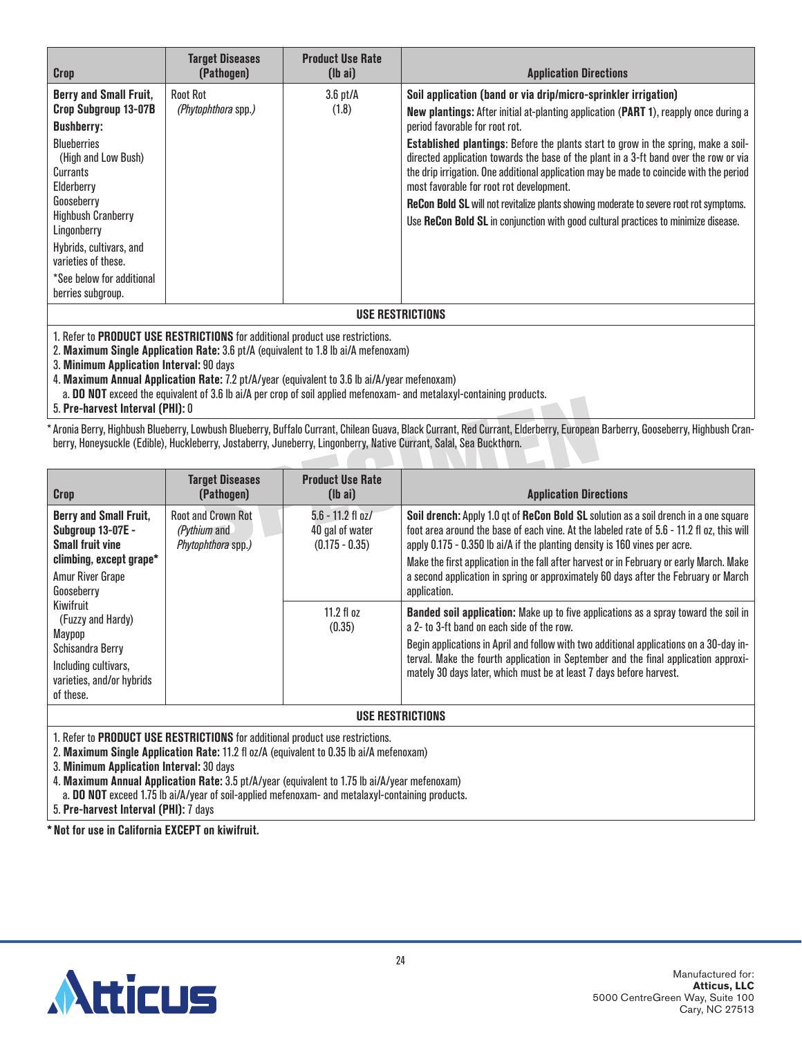| Crop | Target Diseases (Pathogen) | Product Use Rate (lb ai) | Application Directions |
|---|---|---|---|
| **Berry and Small Fruit, Crop Subgroup 13-07B**<br>**Bushberry:**<br>Blueberries (High and Low Bush)<br>Currants<br>Elderberry<br>Gooseberry<br>Highbush Cranberry<br>Lingonberry<br>Hybrids, cultivars, and varieties of these.<br>*See below for additional berries subgroup. | Root Rot (*Phytophthora* spp.) | 3.6 pt/A (1.8) | **Soil application (band or via drip/micro-sprinkler irrigation)**<br>**New plantings:** After initial at-planting application (**PART 1**), reapply once during a period favorable for root rot.<br>**Established plantings**: Before the plants start to grow in the spring, make a soil-directed application towards the base of the plant in a 3-ft band over the row or via the drip irrigation. One additional application may be made to coincide with the period most favorable for root rot development.<br>**ReCon Bold SL** will not revitalize plants showing moderate to severe root rot symptoms.<br>Use **ReCon Bold SL** in conjunction with good cultural practices to minimize disease. |

**USE RESTRICTIONS**

1. Refer to **PRODUCT USE RESTRICTIONS** for additional product use restrictions.
2. **Maximum Single Application Rate:** 3.6 pt/A (equivalent to 1.8 lb ai/A mefenoxam)
3. **Minimum Application Interval:** 90 days
4. **Maximum Annual Application Rate:** 7.2 pt/A/year (equivalent to 3.6 lb ai/A/year mefenoxam)
   a. **DO NOT** exceed the equivalent of 3.6 lb ai/A per crop of soil applied mefenoxam- and metalaxyl-containing products.
5. **Pre-harvest Interval (PHI):** 0

* Aronia Berry, Highbush Blueberry, Lowbush Blueberry, Buffalo Currant, Chilean Guava, Black Currant, Red Currant, Elderberry, European Barberry, Gooseberry, Highbush Cranberry, Honeysuckle (Edible), Huckleberry, Jostaberry, Juneberry, Lingonberry, Native Currant, Salal, Sea Buckthorn.

| Crop | Target Diseases (Pathogen) | Product Use Rate (lb ai) | Application Directions |
|---|---|---|---|
| **Berry and Small Fruit, Subgroup 13-07E - Small fruit vine climbing, except grape***<br>Amur River Grape<br>Gooseberry<br>Kiwifruit (Fuzzy and Hardy)<br>Maypop<br>Schisandra Berry<br>Including cultivars, varieties, and/or hybrids of these. | Root and Crown Rot (*Pythium* and *Phytophthora* spp.) | 5.6 - 11.2 fl oz/ 40 gal of water (0.175 - 0.35) | **Soil drench:** Apply 1.0 qt of **ReCon Bold SL** solution as a soil drench in a one square foot area around the base of each vine. At the labeled rate of 5.6 - 11.2 fl oz, this will apply 0.175 - 0.350 lb ai/A if the planting density is 160 vines per acre.<br>Make the first application in the fall after harvest or in February or early March. Make a second application in spring or approximately 60 days after the February or March application. |
| | | 11.2 fl oz (0.35) | **Banded soil application:** Make up to five applications as a spray toward the soil in a 2- to 3-ft band on each side of the row.<br>Begin applications in April and follow with two additional applications on a 30-day interval. Make the fourth application in September and the final application approximately 30 days later, which must be at least 7 days before harvest. |

**USE RESTRICTIONS**

1. Refer to **PRODUCT USE RESTRICTIONS** for additional product use restrictions.
2. **Maximum Single Application Rate:** 11.2 fl oz/A (equivalent to 0.35 lb ai/A mefenoxam)
3. **Minimum Application Interval:** 30 days
4. **Maximum Annual Application Rate:** 3.5 pt/A/year (equivalent to 1.75 lb ai/A/year mefenoxam)
   a. **DO NOT** exceed 1.75 lb ai/A/year of soil-applied mefenoxam- and metalaxyl-containing products.
5. **Pre-harvest Interval (PHI):** 7 days

**\* Not for use in California EXCEPT on kiwifruit.**

Manufactured for:
**Atticus, LLC**
5000 CentreGreen Way, Suite 100
Cary, NC 27513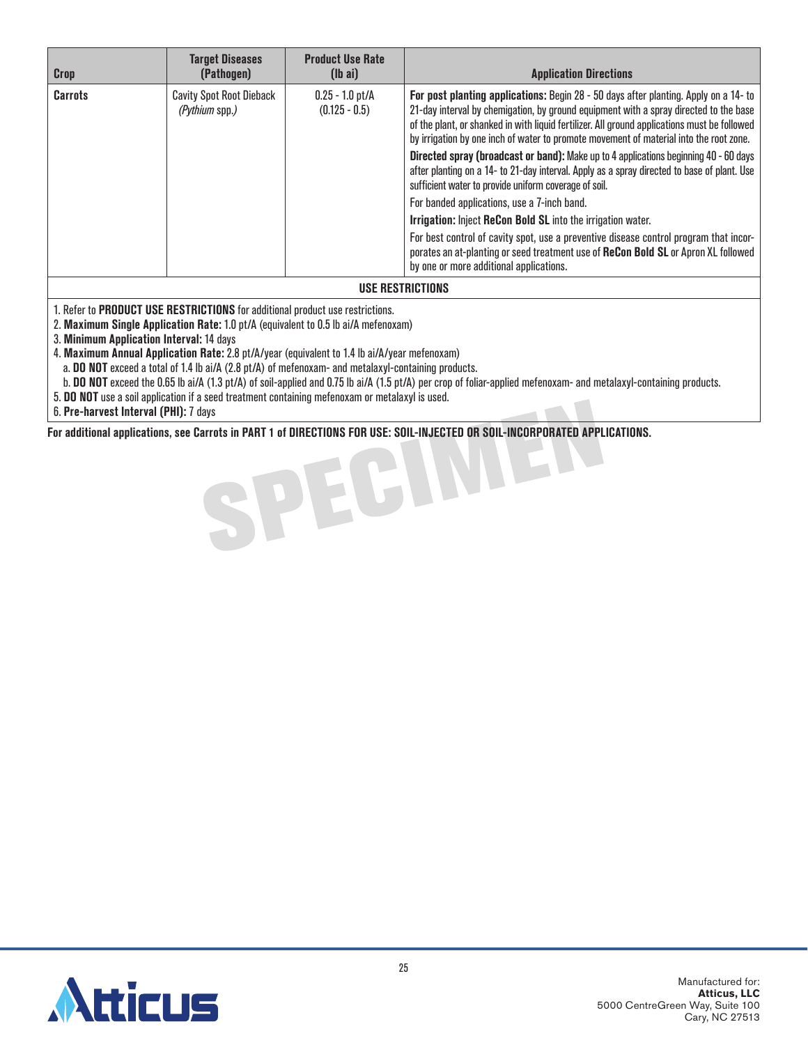| Crop | Target Diseases (Pathogen) | Product Use Rate (lb ai) | Application Directions |
|---|---|---|---|
| **Carrots** | Cavity Spot Root Dieback *(Pythium* spp.*)* | 0.25 - 1.0 pt/A (0.125 - 0.5) | **For post planting applications:** Begin 28 - 50 days after planting. Apply on a 14- to 21-day interval by chemigation, by ground equipment with a spray directed to the base of the plant, or shanked in with liquid fertilizer. All ground applications must be followed by irrigation by one inch of water to promote movement of material into the root zone.<br>**Directed spray (broadcast or band):** Make up to 4 applications beginning 40 - 60 days after planting on a 14- to 21-day interval. Apply as a spray directed to base of plant. Use sufficient water to provide uniform coverage of soil.<br>For banded applications, use a 7-inch band.<br>**Irrigation:** Inject **ReCon Bold SL** into the irrigation water.<br>For best control of cavity spot, use a preventive disease control program that incorporates an at-planting or seed treatment use of **ReCon Bold SL** or Apron XL followed by one or more additional applications. |

**USE RESTRICTIONS**

1. Refer to **PRODUCT USE RESTRICTIONS** for additional product use restrictions.
2. **Maximum Single Application Rate:** 1.0 pt/A (equivalent to 0.5 lb ai/A mefenoxam)
3. **Minimum Application Interval:** 14 days
4. **Maximum Annual Application Rate:** 2.8 pt/A/year (equivalent to 1.4 lb ai/A/year mefenoxam)
   a. **DO NOT** exceed a total of 1.4 lb ai/A (2.8 pt/A) of mefenoxam- and metalaxyl-containing products.
   b. **DO NOT** exceed the 0.65 lb ai/A (1.3 pt/A) of soil-applied and 0.75 lb ai/A (1.5 pt/A) per crop of foliar-applied mefenoxam- and metalaxyl-containing products.
5. **DO NOT** use a soil application if a seed treatment containing mefenoxam or metalaxyl is used.
6. **Pre-harvest Interval (PHI):** 7 days

**For additional applications, see Carrots in PART 1 of DIRECTIONS FOR USE: SOIL-INJECTED OR SOIL-INCORPORATED APPLICATIONS.**

Manufactured for:
**Atticus, LLC**
5000 CentreGreen Way, Suite 100
Cary, NC 27513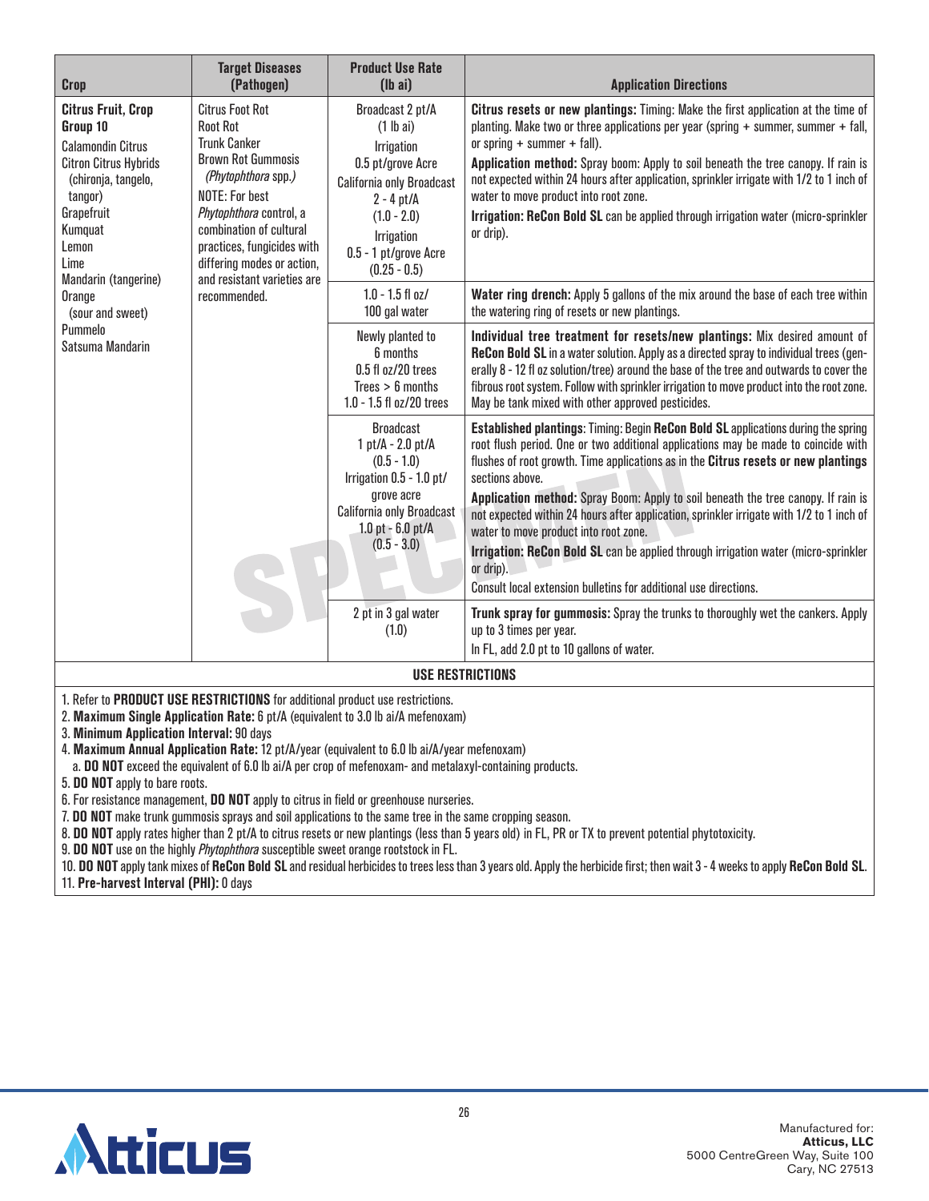| Crop | Target Diseases (Pathogen) | Product Use Rate (lb ai) | Application Directions |
|---|---|---|---|
| **Citrus Fruit, Crop Group 10**<br>Calamondin Citrus<br>Citron Citrus Hybrids (chironja, tangelo, tangor)<br>Grapefruit<br>Kumquat<br>Lemon<br>Lime<br>Mandarin (tangerine)<br>Orange (sour and sweet)<br>Pummelo<br>Satsuma Mandarin | Citrus Foot Rot<br>Root Rot<br>Trunk Canker<br>Brown Rot Gummosis<br>*(Phytophthora* spp.*)*<br>NOTE: For best *Phytophthora* control, a combination of cultural practices, fungicides with differing modes or action, and resistant varieties are recommended. | Broadcast 2 pt/A<br>(1 lb ai)<br>Irrigation<br>0.5 pt/grove Acre<br>California only Broadcast<br>2 - 4 pt/A<br>(1.0 - 2.0)<br>Irrigation<br>0.5 - 1 pt/grove Acre<br>(0.25 - 0.5) | **Citrus resets or new plantings:** Timing: Make the first application at the time of planting. Make two or three applications per year (spring + summer, summer + fall, or spring + summer + fall).<br>**Application method:** Spray boom: Apply to soil beneath the tree canopy. If rain is not expected within 24 hours after application, sprinkler irrigate with 1/2 to 1 inch of water to move product into root zone.<br>**Irrigation: ReCon Bold SL** can be applied through irrigation water (micro-sprinkler or drip). |
| | | 1.0 - 1.5 fl oz/<br>100 gal water | **Water ring drench:** Apply 5 gallons of the mix around the base of each tree within the watering ring of resets or new plantings. |
| | | Newly planted to 6 months<br>0.5 fl oz/20 trees<br>Trees > 6 months<br>1.0 - 1.5 fl oz/20 trees | **Individual tree treatment for resets/new plantings:** Mix desired amount of **ReCon Bold SL** in a water solution. Apply as a directed spray to individual trees (generally 8 - 12 fl oz solution/tree) around the base of the tree and outwards to cover the fibrous root system. Follow with sprinkler irrigation to move product into the root zone. May be tank mixed with other approved pesticides. |
| | | Broadcast<br>1 pt/A - 2.0 pt/A<br>(0.5 - 1.0)<br>Irrigation 0.5 - 1.0 pt/ grove acre<br>California only Broadcast<br>1.0 pt - 6.0 pt/A<br>(0.5 - 3.0) | **Established plantings**: Timing: Begin **ReCon Bold SL** applications during the spring root flush period. One or two additional applications may be made to coincide with flushes of root growth. Time applications as in the **Citrus resets or new plantings** sections above.<br>**Application method:** Spray Boom: Apply to soil beneath the tree canopy. If rain is not expected within 24 hours after application, sprinkler irrigate with 1/2 to 1 inch of water to move product into root zone.<br>**Irrigation: ReCon Bold SL** can be applied through irrigation water (micro-sprinkler or drip).<br>Consult local extension bulletins for additional use directions. |
| | | 2 pt in 3 gal water<br>(1.0) | **Trunk spray for gummosis:** Spray the trunks to thoroughly wet the cankers. Apply up to 3 times per year.<br>In FL, add 2.0 pt to 10 gallons of water. |

**USE RESTRICTIONS**

1. Refer to **PRODUCT USE RESTRICTIONS** for additional product use restrictions.
2. **Maximum Single Application Rate:** 6 pt/A (equivalent to 3.0 lb ai/A mefenoxam)
3. **Minimum Application Interval:** 90 days
4. **Maximum Annual Application Rate:** 12 pt/A/year (equivalent to 6.0 lb ai/A/year mefenoxam)
   a. **DO NOT** exceed the equivalent of 6.0 lb ai/A per crop of mefenoxam- and metalaxyl-containing products.
5. **DO NOT** apply to bare roots.
6. For resistance management, **DO NOT** apply to citrus in field or greenhouse nurseries.
7. **DO NOT** make trunk gummosis sprays and soil applications to the same tree in the same cropping season.
8. **DO NOT** apply rates higher than 2 pt/A to citrus resets or new plantings (less than 5 years old) in FL, PR or TX to prevent potential phytotoxicity.
9. **DO NOT** use on the highly *Phytophthora* susceptible sweet orange rootstock in FL.
10. **DO NOT** apply tank mixes of **ReCon Bold SL** and residual herbicides to trees less than 3 years old. Apply the herbicide first; then wait 3 - 4 weeks to apply **ReCon Bold SL**.
11. **Pre-harvest Interval (PHI):** 0 days

Manufactured for:
**Atticus, LLC**
5000 CentreGreen Way, Suite 100
Cary, NC 27513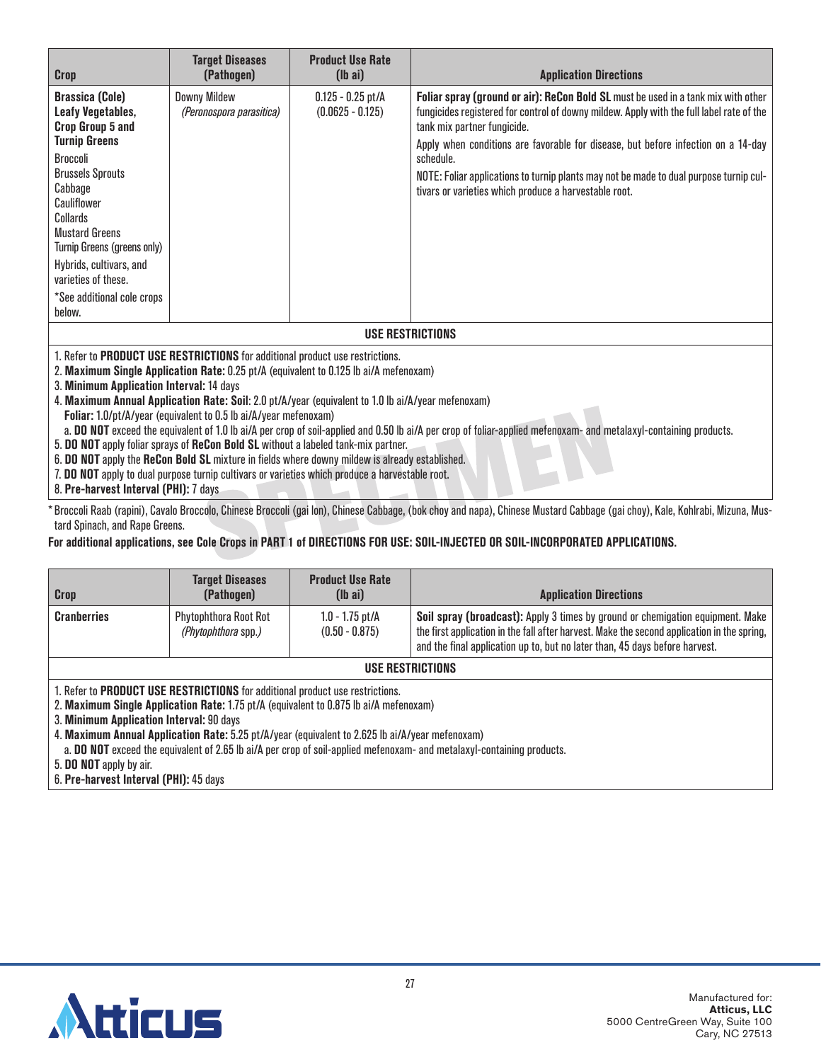| Crop | Target Diseases (Pathogen) | Product Use Rate (lb ai) | Application Directions |
|---|---|---|---|
| **Brassica (Cole) Leafy Vegetables, Crop Group 5 and Turnip Greens**<br>Broccoli<br>Brussels Sprouts<br>Cabbage<br>Cauliflower<br>Collards<br>Mustard Greens<br>Turnip Greens (greens only)<br>Hybrids, cultivars, and varieties of these.<br>*See additional cole crops below. | Downy Mildew<br>*(Peronospora parasitica)* | 0.125 - 0.25 pt/A<br>(0.0625 - 0.125) | **Foliar spray (ground or air): ReCon Bold SL** must be used in a tank mix with other fungicides registered for control of downy mildew. Apply with the full label rate of the tank mix partner fungicide.<br>Apply when conditions are favorable for disease, but before infection on a 14-day schedule.<br>NOTE: Foliar applications to turnip plants may not be made to dual purpose turnip cultivars or varieties which produce a harvestable root. |

**USE RESTRICTIONS**

1. Refer to **PRODUCT USE RESTRICTIONS** for additional product use restrictions.
2. **Maximum Single Application Rate:** 0.25 pt/A (equivalent to 0.125 lb ai/A mefenoxam)
3. **Minimum Application Interval:** 14 days
4. **Maximum Annual Application Rate: Soil**: 2.0 pt/A/year (equivalent to 1.0 lb ai/A/year mefenoxam)
   **Foliar:** 1.0/pt/A/year (equivalent to 0.5 lb ai/A/year mefenoxam)
   a. **DO NOT** exceed the equivalent of 1.0 lb ai/A per crop of soil-applied and 0.50 lb ai/A per crop of foliar-applied mefenoxam- and metalaxyl-containing products.
5. **DO NOT** apply foliar sprays of **ReCon Bold SL** without a labeled tank-mix partner.
6. **DO NOT** apply the **ReCon Bold SL** mixture in fields where downy mildew is already established.
7. **DO NOT** apply to dual purpose turnip cultivars or varieties which produce a harvestable root.
8. **Pre-harvest Interval (PHI):** 7 days

*Broccoli Raab (rapini), Cavalo Broccolo, Chinese Broccoli (gai lon), Chinese Cabbage, (bok choy and napa), Chinese Mustard Cabbage (gai choy), Kale, Kohlrabi, Mizuna, Mustard Spinach, and Rape Greens.

**For additional applications, see Cole Crops in PART 1 of DIRECTIONS FOR USE: SOIL-INJECTED OR SOIL-INCORPORATED APPLICATIONS.**

| Crop | Target Diseases (Pathogen) | Product Use Rate (lb ai) | Application Directions |
|---|---|---|---|
| **Cranberries** | Phytophthora Root Rot<br>*(Phytophthora spp.)* | 1.0 - 1.75 pt/A<br>(0.50 - 0.875) | **Soil spray (broadcast):** Apply 3 times by ground or chemigation equipment. Make the first application in the fall after harvest. Make the second application in the spring, and the final application up to, but no later than, 45 days before harvest. |

**USE RESTRICTIONS**

1. Refer to **PRODUCT USE RESTRICTIONS** for additional product use restrictions.
2. **Maximum Single Application Rate:** 1.75 pt/A (equivalent to 0.875 lb ai/A mefenoxam)
3. **Minimum Application Interval:** 90 days
4. **Maximum Annual Application Rate:** 5.25 pt/A/year (equivalent to 2.625 lb ai/A/year mefenoxam)
   a. **DO NOT** exceed the equivalent of 2.65 lb ai/A per crop of soil-applied mefenoxam- and metalaxyl-containing products.
5. **DO NOT** apply by air.
6. **Pre-harvest Interval (PHI):** 45 days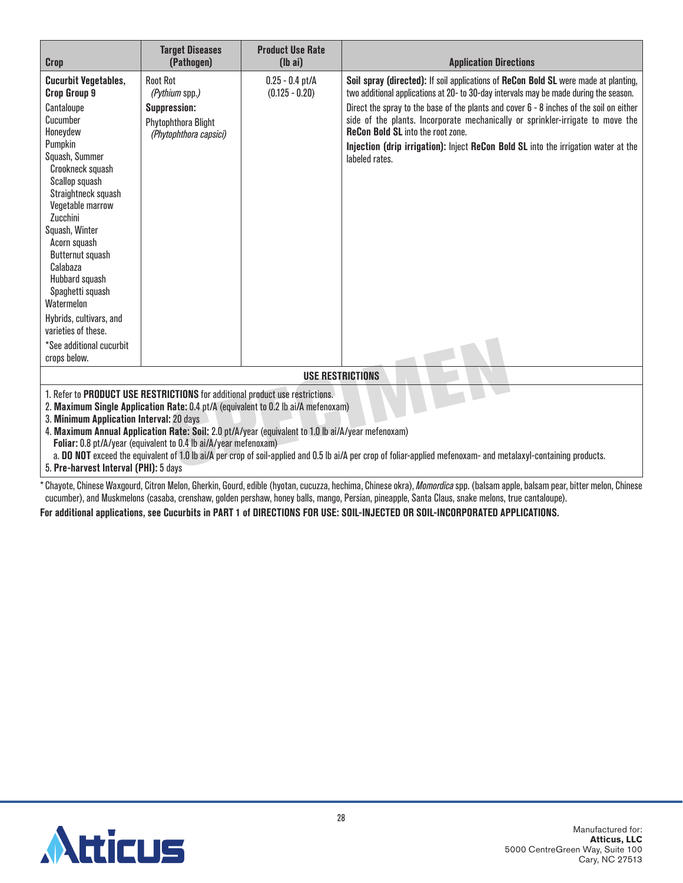| Crop | Target Diseases (Pathogen) | Product Use Rate (lb ai) | Application Directions |
|---|---|---|---|
| **Cucurbit Vegetables, Crop Group 9**<br>Cantaloupe<br>Cucumber<br>Honeydew<br>Pumpkin<br>Squash, Summer<br>Crookneck squash<br>Scallop squash<br>Straightneck squash<br>Vegetable marrow<br>Zucchini<br>Squash, Winter<br>Acorn squash<br>Butternut squash<br>Calabaza<br>Hubbard squash<br>Spaghetti squash<br>Watermelon<br>Hybrids, cultivars, and varieties of these.<br>*See additional cucurbit crops below. | Root Rot<br>*(Pythium* spp.)<br>**Suppression:**<br>Phytophthora Blight<br>*(Phytophthora capsici)* | 0.25 - 0.4 pt/A<br>(0.125 - 0.20) | **Soil spray (directed):** If soil applications of **ReCon Bold SL** were made at planting, two additional applications at 20- to 30-day intervals may be made during the season.<br>Direct the spray to the base of the plants and cover 6 - 8 inches of the soil on either side of the plants. Incorporate mechanically or sprinkler-irrigate to move the **ReCon Bold SL** into the root zone.<br>**Injection (drip irrigation):** Inject **ReCon Bold SL** into the irrigation water at the labeled rates. |

**USE RESTRICTIONS**

1. Refer to **PRODUCT USE RESTRICTIONS** for additional product use restrictions.
2. **Maximum Single Application Rate:** 0.4 pt/A (equivalent to 0.2 lb ai/A mefenoxam)
3. **Minimum Application Interval:** 20 days
4. **Maximum Annual Application Rate: Soil:** 2.0 pt/A/year (equivalent to 1.0 lb ai/A/year mefenoxam)
   **Foliar:** 0.8 pt/A/year (equivalent to 0.4 lb ai/A/year mefenoxam)
   a. **DO NOT** exceed the equivalent of 1.0 lb ai/A per crop of soil-applied and 0.5 lb ai/A per crop of foliar-applied mefenoxam- and metalaxyl-containing products.
5. **Pre-harvest Interval (PHI):** 5 days

* Chayote, Chinese Waxgourd, Citron Melon, Gherkin, Gourd, edible (hyotan, cucuzza, hechima, Chinese okra), *Momordica* spp. (balsam apple, balsam pear, bitter melon, Chinese cucumber), and Muskmelons (casaba, crenshaw, golden pershaw, honey balls, mango, Persian, pineapple, Santa Claus, snake melons, true cantaloupe).

**For additional applications, see Cucurbits in PART 1 of DIRECTIONS FOR USE: SOIL-INJECTED OR SOIL-INCORPORATED APPLICATIONS.**

Manufactured for:
**Atticus, LLC**
5000 CentreGreen Way, Suite 100
Cary, NC 27513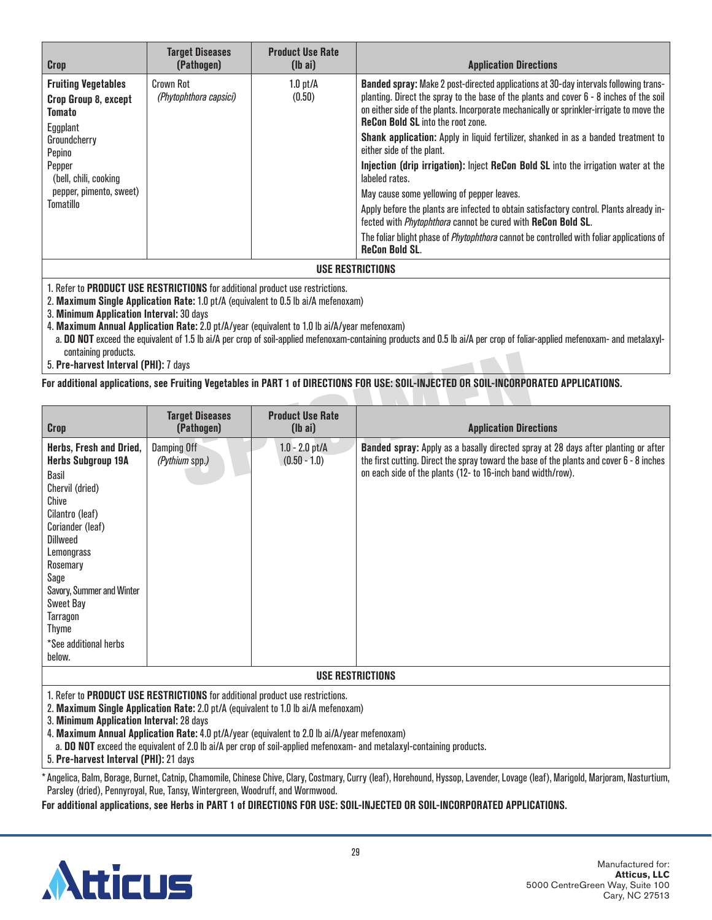| Crop | Target Diseases (Pathogen) | Product Use Rate (lb ai) | Application Directions |
|---|---|---|---|
| **Fruiting Vegetables Crop Group 8, except Tomato**<br>Eggplant<br>Groundcherry<br>Pepino<br>Pepper (bell, chili, cooking pepper, pimento, sweet)<br>Tomatillo | Crown Rot<br>*(Phytophthora capsici)* | 1.0 pt/A<br>(0.50) | **Banded spray:** Make 2 post-directed applications at 30-day intervals following transplanting. Direct the spray to the base of the plants and cover 6 - 8 inches of the soil on either side of the plants. Incorporate mechanically or sprinkler-irrigate to move the **ReCon Bold SL** into the root zone.<br>**Shank application:** Apply in liquid fertilizer, shanked in as a banded treatment to either side of the plant.<br>**Injection (drip irrigation):** Inject **ReCon Bold SL** into the irrigation water at the labeled rates.<br>May cause some yellowing of pepper leaves.<br>Apply before the plants are infected to obtain satisfactory control. Plants already infected with *Phytophthora* cannot be cured with **ReCon Bold SL**.<br>The foliar blight phase of *Phytophthora* cannot be controlled with foliar applications of **ReCon Bold SL**. |

**USE RESTRICTIONS**

1. Refer to **PRODUCT USE RESTRICTIONS** for additional product use restrictions.
2. **Maximum Single Application Rate:** 1.0 pt/A (equivalent to 0.5 lb ai/A mefenoxam)
3. **Minimum Application Interval:** 30 days
4. **Maximum Annual Application Rate:** 2.0 pt/A/year (equivalent to 1.0 lb ai/A/year mefenoxam)
   a. **DO NOT** exceed the equivalent of 1.5 lb ai/A per crop of soil-applied mefenoxam-containing products and 0.5 lb ai/A per crop of foliar-applied mefenoxam- and metalaxyl-containing products.
5. **Pre-harvest Interval (PHI):** 7 days

**For additional applications, see Fruiting Vegetables in PART 1 of DIRECTIONS FOR USE: SOIL-INJECTED OR SOIL-INCORPORATED APPLICATIONS.**

| Crop | Target Diseases (Pathogen) | Product Use Rate (lb ai) | Application Directions |
|---|---|---|---|
| **Herbs, Fresh and Dried, Herbs Subgroup 19A**<br>Basil<br>Chervil (dried)<br>Chive<br>Cilantro (leaf)<br>Coriander (leaf)<br>Dillweed<br>Lemongrass<br>Rosemary<br>Sage<br>Savory, Summer and Winter<br>Sweet Bay<br>Tarragon<br>Thyme<br>*See additional herbs below. | Damping Off<br>*(Pythium spp.)* | 1.0 - 2.0 pt/A<br>(0.50 - 1.0) | **Banded spray:** Apply as a basally directed spray at 28 days after planting or after the first cutting. Direct the spray toward the base of the plants and cover 6 - 8 inches on each side of the plants (12- to 16-inch band width/row). |

**USE RESTRICTIONS**

1. Refer to **PRODUCT USE RESTRICTIONS** for additional product use restrictions.
2. **Maximum Single Application Rate:** 2.0 pt/A (equivalent to 1.0 lb ai/A mefenoxam)
3. **Minimum Application Interval:** 28 days
4. **Maximum Annual Application Rate:** 4.0 pt/A/year (equivalent to 2.0 lb ai/A/year mefenoxam)
   a. **DO NOT** exceed the equivalent of 2.0 lb ai/A per crop of soil-applied mefenoxam- and metalaxyl-containing products.
5. **Pre-harvest Interval (PHI):** 21 days

*Angelica, Balm, Borage, Burnet, Catnip, Chamomile, Chinese Chive, Clary, Costmary, Curry (leaf), Horehound, Hyssop, Lavender, Lovage (leaf), Marigold, Marjoram, Nasturtium, Parsley (dried), Pennyroyal, Rue, Tansy, Wintergreen, Woodruff, and Wormwood.

**For additional applications, see Herbs in PART 1 of DIRECTIONS FOR USE: SOIL-INJECTED OR SOIL-INCORPORATED APPLICATIONS.**

Manufactured for:
**Atticus, LLC**
5000 CentreGreen Way, Suite 100
Cary, NC 27513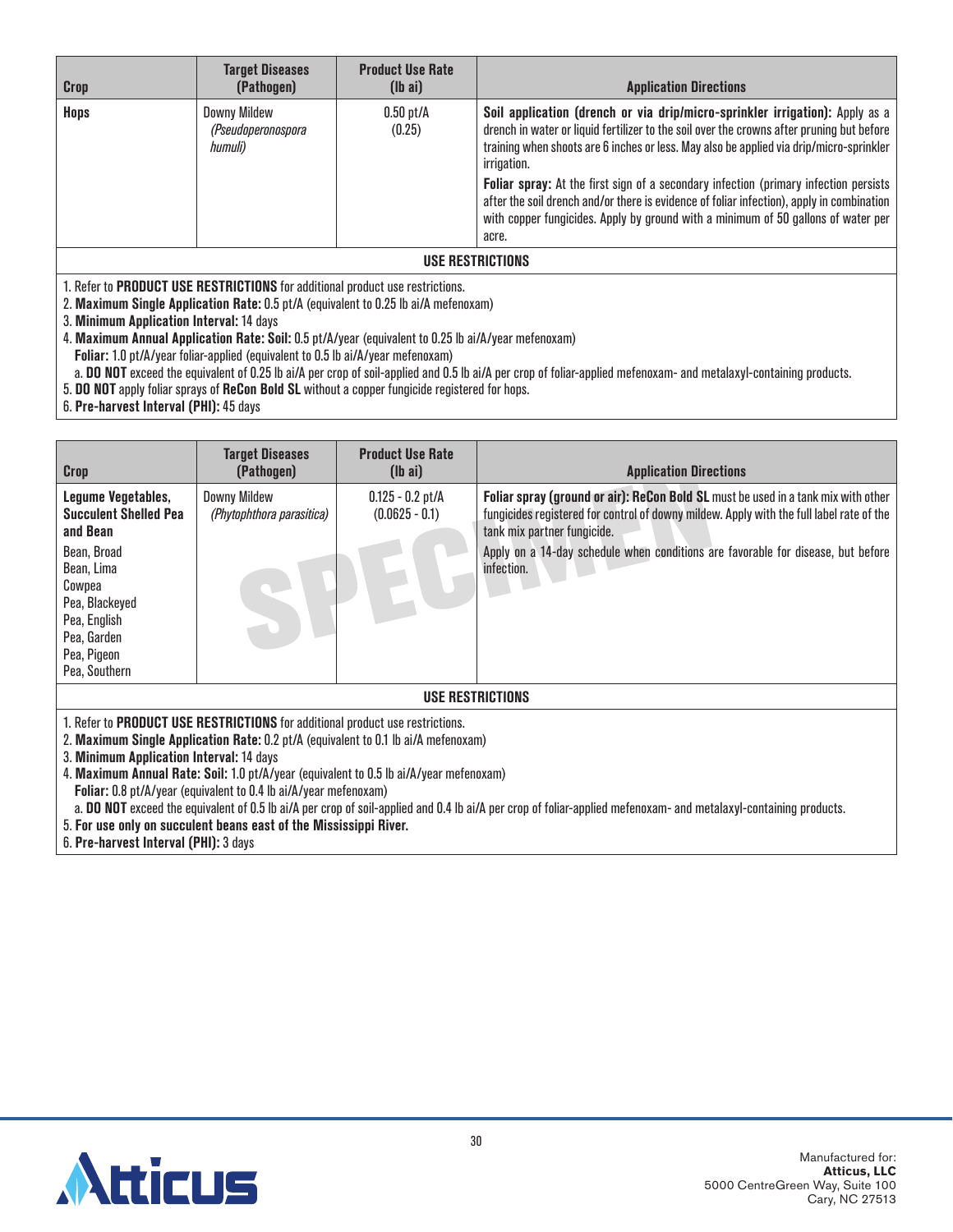| Crop | Target Diseases (Pathogen) | Product Use Rate (lb ai) | Application Directions |
|---|---|---|---|
| **Hops** | Downy Mildew *(Pseudoperonospora humuli)* | 0.50 pt/A (0.25) | **Soil application (drench or via drip/micro-sprinkler irrigation):** Apply as a drench in water or liquid fertilizer to the soil over the crowns after pruning but before training when shoots are 6 inches or less. May also be applied via drip/micro-sprinkler irrigation.<br>**Foliar spray:** At the first sign of a secondary infection (primary infection persists after the soil drench and/or there is evidence of foliar infection), apply in combination with copper fungicides. Apply by ground with a minimum of 50 gallons of water per acre. |

**USE RESTRICTIONS**

1. Refer to **PRODUCT USE RESTRICTIONS** for additional product use restrictions.
2. **Maximum Single Application Rate:** 0.5 pt/A (equivalent to 0.25 lb ai/A mefenoxam)
3. **Minimum Application Interval:** 14 days
4. **Maximum Annual Application Rate: Soil:** 0.5 pt/A/year (equivalent to 0.25 lb ai/A/year mefenoxam)
   **Foliar:** 1.0 pt/A/year foliar-applied (equivalent to 0.5 lb ai/A/year mefenoxam)
   a. **DO NOT** exceed the equivalent of 0.25 lb ai/A per crop of soil-applied and 0.5 lb ai/A per crop of foliar-applied mefenoxam- and metalaxyl-containing products.
5. **DO NOT** apply foliar sprays of **ReCon Bold SL** without a copper fungicide registered for hops.
6. **Pre-harvest Interval (PHI):** 45 days

| Crop | Target Diseases (Pathogen) | Product Use Rate (lb ai) | Application Directions |
|---|---|---|---|
| **Legume Vegetables, Succulent Shelled Pea and Bean**<br>Bean, Broad<br>Bean, Lima<br>Cowpea<br>Pea, Blackeyed<br>Pea, English<br>Pea, Garden<br>Pea, Pigeon<br>Pea, Southern | Downy Mildew *(Phytophthora parasitica)* | 0.125 - 0.2 pt/A (0.0625 - 0.1) | **Foliar spray (ground or air): ReCon Bold SL** must be used in a tank mix with other fungicides registered for control of downy mildew. Apply with the full label rate of the tank mix partner fungicide.<br>Apply on a 14-day schedule when conditions are favorable for disease, but before infection. |

**USE RESTRICTIONS**

1. Refer to **PRODUCT USE RESTRICTIONS** for additional product use restrictions.
2. **Maximum Single Application Rate:** 0.2 pt/A (equivalent to 0.1 lb ai/A mefenoxam)
3. **Minimum Application Interval:** 14 days
4. **Maximum Annual Rate: Soil:** 1.0 pt/A/year (equivalent to 0.5 lb ai/A/year mefenoxam)
   **Foliar:** 0.8 pt/A/year (equivalent to 0.4 lb ai/A/year mefenoxam)
   a. **DO NOT** exceed the equivalent of 0.5 lb ai/A per crop of soil-applied and 0.4 lb ai/A per crop of foliar-applied mefenoxam- and metalaxyl-containing products.
5. **For use only on succulent beans east of the Mississippi River.**
6. **Pre-harvest Interval (PHI):** 3 days

Manufactured for:
**Atticus, LLC**
5000 CentreGreen Way, Suite 100
Cary, NC 27513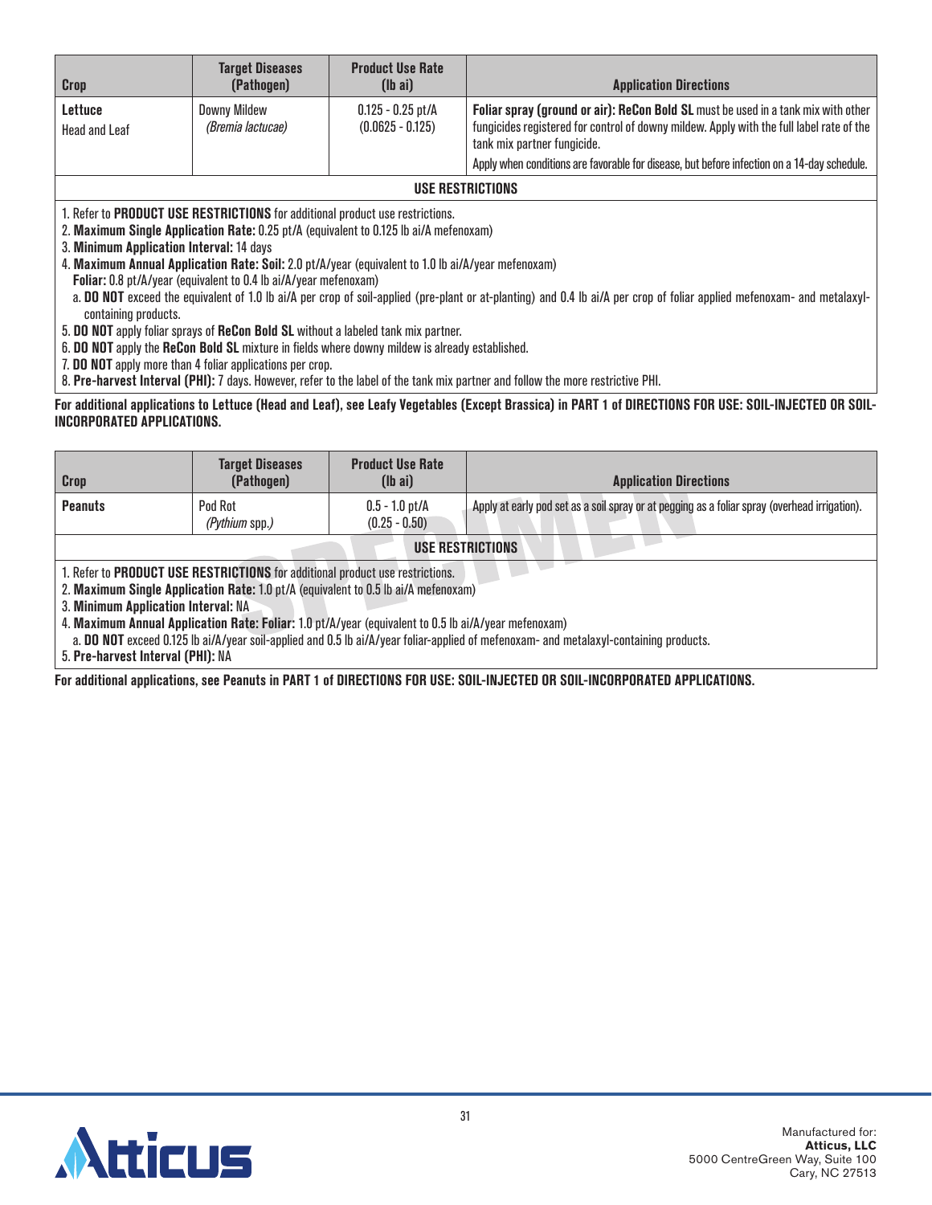| Crop | Target Diseases (Pathogen) | Product Use Rate (lb ai) | Application Directions |
|---|---|---|---|
| **Lettuce** Head and Leaf | Downy Mildew *(Bremia lactucae)* | 0.125 - 0.25 pt/A (0.0625 - 0.125) | **Foliar spray (ground or air): ReCon Bold SL** must be used in a tank mix with other fungicides registered for control of downy mildew. Apply with the full label rate of the tank mix partner fungicide. Apply when conditions are favorable for disease, but before infection on a 14-day schedule. |

**USE RESTRICTIONS**

1. Refer to **PRODUCT USE RESTRICTIONS** for additional product use restrictions.
2. **Maximum Single Application Rate:** 0.25 pt/A (equivalent to 0.125 lb ai/A mefenoxam)
3. **Minimum Application Interval:** 14 days
4. **Maximum Annual Application Rate: Soil:** 2.0 pt/A/year (equivalent to 1.0 lb ai/A/year mefenoxam)
   **Foliar:** 0.8 pt/A/year (equivalent to 0.4 lb ai/A/year mefenoxam)
   a. **DO NOT** exceed the equivalent of 1.0 lb ai/A per crop of soil-applied (pre-plant or at-planting) and 0.4 lb ai/A per crop of foliar applied mefenoxam- and metalaxyl-containing products.
5. **DO NOT** apply foliar sprays of **ReCon Bold SL** without a labeled tank mix partner.
6. **DO NOT** apply the **ReCon Bold SL** mixture in fields where downy mildew is already established.
7. **DO NOT** apply more than 4 foliar applications per crop.
8. **Pre-harvest Interval (PHI):** 7 days. However, refer to the label of the tank mix partner and follow the more restrictive PHI.

**For additional applications to Lettuce (Head and Leaf), see Leafy Vegetables (Except Brassica) in PART 1 of DIRECTIONS FOR USE: SOIL-INJECTED OR SOIL-INCORPORATED APPLICATIONS.**

| Crop | Target Diseases (Pathogen) | Product Use Rate (lb ai) | Application Directions |
|---|---|---|---|
| **Peanuts** | Pod Rot *(Pythium spp.)* | 0.5 - 1.0 pt/A (0.25 - 0.50) | Apply at early pod set as a soil spray or at pegging as a foliar spray (overhead irrigation). |

**USE RESTRICTIONS**

1. Refer to **PRODUCT USE RESTRICTIONS** for additional product use restrictions.
2. **Maximum Single Application Rate:** 1.0 pt/A (equivalent to 0.5 lb ai/A mefenoxam)
3. **Minimum Application Interval:** NA
4. **Maximum Annual Application Rate: Foliar:** 1.0 pt/A/year (equivalent to 0.5 lb ai/A/year mefenoxam)
   a. **DO NOT** exceed 0.125 lb ai/A/year soil-applied and 0.5 lb ai/A/year foliar-applied of mefenoxam- and metalaxyl-containing products.
5. **Pre-harvest Interval (PHI):** NA

**For additional applications, see Peanuts in PART 1 of DIRECTIONS FOR USE: SOIL-INJECTED OR SOIL-INCORPORATED APPLICATIONS.**

Manufactured for:
**Atticus, LLC**
5000 CentreGreen Way, Suite 100
Cary, NC 27513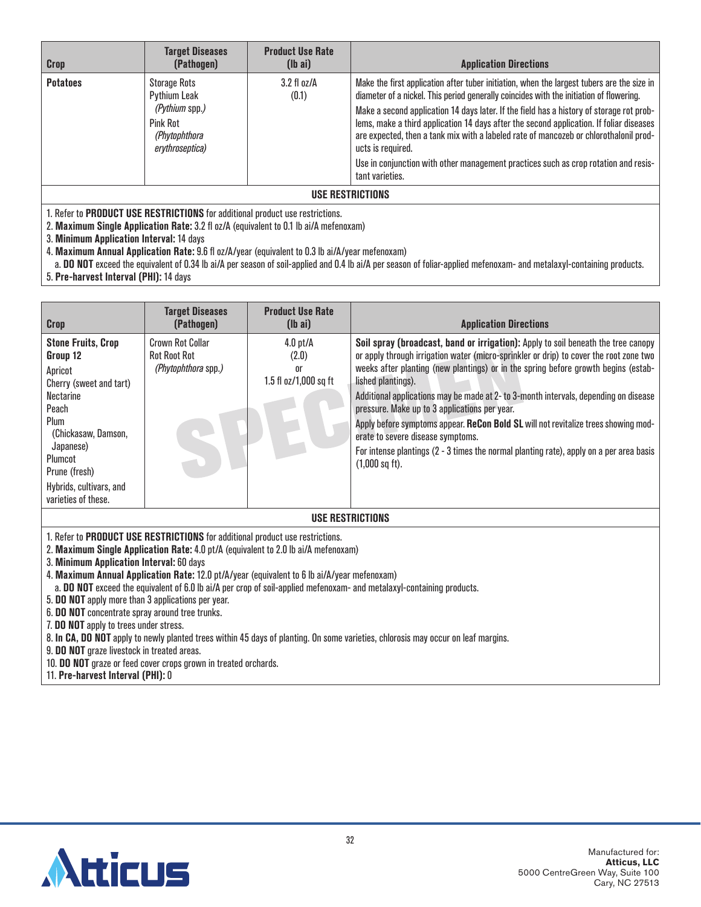| Crop | Target Diseases (Pathogen) | Product Use Rate (lb ai) | Application Directions |
|---|---|---|---|
| **Potatoes** | Storage Rots<br>Pythium Leak<br>*(Pythium* spp.*)*<br>Pink Rot<br>*(Phytophthora erythroseptica)* | 3.2 fl oz/A<br>(0.1) | Make the first application after tuber initiation, when the largest tubers are the size in diameter of a nickel. This period generally coincides with the initiation of flowering.<br>Make a second application 14 days later. If the field has a history of storage rot problems, make a third application 14 days after the second application. If foliar diseases are expected, then a tank mix with a labeled rate of mancozeb or chlorothalonil products is required.<br>Use in conjunction with other management practices such as crop rotation and resistant varieties. |

**USE RESTRICTIONS**

1. Refer to **PRODUCT USE RESTRICTIONS** for additional product use restrictions.
2. **Maximum Single Application Rate:** 3.2 fl oz/A (equivalent to 0.1 lb ai/A mefenoxam)
3. **Minimum Application Interval:** 14 days
4. **Maximum Annual Application Rate:** 9.6 fl oz/A/year (equivalent to 0.3 lb ai/A/year mefenoxam)
   a. **DO NOT** exceed the equivalent of 0.34 lb ai/A per season of soil-applied and 0.4 lb ai/A per season of foliar-applied mefenoxam- and metalaxyl-containing products.
5. **Pre-harvest Interval (PHI):** 14 days

| Crop | Target Diseases (Pathogen) | Product Use Rate (lb ai) | Application Directions |
|---|---|---|---|
| **Stone Fruits, Crop Group 12**<br>Apricot<br>Cherry (sweet and tart)<br>Nectarine<br>Peach<br>Plum<br>(Chickasaw, Damson, Japanese)<br>Plumcot<br>Prune (fresh)<br>Hybrids, cultivars, and varieties of these. | Crown Rot Collar<br>Rot Root Rot<br>*(Phytophthora* spp.*)* | 4.0 pt/A<br>(2.0)<br>or<br>1.5 fl oz/1,000 sq ft | **Soil spray (broadcast, band or irrigation):** Apply to soil beneath the tree canopy or apply through irrigation water (micro-sprinkler or drip) to cover the root zone two weeks after planting (new plantings) or in the spring before growth begins (established plantings).<br>Additional applications may be made at 2- to 3-month intervals, depending on disease pressure. Make up to 3 applications per year.<br>Apply before symptoms appear. **ReCon Bold SL** will not revitalize trees showing moderate to severe disease symptoms.<br>For intense plantings (2 - 3 times the normal planting rate), apply on a per area basis (1,000 sq ft). |

**USE RESTRICTIONS**

1. Refer to **PRODUCT USE RESTRICTIONS** for additional product use restrictions.
2. **Maximum Single Application Rate:** 4.0 pt/A (equivalent to 2.0 lb ai/A mefenoxam)
3. **Minimum Application Interval:** 60 days
4. **Maximum Annual Application Rate:** 12.0 pt/A/year (equivalent to 6 lb ai/A/year mefenoxam)
   a. **DO NOT** exceed the equivalent of 6.0 lb ai/A per crop of soil-applied mefenoxam- and metalaxyl-containing products.
5. **DO NOT** apply more than 3 applications per year.
6. **DO NOT** concentrate spray around tree trunks.
7. **DO NOT** apply to trees under stress.
8. **In CA, DO NOT** apply to newly planted trees within 45 days of planting. On some varieties, chlorosis may occur on leaf margins.
9. **DO NOT** graze livestock in treated areas.
10. **DO NOT** graze or feed cover crops grown in treated orchards.
11. **Pre-harvest Interval (PHI):** 0

Manufactured for:
**Atticus, LLC**
5000 CentreGreen Way, Suite 100
Cary, NC 27513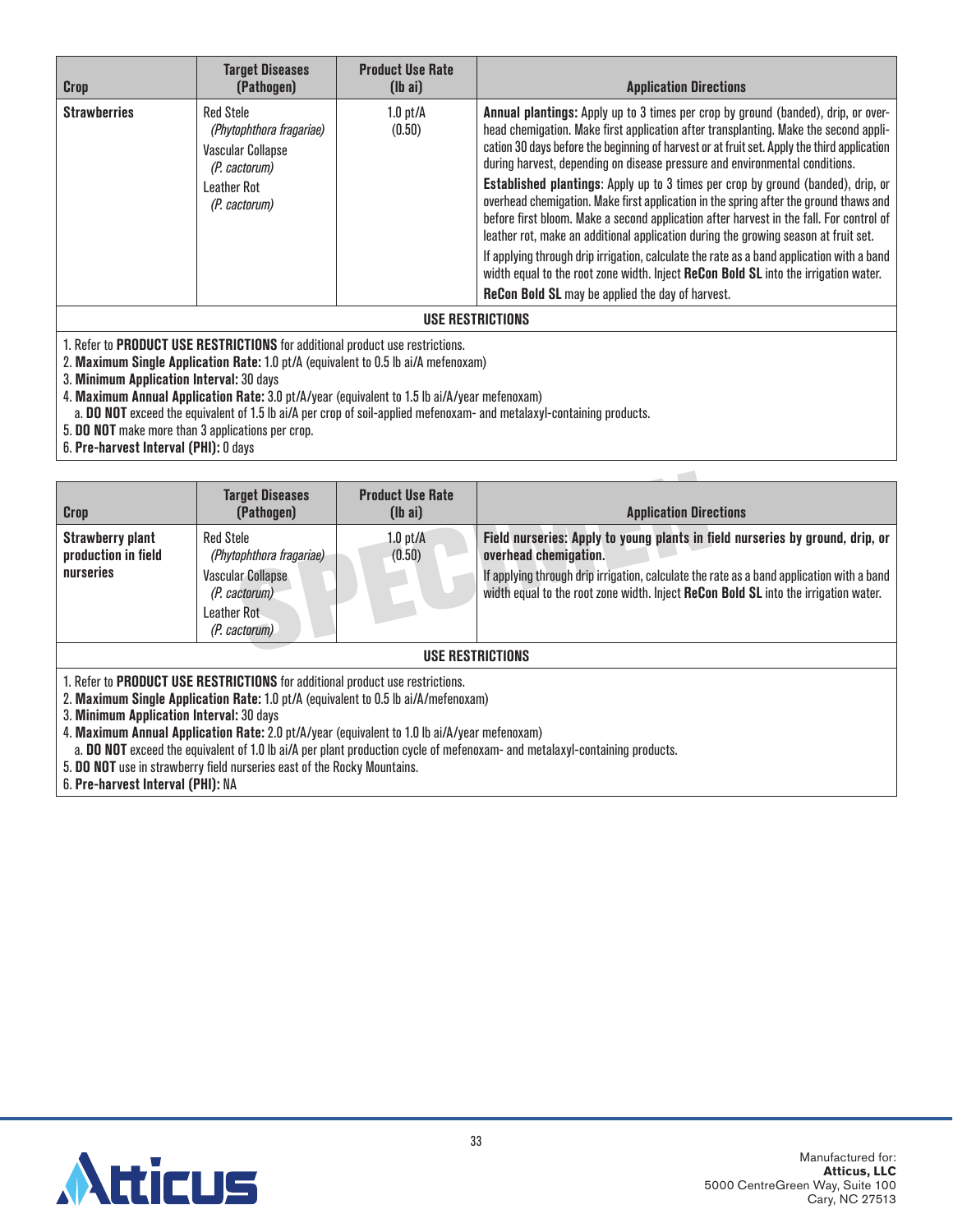| Crop | Target Diseases (Pathogen) | Product Use Rate (lb ai) | Application Directions |
|---|---|---|---|
| **Strawberries** | Red Stele *(Phytophthora fragariae)*<br>Vascular Collapse *(P. cactorum)*<br>Leather Rot *(P. cactorum)* | 1.0 pt/A (0.50) | **Annual plantings:** Apply up to 3 times per crop by ground (banded), drip, or overhead chemigation. Make first application after transplanting. Make the second application 30 days before the beginning of harvest or at fruit set. Apply the third application during harvest, depending on disease pressure and environmental conditions.<br>**Established plantings**: Apply up to 3 times per crop by ground (banded), drip, or overhead chemigation. Make first application in the spring after the ground thaws and before first bloom. Make a second application after harvest in the fall. For control of leather rot, make an additional application during the growing season at fruit set.<br>If applying through drip irrigation, calculate the rate as a band application with a band width equal to the root zone width. Inject **ReCon Bold SL** into the irrigation water.<br>**ReCon Bold SL** may be applied the day of harvest. |

**USE RESTRICTIONS**

1. Refer to **PRODUCT USE RESTRICTIONS** for additional product use restrictions.
2. **Maximum Single Application Rate:** 1.0 pt/A (equivalent to 0.5 lb ai/A mefenoxam)
3. **Minimum Application Interval:** 30 days
4. **Maximum Annual Application Rate:** 3.0 pt/A/year (equivalent to 1.5 lb ai/A/year mefenoxam)
   a. **DO NOT** exceed the equivalent of 1.5 lb ai/A per crop of soil-applied mefenoxam- and metalaxyl-containing products.
5. **DO NOT** make more than 3 applications per crop.
6. **Pre-harvest Interval (PHI):** 0 days

| Crop | Target Diseases (Pathogen) | Product Use Rate (lb ai) | Application Directions |
|---|---|---|---|
| **Strawberry plant production in field nurseries** | Red Stele *(Phytophthora fragariae)*<br>Vascular Collapse *(P. cactorum)*<br>Leather Rot *(P. cactorum)* | 1.0 pt/A (0.50) | **Field nurseries: Apply to young plants in field nurseries by ground, drip, or overhead chemigation.**<br>If applying through drip irrigation, calculate the rate as a band application with a band width equal to the root zone width. Inject **ReCon Bold SL** into the irrigation water. |

**USE RESTRICTIONS**

1. Refer to **PRODUCT USE RESTRICTIONS** for additional product use restrictions.
2. **Maximum Single Application Rate:** 1.0 pt/A (equivalent to 0.5 lb ai/A/mefenoxam)
3. **Minimum Application Interval:** 30 days
4. **Maximum Annual Application Rate:** 2.0 pt/A/year (equivalent to 1.0 lb ai/A/year mefenoxam)
   a. **DO NOT** exceed the equivalent of 1.0 lb ai/A per plant production cycle of mefenoxam- and metalaxyl-containing products.
5. **DO NOT** use in strawberry field nurseries east of the Rocky Mountains.
6. **Pre-harvest Interval (PHI):** NA

Manufactured for:
**Atticus, LLC**
5000 CentreGreen Way, Suite 100
Cary, NC 27513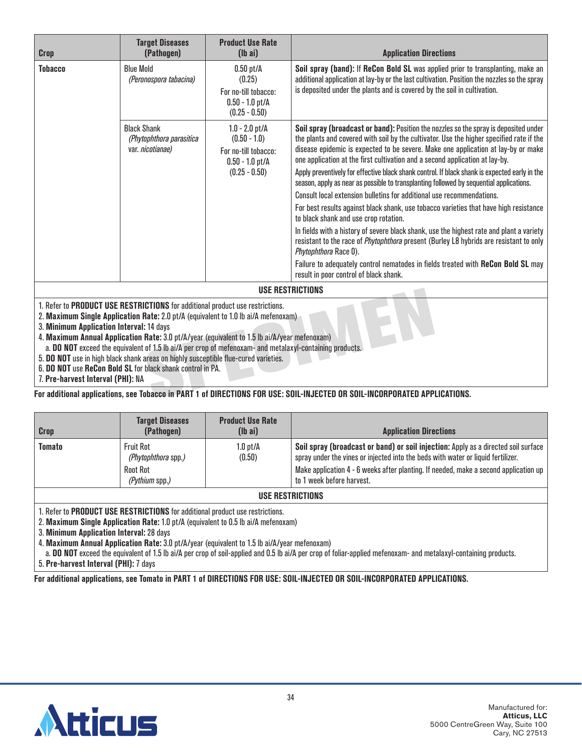| Crop | Target Diseases (Pathogen) | Product Use Rate (lb ai) | Application Directions |
|---|---|---|---|
| **Tobacco** | Blue Mold *(Peronospora tabacina)* | 0.50 pt/A (0.25) For no-till tobacco: 0.50 - 1.0 pt/A (0.25 - 0.50) | **Soil spray (band):** If **ReCon Bold SL** was applied prior to transplanting, make an additional application at lay-by or the last cultivation. Position the nozzles so the spray is deposited under the plants and is covered by the soil in cultivation. |
| | Black Shank *(Phytophthora parasitica* var. *nicotianae)* | 1.0 - 2.0 pt/A (0.50 - 1.0) For no-till tobacco: 0.50 - 1.0 pt/A (0.25 - 0.50) | **Soil spray (broadcast or band):** Position the nozzles so the spray is deposited under the plants and covered with soil by the cultivator. Use the higher specified rate if the disease epidemic is expected to be severe. Make one application at lay-by or make one application at the first cultivation and a second application at lay-by.<br>Apply preventively for effective black shank control. If black shank is expected early in the season, apply as near as possible to transplanting followed by sequential applications.<br>Consult local extension bulletins for additional use recommendations.<br>For best results against black shank, use tobacco varieties that have high resistance to black shank and use crop rotation.<br>In fields with a history of severe black shank, use the highest rate and plant a variety resistant to the race of *Phytophthora* present (Burley L8 hybrids are resistant to only *Phytophthora* Race 0).<br>Failure to adequately control nematodes in fields treated with **ReCon Bold SL** may result in poor control of black shank. |

**USE RESTRICTIONS**

1. Refer to **PRODUCT USE RESTRICTIONS** for additional product use restrictions.
2. **Maximum Single Application Rate:** 2.0 pt/A (equivalent to 1.0 lb ai/A mefenoxam)
3. **Minimum Application Interval:** 14 days
4. **Maximum Annual Application Rate:** 3.0 pt/A/year (equivalent to 1.5 lb ai/A/year mefenoxam)
   a. **DO NOT** exceed the equivalent of 1.5 lb ai/A per crop of mefenoxam- and metalaxyl-containing products.
5. **DO NOT** use in high black shank areas on highly susceptible flue-cured varieties.
6. **DO NOT** use **ReCon Bold SL** for black shank control in PA.
7. **Pre-harvest Interval (PHI):** NA

**For additional applications, see Tobacco in PART 1 of DIRECTIONS FOR USE: SOIL-INJECTED OR SOIL-INCORPORATED APPLICATIONS.**

| Crop | Target Diseases (Pathogen) | Product Use Rate (lb ai) | Application Directions |
|---|---|---|---|
| **Tomato** | Fruit Rot *(Phytophthora spp.)*<br>Root Rot *(Pythium spp.)* | 1.0 pt/A (0.50) | **Soil spray (broadcast or band) or soil injection:** Apply as a directed soil surface spray under the vines or injected into the beds with water or liquid fertilizer.<br>Make application 4 - 6 weeks after planting. If needed, make a second application up to 1 week before harvest. |

**USE RESTRICTIONS**

1. Refer to **PRODUCT USE RESTRICTIONS** for additional product use restrictions.
2. **Maximum Single Application Rate:** 1.0 pt/A (equivalent to 0.5 lb ai/A mefenoxam)
3. **Minimum Application Interval:** 28 days
4. **Maximum Annual Application Rate:** 3.0 pt/A/year (equivalent to 1.5 lb ai/A/year mefenoxam)
   a. **DO NOT** exceed the equivalent of 1.5 lb ai/A per crop of soil-applied and 0.5 lb ai/A per crop of foliar-applied mefenoxam- and metalaxyl-containing products.
5. **Pre-harvest Interval (PHI):** 7 days

**For additional applications, see Tomato in PART 1 of DIRECTIONS FOR USE: SOIL-INJECTED OR SOIL-INCORPORATED APPLICATIONS.**

Manufactured for:
**Atticus, LLC**
5000 CentreGreen Way, Suite 100
Cary, NC 27513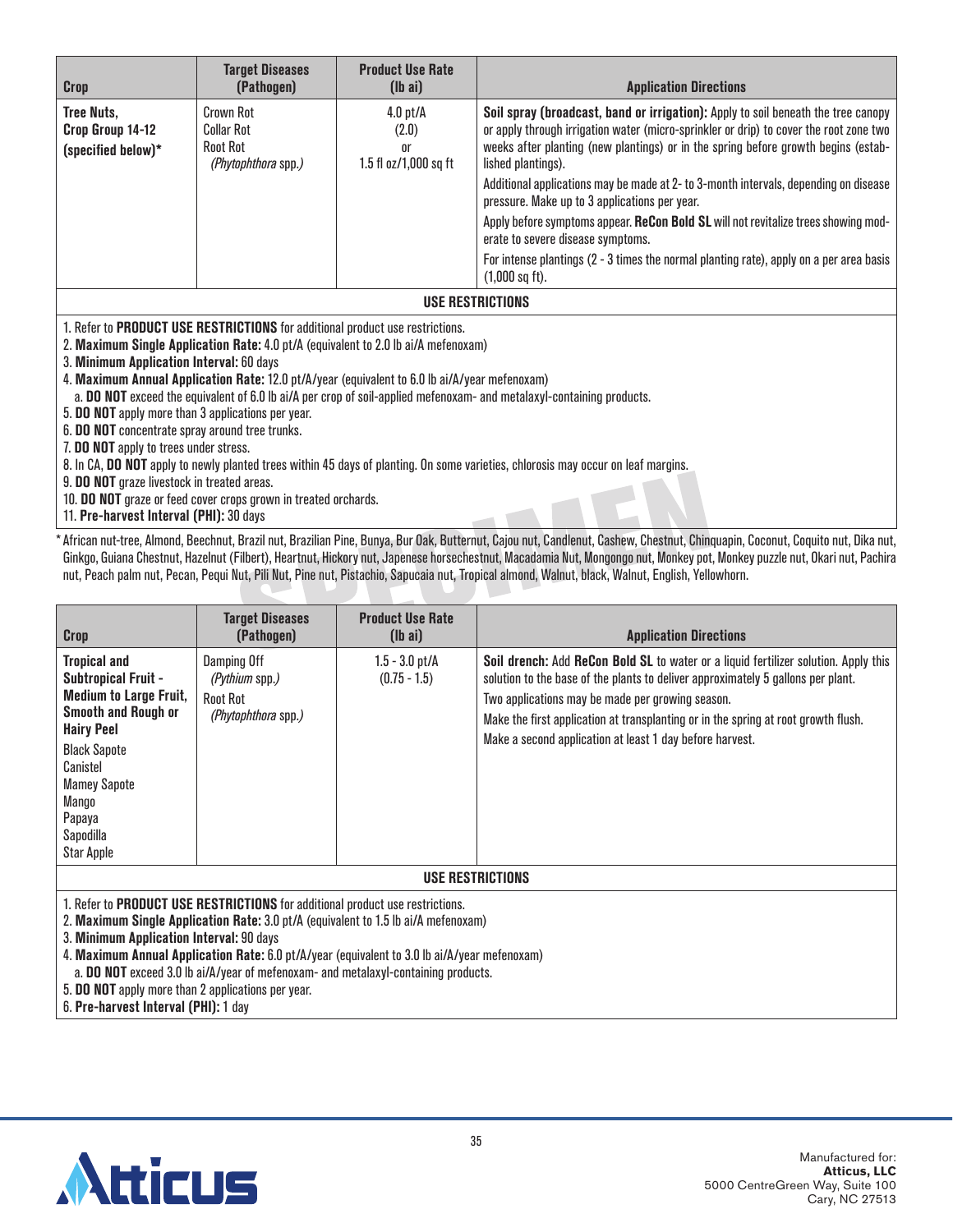| Crop | Target Diseases (Pathogen) | Product Use Rate (lb ai) | Application Directions |
|---|---|---|---|
| **Tree Nuts, Crop Group 14-12 (specified below)*** | Crown Rot<br>Collar Rot<br>Root Rot<br>*(Phytophthora spp.)* | 4.0 pt/A<br>(2.0)<br>or<br>1.5 fl oz/1,000 sq ft | **Soil spray (broadcast, band or irrigation):** Apply to soil beneath the tree canopy or apply through irrigation water (micro-sprinkler or drip) to cover the root zone two weeks after planting (new plantings) or in the spring before growth begins (established plantings).<br>Additional applications may be made at 2- to 3-month intervals, depending on disease pressure. Make up to 3 applications per year.<br>Apply before symptoms appear. **ReCon Bold SL** will not revitalize trees showing moderate to severe disease symptoms.<br>For intense plantings (2 - 3 times the normal planting rate), apply on a per area basis (1,000 sq ft). |

**USE RESTRICTIONS**

1. Refer to **PRODUCT USE RESTRICTIONS** for additional product use restrictions.
2. **Maximum Single Application Rate:** 4.0 pt/A (equivalent to 2.0 lb ai/A mefenoxam)
3. **Minimum Application Interval:** 60 days
4. **Maximum Annual Application Rate:** 12.0 pt/A/year (equivalent to 6.0 lb ai/A/year mefenoxam)
   a. **DO NOT** exceed the equivalent of 6.0 lb ai/A per crop of soil-applied mefenoxam- and metalaxyl-containing products.
5. **DO NOT** apply more than 3 applications per year.
6. **DO NOT** concentrate spray around tree trunks.
7. **DO NOT** apply to trees under stress.
8. In CA, **DO NOT** apply to newly planted trees within 45 days of planting. On some varieties, chlorosis may occur on leaf margins.
9. **DO NOT** graze livestock in treated areas.
10. **DO NOT** graze or feed cover crops grown in treated orchards.
11. **Pre-harvest Interval (PHI):** 30 days

\* African nut-tree, Almond, Beechnut, Brazil nut, Brazilian Pine, Bunya, Bur Oak, Butternut, Cajou nut, Candlenut, Cashew, Chestnut, Chinquapin, Coconut, Coquito nut, Dika nut, Ginkgo, Guiana Chestnut, Hazelnut (Filbert), Heartnut, Hickory nut, Japenese horsechestnut, Macadamia Nut, Mongongo nut, Monkey pot, Monkey puzzle nut, Okari nut, Pachira nut, Peach palm nut, Pecan, Pequi Nut, Pili Nut, Pine nut, Pistachio, Sapucaia nut, Tropical almond, Walnut, black, Walnut, English, Yellowhorn.

| Crop | Target Diseases (Pathogen) | Product Use Rate (lb ai) | Application Directions |
|---|---|---|---|
| **Tropical and Subtropical Fruit - Medium to Large Fruit, Smooth and Rough or Hairy Peel**<br>Black Sapote<br>Canistel<br>Mamey Sapote<br>Mango<br>Papaya<br>Sapodilla<br>Star Apple | Damping Off<br>*(Pythium spp.)*<br>Root Rot<br>*(Phytophthora spp.)* | 1.5 - 3.0 pt/A<br>(0.75 - 1.5) | **Soil drench:** Add **ReCon Bold SL** to water or a liquid fertilizer solution. Apply this solution to the base of the plants to deliver approximately 5 gallons per plant.<br>Two applications may be made per growing season.<br>Make the first application at transplanting or in the spring at root growth flush.<br>Make a second application at least 1 day before harvest. |

**USE RESTRICTIONS**

1. Refer to **PRODUCT USE RESTRICTIONS** for additional product use restrictions.
2. **Maximum Single Application Rate:** 3.0 pt/A (equivalent to 1.5 lb ai/A mefenoxam)
3. **Minimum Application Interval:** 90 days
4. **Maximum Annual Application Rate:** 6.0 pt/A/year (equivalent to 3.0 lb ai/A/year mefenoxam)
   a. **DO NOT** exceed 3.0 lb ai/A/year of mefenoxam- and metalaxyl-containing products.
5. **DO NOT** apply more than 2 applications per year.
6. **Pre-harvest Interval (PHI):** 1 day

Manufactured for:
**Atticus, LLC**
5000 CentreGreen Way, Suite 100
Cary, NC 27513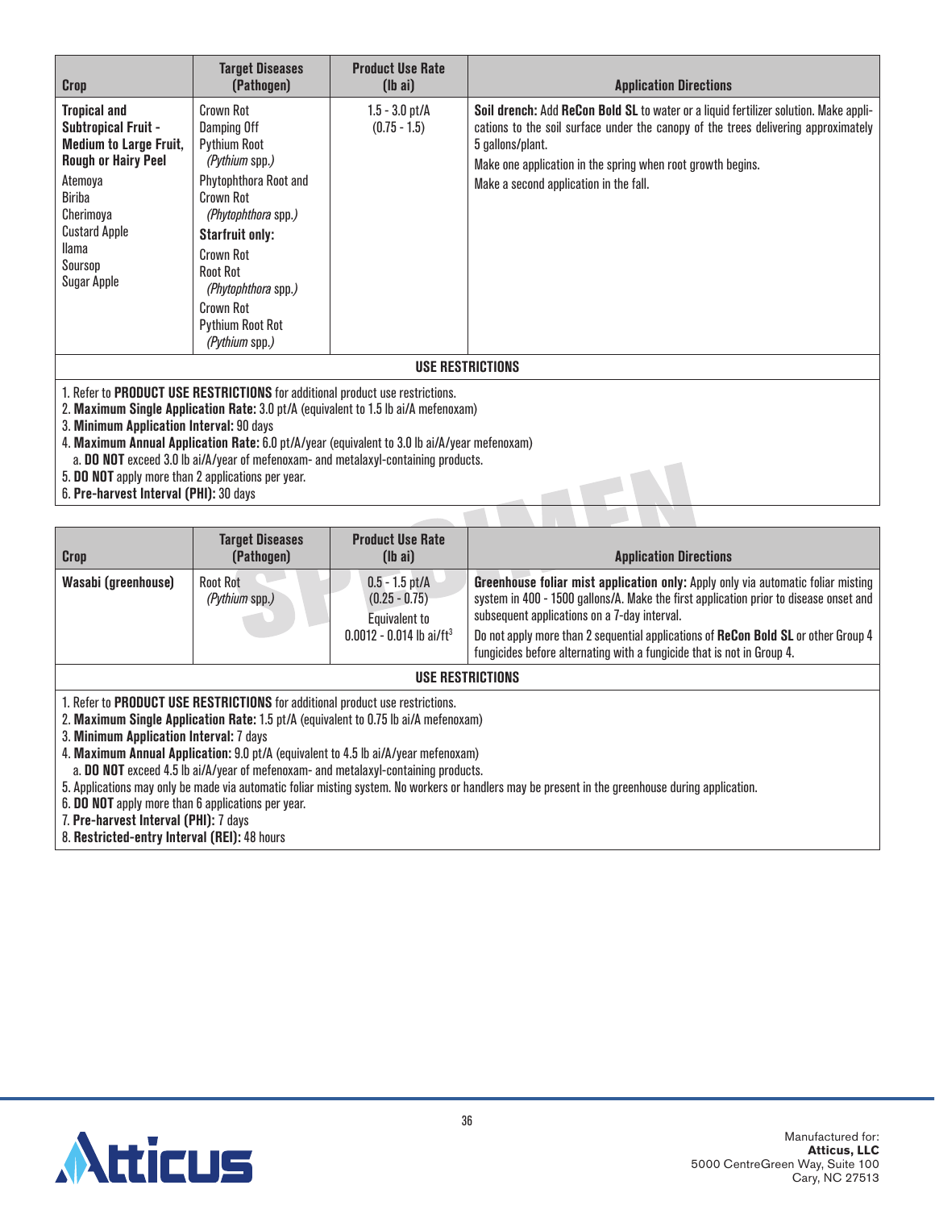| Crop | Target Diseases (Pathogen) | Product Use Rate (lb ai) | Application Directions |
|---|---|---|---|
| **Tropical and Subtropical Fruit - Medium to Large Fruit, Rough or Hairy Peel**<br>Atemoya<br>Biriba<br>Cherimoya<br>Custard Apple<br>Ilama<br>Soursop<br>Sugar Apple | Crown Rot<br>Damping Off<br>Pythium Root<br>(*Pythium* spp.)<br>Phytophthora Root and Crown Rot<br>(*Phytophthora* spp.)<br>**Starfruit only:**<br>Crown Rot<br>Root Rot<br>(*Phytophthora* spp.)<br>Crown Rot<br>Pythium Root Rot<br>(*Pythium* spp.) | 1.5 - 3.0 pt/A<br>(0.75 - 1.5) | **Soil drench:** Add **ReCon Bold SL** to water or a liquid fertilizer solution. Make applications to the soil surface under the canopy of the trees delivering approximately 5 gallons/plant.<br>Make one application in the spring when root growth begins.<br>Make a second application in the fall. |

**USE RESTRICTIONS**

1. Refer to **PRODUCT USE RESTRICTIONS** for additional product use restrictions.
2. **Maximum Single Application Rate:** 3.0 pt/A (equivalent to 1.5 lb ai/A mefenoxam)
3. **Minimum Application Interval:** 90 days
4. **Maximum Annual Application Rate:** 6.0 pt/A/year (equivalent to 3.0 lb ai/A/year mefenoxam)
   a. **DO NOT** exceed 3.0 lb ai/A/year of mefenoxam- and metalaxyl-containing products.
5. **DO NOT** apply more than 2 applications per year.
6. **Pre-harvest Interval (PHI):** 30 days

| Crop | Target Diseases (Pathogen) | Product Use Rate (lb ai) | Application Directions |
|---|---|---|---|
| **Wasabi (greenhouse)** | Root Rot<br>(*Pythium* spp.) | 0.5 - 1.5 pt/A<br>(0.25 - 0.75)<br>Equivalent to<br>0.0012 - 0.014 lb ai/ft$^3$ | **Greenhouse foliar mist application only:** Apply only via automatic foliar misting system in 400 - 1500 gallons/A. Make the first application prior to disease onset and subsequent applications on a 7-day interval.<br>Do not apply more than 2 sequential applications of **ReCon Bold SL** or other Group 4 fungicides before alternating with a fungicide that is not in Group 4. |

**USE RESTRICTIONS**

1. Refer to **PRODUCT USE RESTRICTIONS** for additional product use restrictions.
2. **Maximum Single Application Rate:** 1.5 pt/A (equivalent to 0.75 lb ai/A mefenoxam)
3. **Minimum Application Interval:** 7 days
4. **Maximum Annual Application:** 9.0 pt/A (equivalent to 4.5 lb ai/A/year mefenoxam)
   a. **DO NOT** exceed 4.5 lb ai/A/year of mefenoxam- and metalaxyl-containing products.
5. Applications may only be made via automatic foliar misting system. No workers or handlers may be present in the greenhouse during application.
6. **DO NOT** apply more than 6 applications per year.
7. **Pre-harvest Interval (PHI):** 7 days
8. **Restricted-entry Interval (REI):** 48 hours

Manufactured for:
**Atticus, LLC**
5000 CentreGreen Way, Suite 100
Cary, NC 27513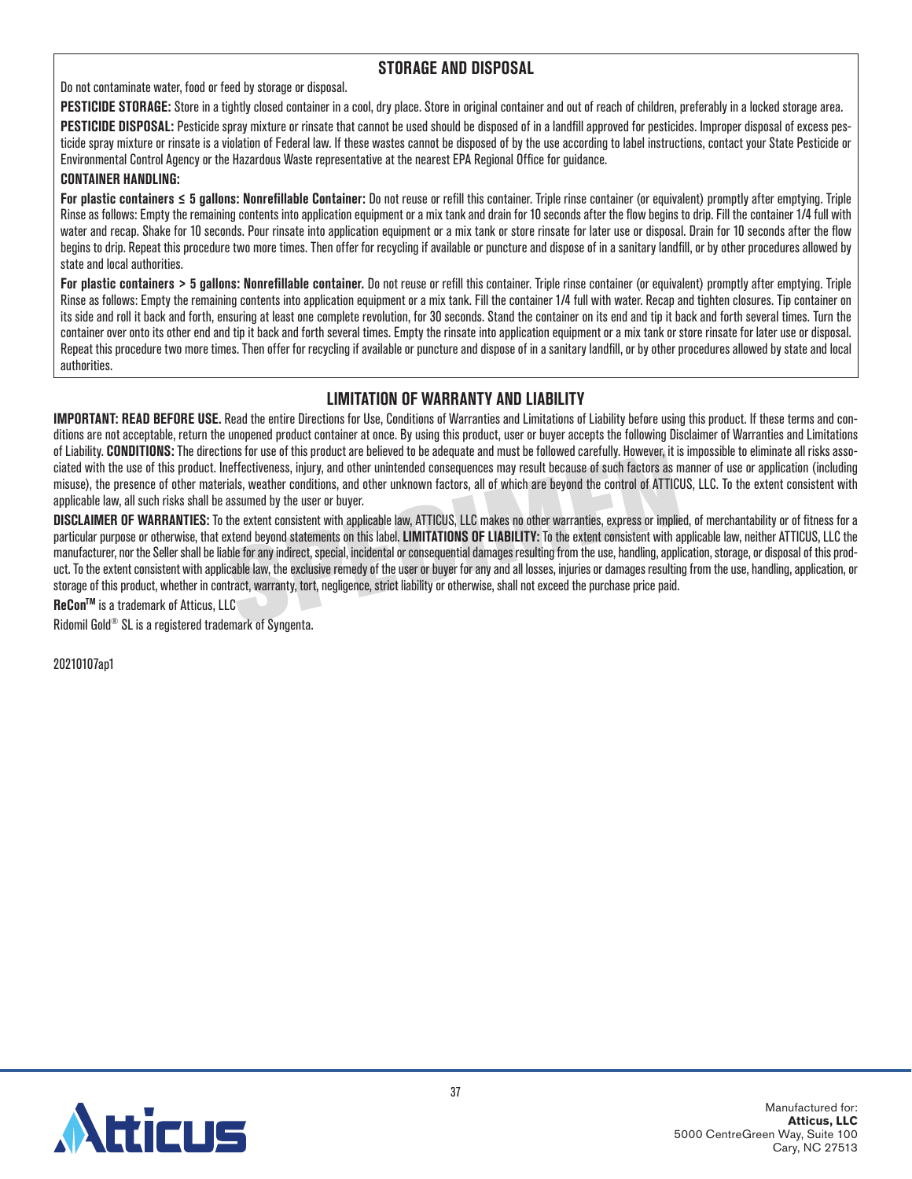## STORAGE AND DISPOSAL

Do not contaminate water, food or feed by storage or disposal.

**PESTICIDE STORAGE:** Store in a tightly closed container in a cool, dry place. Store in original container and out of reach of children, preferably in a locked storage area.

**PESTICIDE DISPOSAL:** Pesticide spray mixture or rinsate that cannot be used should be disposed of in a landfill approved for pesticides. Improper disposal of excess pesticide spray mixture or rinsate is a violation of Federal law. If these wastes cannot be disposed of by the use according to label instructions, contact your State Pesticide or Environmental Control Agency or the Hazardous Waste representative at the nearest EPA Regional Office for guidance.

**CONTAINER HANDLING:**

**For plastic containers ≤ 5 gallons: Nonrefillable Container:** Do not reuse or refill this container. Triple rinse container (or equivalent) promptly after emptying. Triple Rinse as follows: Empty the remaining contents into application equipment or a mix tank and drain for 10 seconds after the flow begins to drip. Fill the container 1/4 full with water and recap. Shake for 10 seconds. Pour rinsate into application equipment or a mix tank or store rinsate for later use or disposal. Drain for 10 seconds after the flow begins to drip. Repeat this procedure two more times. Then offer for recycling if available or puncture and dispose of in a sanitary landfill, or by other procedures allowed by state and local authorities.

**For plastic containers > 5 gallons: Nonrefillable container.** Do not reuse or refill this container. Triple rinse container (or equivalent) promptly after emptying. Triple Rinse as follows: Empty the remaining contents into application equipment or a mix tank. Fill the container 1/4 full with water. Recap and tighten closures. Tip container on its side and roll it back and forth, ensuring at least one complete revolution, for 30 seconds. Stand the container on its end and tip it back and forth several times. Turn the container over onto its other end and tip it back and forth several times. Empty the rinsate into application equipment or a mix tank or store rinsate for later use or disposal. Repeat this procedure two more times. Then offer for recycling if available or puncture and dispose of in a sanitary landfill, or by other procedures allowed by state and local authorities.

## LIMITATION OF WARRANTY AND LIABILITY

**IMPORTANT: READ BEFORE USE.** Read the entire Directions for Use, Conditions of Warranties and Limitations of Liability before using this product. If these terms and conditions are not acceptable, return the unopened product container at once. By using this product, user or buyer accepts the following Disclaimer of Warranties and Limitations of Liability. **CONDITIONS:** The directions for use of this product are believed to be adequate and must be followed carefully. However, it is impossible to eliminate all risks associated with the use of this product. Ineffectiveness, injury, and other unintended consequences may result because of such factors as manner of use or application (including misuse), the presence of other materials, weather conditions, and other unknown factors, all of which are beyond the control of ATTICUS, LLC. To the extent consistent with applicable law, all such risks shall be assumed by the user or buyer.

**DISCLAIMER OF WARRANTIES:** To the extent consistent with applicable law, ATTICUS, LLC makes no other warranties, express or implied, of merchantability or of fitness for a particular purpose or otherwise, that extend beyond statements on this label. **LIMITATIONS OF LIABILITY:** To the extent consistent with applicable law, neither ATTICUS, LLC the manufacturer, nor the Seller shall be liable for any indirect, special, incidental or consequential damages resulting from the use, handling, application, storage, or disposal of this product. To the extent consistent with applicable law, the exclusive remedy of the user or buyer for any and all losses, injuries or damages resulting from the use, handling, application, or storage of this product, whether in contract, warranty, tort, negligence, strict liability or otherwise, shall not exceed the purchase price paid.

**ReCon™** is a trademark of Atticus, LLC

Ridomil Gold® SL is a registered trademark of Syngenta.

20210107ap1

Atticus

Manufactured for:
**Atticus, LLC**
5000 CentreGreen Way, Suite 100
Cary, NC 27513